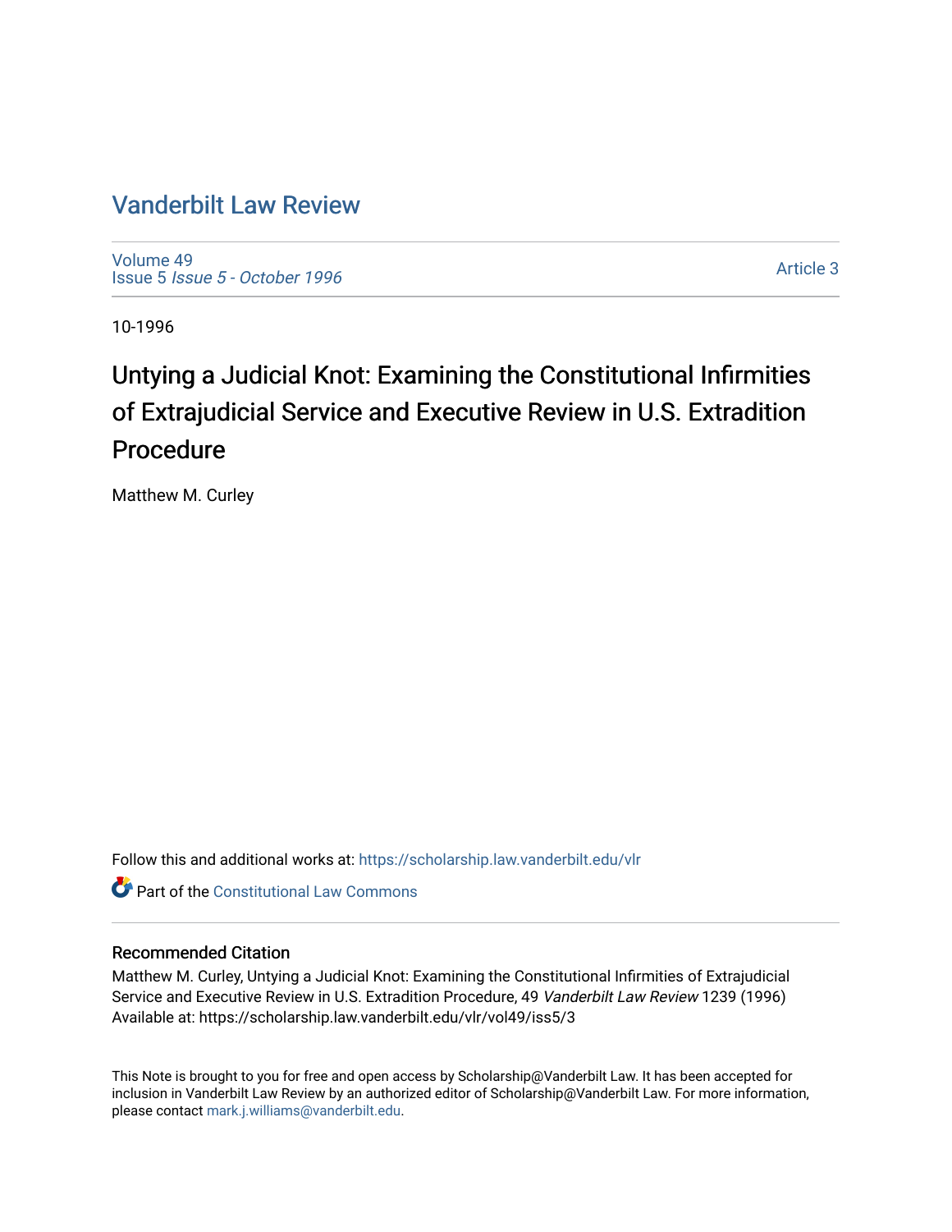# Vanderbilt Law Review

Volume 49
Issue 5 *Issue 5 - October 1996*

Article 3

10-1996

## Untying a Judicial Knot: Examining the Constitutional Infirmities of Extrajudicial Service and Executive Review in U.S. Extradition Procedure

Matthew M. Curley

Follow this and additional works at: https://scholarship.law.vanderbilt.edu/vlr

Part of the Constitutional Law Commons

### Recommended Citation

Matthew M. Curley, Untying a Judicial Knot: Examining the Constitutional Infirmities of Extrajudicial Service and Executive Review in U.S. Extradition Procedure, 49 *Vanderbilt Law Review* 1239 (1996)
Available at: https://scholarship.law.vanderbilt.edu/vlr/vol49/iss5/3

This Note is brought to you for free and open access by Scholarship@Vanderbilt Law. It has been accepted for inclusion in Vanderbilt Law Review by an authorized editor of Scholarship@Vanderbilt Law. For more information, please contact mark.j.williams@vanderbilt.edu.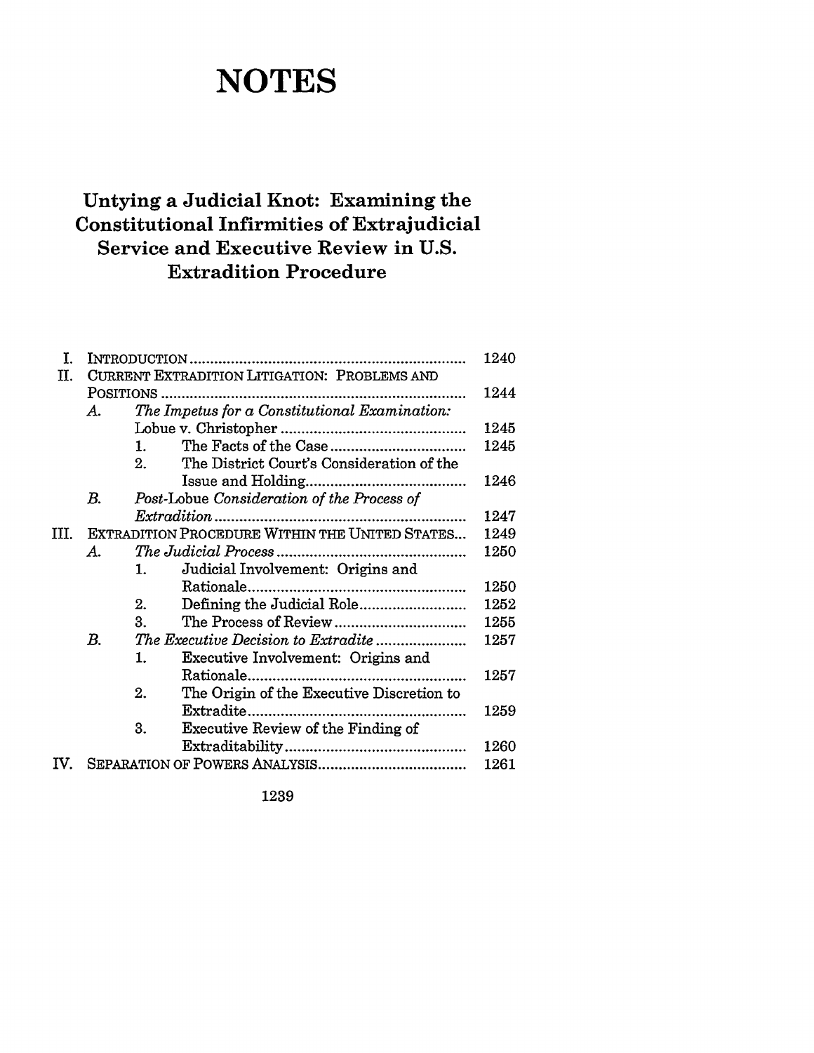# NOTES

## Untying a Judicial Knot: Examining the Constitutional Infirmities of Extrajudicial Service and Executive Review in U.S. Extradition Procedure

| | | | | |
|---|---|---|---|---|
| I. | INTRODUCTION | | | 1240 |
| II. | CURRENT EXTRADITION LITIGATION: PROBLEMS AND POSITIONS | | | 1244 |
| | A. | *The Impetus for a Constitutional Examination:* Lobue v. Christopher | | 1245 |
| | | 1. | The Facts of the Case | 1245 |
| | | 2. | The District Court's Consideration of the Issue and Holding | 1246 |
| | B. | *Post-*Lobue *Consideration of the Process of Extradition* | | 1247 |
| III. | EXTRADITION PROCEDURE WITHIN THE UNITED STATES | | | 1249 |
| | A. | *The Judicial Process* | | 1250 |
| | | 1. | Judicial Involvement: Origins and Rationale | 1250 |
| | | 2. | Defining the Judicial Role | 1252 |
| | | 3. | The Process of Review | 1255 |
| | B. | *The Executive Decision to Extradite* | | 1257 |
| | | 1. | Executive Involvement: Origins and Rationale | 1257 |
| | | 2. | The Origin of the Executive Discretion to Extradite | 1259 |
| | | 3. | Executive Review of the Finding of Extraditability | 1260 |
| IV. | SEPARATION OF POWERS ANALYSIS | | | 1261 |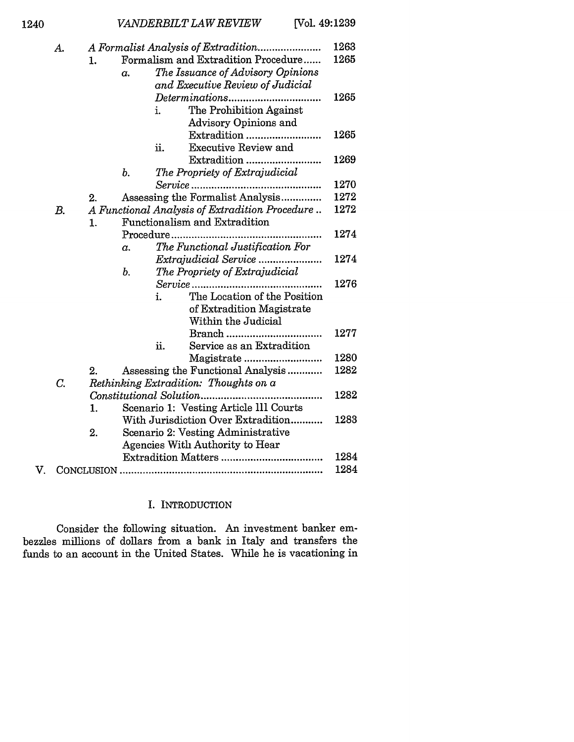- A. *A Formalist Analysis of Extradition* ........ 1263
  - 1. Formalism and Extradition Procedure ........ 1265
    - a. *The Issuance of Advisory Opinions and Executive Review of Judicial Determinations* ........ 1265
      - i. The Prohibition Against Advisory Opinions and Extradition ........ 1265
      - ii. Executive Review and Extradition ........ 1269
    - b. *The Propriety of Extrajudicial Service* ........ 1270
  - 2. Assessing the Formalist Analysis ........ 1272
- B. *A Functional Analysis of Extradition Procedure* ........ 1272
  - 1. Functionalism and Extradition Procedure ........ 1274
    - a. *The Functional Justification For Extrajudicial Service* ........ 1274
    - b. *The Propriety of Extrajudicial Service* ........ 1276
      - i. The Location of the Position of Extradition Magistrate Within the Judicial Branch ........ 1277
      - ii. Service as an Extradition Magistrate ........ 1280
  - 2. Assessing the Functional Analysis ........ 1282
- C. *Rethinking Extradition: Thoughts on a Constitutional Solution* ........ 1282
  - 1. Scenario 1: Vesting Article III Courts With Jurisdiction Over Extradition ........ 1283
  - 2. Scenario 2: Vesting Administrative Agencies With Authority to Hear Extradition Matters ........ 1284

V. CONCLUSION ........ 1284

## I. INTRODUCTION

Consider the following situation. An investment banker embezzles millions of dollars from a bank in Italy and transfers the funds to an account in the United States. While he is vacationing in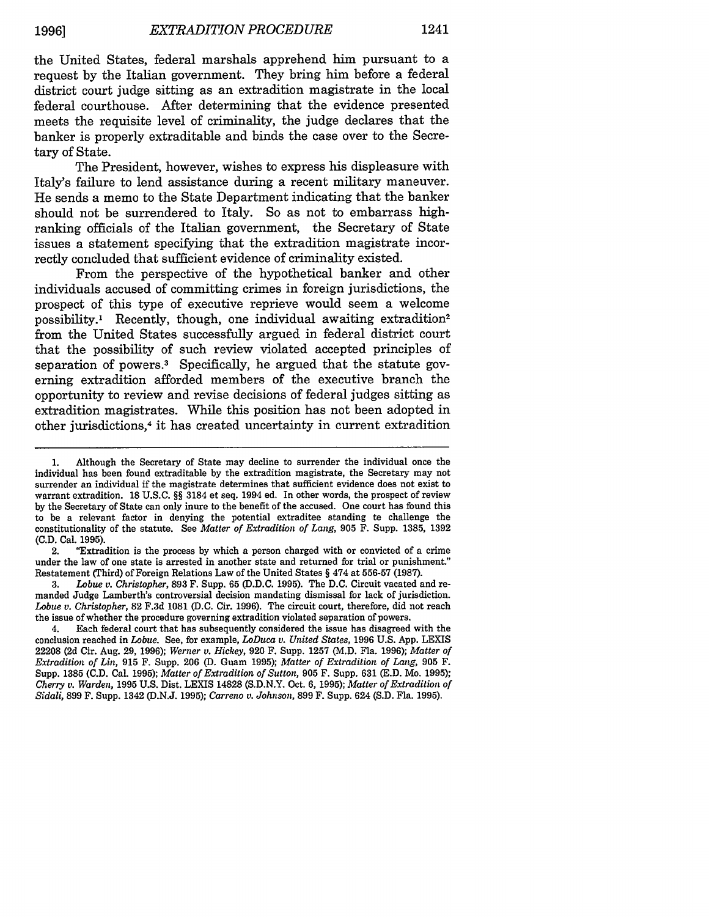the United States, federal marshals apprehend him pursuant to a request by the Italian government. They bring him before a federal district court judge sitting as an extradition magistrate in the local federal courthouse. After determining that the evidence presented meets the requisite level of criminality, the judge declares that the banker is properly extraditable and binds the case over to the Secretary of State.

The President, however, wishes to express his displeasure with Italy's failure to lend assistance during a recent military maneuver. He sends a memo to the State Department indicating that the banker should not be surrendered to Italy. So as not to embarrass high-ranking officials of the Italian government, the Secretary of State issues a statement specifying that the extradition magistrate incorrectly concluded that sufficient evidence of criminality existed.

From the perspective of the hypothetical banker and other individuals accused of committing crimes in foreign jurisdictions, the prospect of this type of executive reprieve would seem a welcome possibility.[1] Recently, though, one individual awaiting extradition[2] from the United States successfully argued in federal district court that the possibility of such review violated accepted principles of separation of powers.[3] Specifically, he argued that the statute governing extradition afforded members of the executive branch the opportunity to review and revise decisions of federal judges sitting as extradition magistrates. While this position has not been adopted in other jurisdictions,[4] it has created uncertainty in current extradition

---

1. Although the Secretary of State may decline to surrender the individual once the individual has been found extraditable by the extradition magistrate, the Secretary may not surrender an individual if the magistrate determines that sufficient evidence does not exist to warrant extradition. 18 U.S.C. §§ 3184 et seq. 1994 ed. In other words, the prospect of review by the Secretary of State can only inure to the benefit of the accused. One court has found this to be a relevant factor in denying the potential extraditee standing to challenge the constitutionality of the statute. See *Matter of Extradition of Lang*, 905 F. Supp. 1385, 1392 (C.D. Cal. 1995).

2. "Extradition is the process by which a person charged with or convicted of a crime under the law of one state is arrested in another state and returned for trial or punishment." Restatement (Third) of Foreign Relations Law of the United States § 474 at 556-57 (1987).

3. *Lobue v. Christopher*, 893 F. Supp. 65 (D.D.C. 1995). The D.C. Circuit vacated and remanded Judge Lamberth's controversial decision mandating dismissal for lack of jurisdiction. *Lobue v. Christopher*, 82 F.3d 1081 (D.C. Cir. 1996). The circuit court, therefore, did not reach the issue of whether the procedure governing extradition violated separation of powers.

4. Each federal court that has subsequently considered the issue has disagreed with the conclusion reached in *Lobue*. See, for example, *LoDuca v. United States*, 1996 U.S. App. LEXIS 22208 (2d Cir. Aug. 29, 1996); *Werner v. Hickey*, 920 F. Supp. 1257 (M.D. Fla. 1996); *Matter of Extradition of Lin*, 915 F. Supp. 206 (D. Guam 1995); *Matter of Extradition of Lang*, 905 F. Supp. 1385 (C.D. Cal. 1995); *Matter of Extradition of Sutton*, 905 F. Supp. 631 (E.D. Mo. 1995); *Cherry v. Warden*, 1995 U.S. Dist. LEXIS 14828 (S.D.N.Y. Oct. 6, 1995); *Matter of Extradition of Sidali*, 899 F. Supp. 1342 (D.N.J. 1995); *Carreno v. Johnson*, 899 F. Supp. 624 (S.D. Fla. 1995).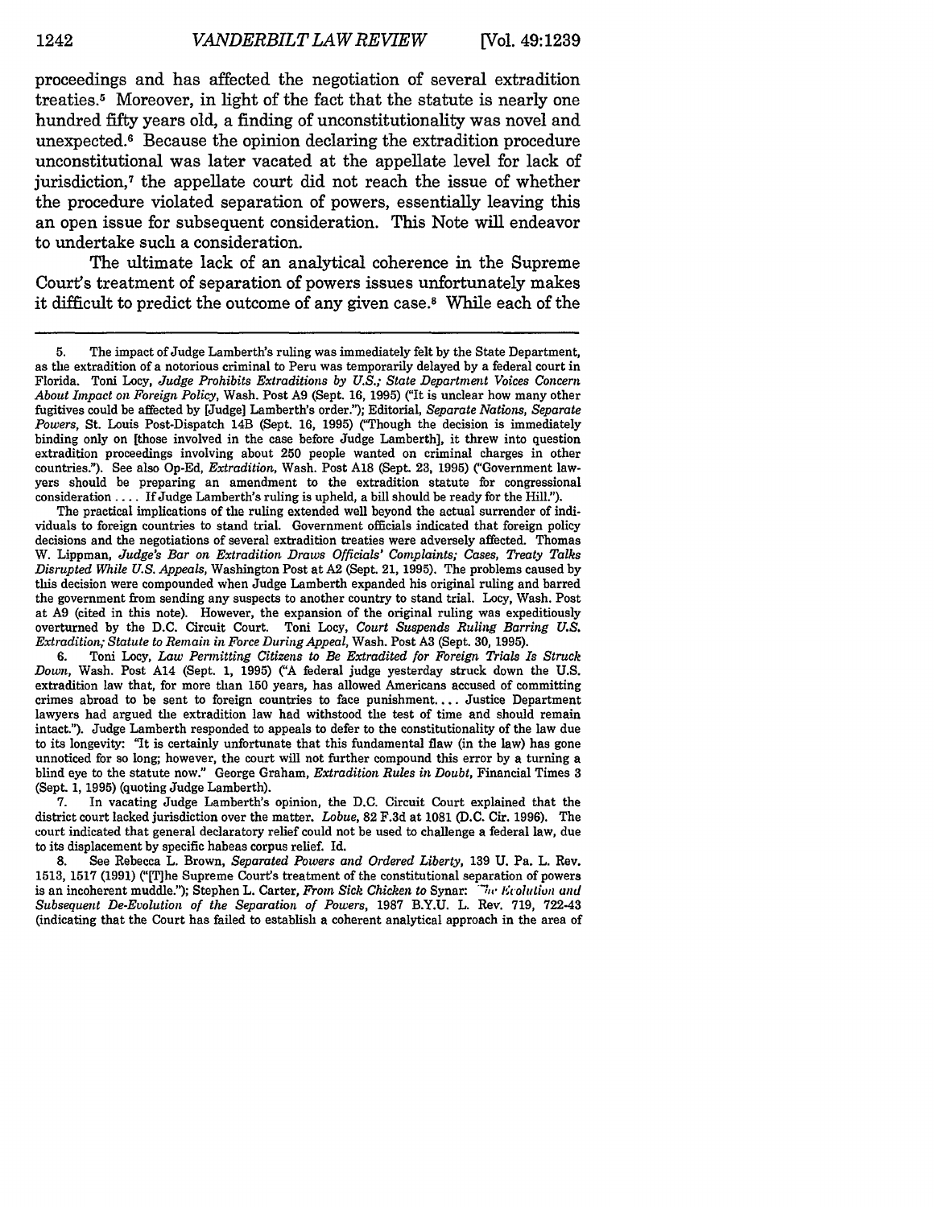proceedings and has affected the negotiation of several extradition treaties.[5] Moreover, in light of the fact that the statute is nearly one hundred fifty years old, a finding of unconstitutionality was novel and unexpected.[6] Because the opinion declaring the extradition procedure unconstitutional was later vacated at the appellate level for lack of jurisdiction,[7] the appellate court did not reach the issue of whether the procedure violated separation of powers, essentially leaving this an open issue for subsequent consideration. This Note will endeavor to undertake such a consideration.

The ultimate lack of an analytical coherence in the Supreme Court's treatment of separation of powers issues unfortunately makes it difficult to predict the outcome of any given case.[8] While each of the

---

5. The impact of Judge Lamberth's ruling was immediately felt by the State Department, as the extradition of a notorious criminal to Peru was temporarily delayed by a federal court in Florida. Toni Locy, *Judge Prohibits Extraditions by U.S.; State Department Voices Concern About Impact on Foreign Policy*, Wash. Post A9 (Sept. 16, 1995) ("It is unclear how many other fugitives could be affected by [Judge] Lamberth's order."); Editorial, *Separate Nations, Separate Powers*, St. Louis Post-Dispatch 14B (Sept. 16, 1995) ("Though the decision is immediately binding only on [those involved in the case before Judge Lamberth], it threw into question extradition proceedings involving about 250 people wanted on criminal charges in other countries."). See also Op-Ed, *Extradition*, Wash. Post A18 (Sept. 23, 1995) ("Government lawyers should be preparing an amendment to the extradition statute for congressional consideration .... If Judge Lamberth's ruling is upheld, a bill should be ready for the Hill.").

The practical implications of the ruling extended well beyond the actual surrender of individuals to foreign countries to stand trial. Government officials indicated that foreign policy decisions and the negotiations of several extradition treaties were adversely affected. Thomas W. Lippman, *Judge's Bar on Extradition Draws Officials' Complaints; Cases, Treaty Talks Disrupted While U.S. Appeals*, Washington Post at A2 (Sept. 21, 1995). The problems caused by this decision were compounded when Judge Lamberth expanded his original ruling and barred the government from sending any suspects to another country to stand trial. Locy, Wash. Post at A9 (cited in this note). However, the expansion of the original ruling was expeditiously overturned by the D.C. Circuit Court. Toni Locy, *Court Suspends Ruling Barring U.S. Extradition; Statute to Remain in Force During Appeal*, Wash. Post A3 (Sept. 30, 1995).

6. Toni Locy, *Law Permitting Citizens to Be Extradited for Foreign Trials Is Struck Down*, Wash. Post A14 (Sept. 1, 1995) ("A federal judge yesterday struck down the U.S. extradition law that, for more than 150 years, has allowed Americans accused of committing crimes abroad to be sent to foreign countries to face punishment.... Justice Department lawyers had argued the extradition law had withstood the test of time and should remain intact."). Judge Lamberth responded to appeals to defer to the constitutionality of the law due to its longevity: "It is certainly unfortunate that this fundamental flaw (in the law) has gone unnoticed for so long; however, the court will not further compound this error by a turning a blind eye to the statute now." George Graham, *Extradition Rules in Doubt*, Financial Times 3 (Sept. 1, 1995) (quoting Judge Lamberth).

7. In vacating Judge Lamberth's opinion, the D.C. Circuit Court explained that the district court lacked jurisdiction over the matter. *Lobue*, 82 F.3d at 1081 (D.C. Cir. 1996). The court indicated that general declaratory relief could not be used to challenge a federal law, due to its displacement by specific habeas corpus relief. Id.

8. See Rebecca L. Brown, *Separated Powers and Ordered Liberty*, 139 U. Pa. L. Rev. 1513, 1517 (1991) ("[T]he Supreme Court's treatment of the constitutional separation of powers is an incoherent muddle."); Stephen L. Carter, *From Sick Chicken to* Synar: *The Evolution and Subsequent De-Evolution of the Separation of Powers*, 1987 B.Y.U. L. Rev. 719, 722-43 (indicating that the Court has failed to establish a coherent analytical approach in the area of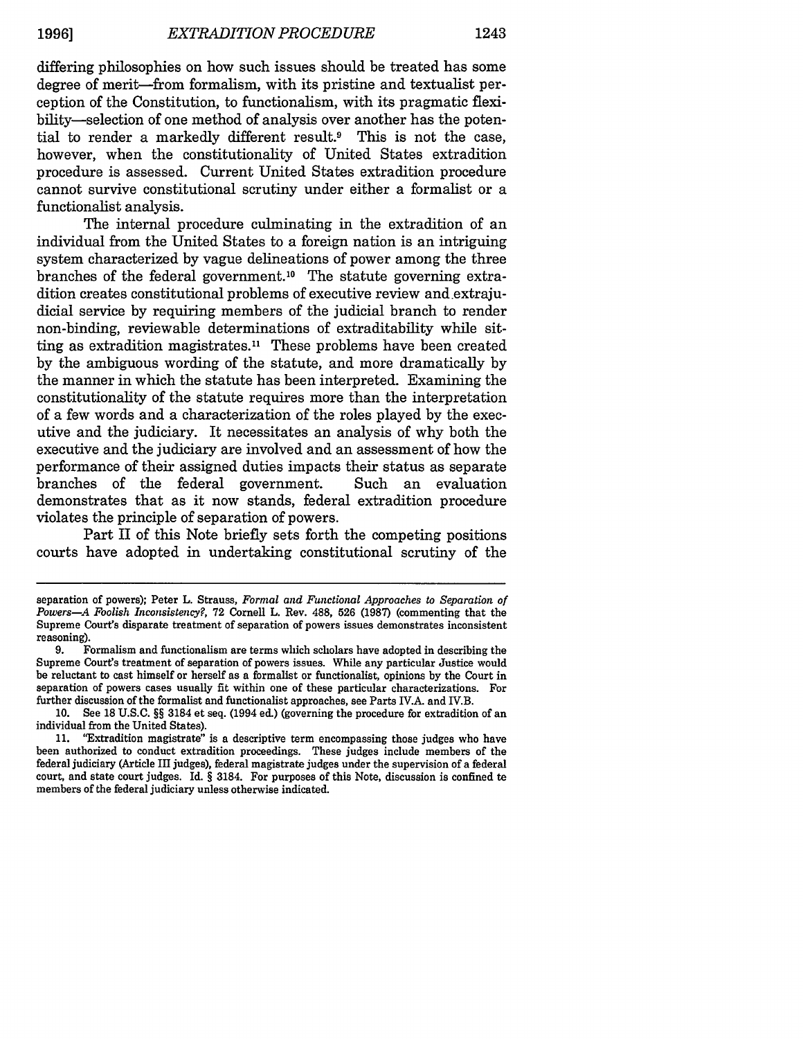differing philosophies on how such issues should be treated has some degree of merit—from formalism, with its pristine and textualist perception of the Constitution, to functionalism, with its pragmatic flexibility—selection of one method of analysis over another has the potential to render a markedly different result.[9] This is not the case, however, when the constitutionality of United States extradition procedure is assessed. Current United States extradition procedure cannot survive constitutional scrutiny under either a formalist or a functionalist analysis.

The internal procedure culminating in the extradition of an individual from the United States to a foreign nation is an intriguing system characterized by vague delineations of power among the three branches of the federal government.[10] The statute governing extradition creates constitutional problems of executive review and extrajudicial service by requiring members of the judicial branch to render non-binding, reviewable determinations of extraditability while sitting as extradition magistrates.[11] These problems have been created by the ambiguous wording of the statute, and more dramatically by the manner in which the statute has been interpreted. Examining the constitutionality of the statute requires more than the interpretation of a few words and a characterization of the roles played by the executive and the judiciary. It necessitates an analysis of why both the executive and the judiciary are involved and an assessment of how the performance of their assigned duties impacts their status as separate branches of the federal government. Such an evaluation demonstrates that as it now stands, federal extradition procedure violates the principle of separation of powers.

Part II of this Note briefly sets forth the competing positions courts have adopted in undertaking constitutional scrutiny of the

---

separation of powers); Peter L. Strauss, *Formal and Functional Approaches to Separation of Powers—A Foolish Inconsistency?*, 72 Cornell L. Rev. 488, 526 (1987) (commenting that the Supreme Court's disparate treatment of separation of powers issues demonstrates inconsistent reasoning).

9. Formalism and functionalism are terms which scholars have adopted in describing the Supreme Court's treatment of separation of powers issues. While any particular Justice would be reluctant to cast himself or herself as a formalist or functionalist, opinions by the Court in separation of powers cases usually fit within one of these particular characterizations. For further discussion of the formalist and functionalist approaches, see Parts IV.A. and IV.B.

10. See 18 U.S.C. §§ 3184 et seq. (1994 ed.) (governing the procedure for extradition of an individual from the United States).

11. "Extradition magistrate" is a descriptive term encompassing those judges who have been authorized to conduct extradition proceedings. These judges include members of the federal judiciary (Article III judges), federal magistrate judges under the supervision of a federal court, and state court judges. Id. § 3184. For purposes of this Note, discussion is confined te members of the federal judiciary unless otherwise indicated.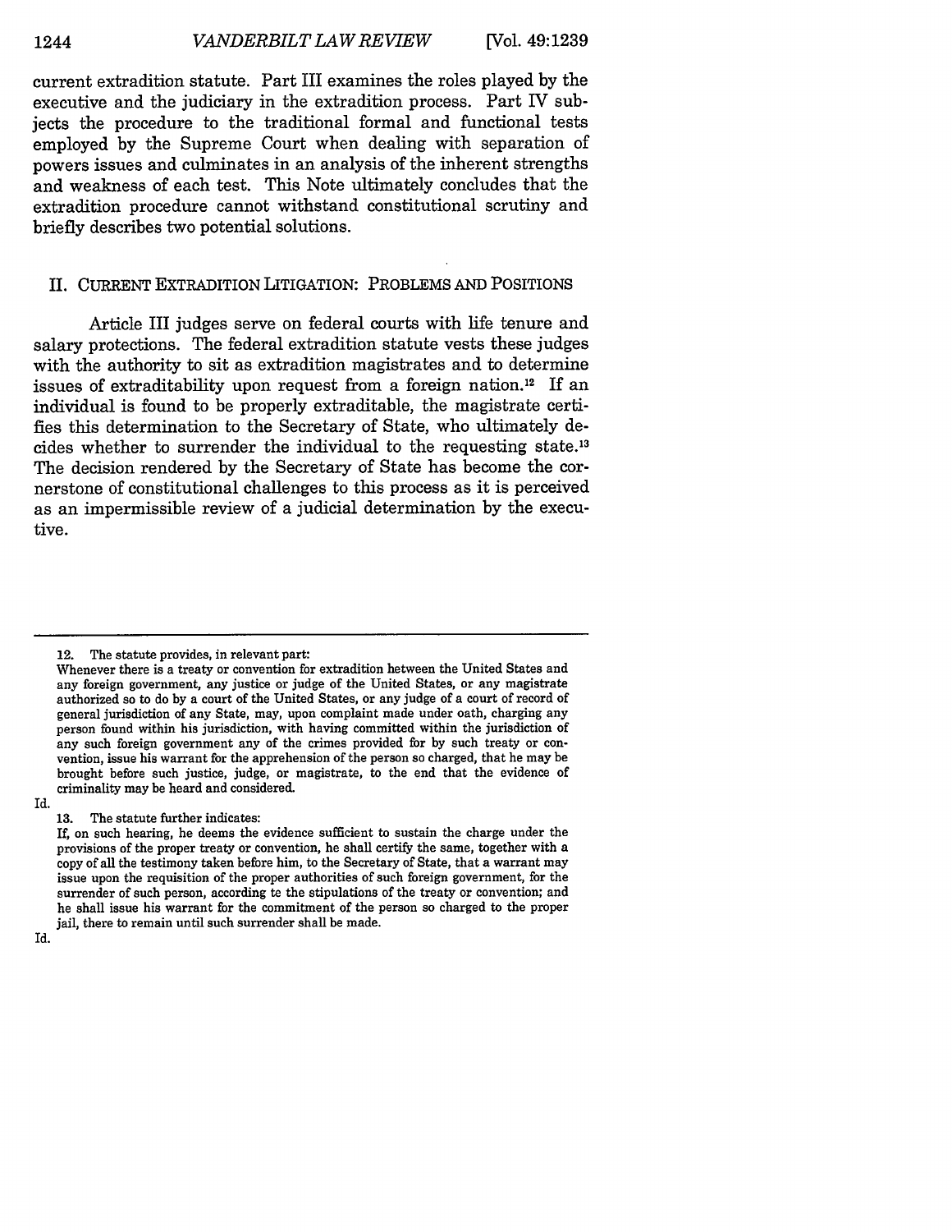current extradition statute. Part III examines the roles played by the executive and the judiciary in the extradition process. Part IV subjects the procedure to the traditional formal and functional tests employed by the Supreme Court when dealing with separation of powers issues and culminates in an analysis of the inherent strengths and weakness of each test. This Note ultimately concludes that the extradition procedure cannot withstand constitutional scrutiny and briefly describes two potential solutions.

## II. CURRENT EXTRADITION LITIGATION: PROBLEMS AND POSITIONS

Article III judges serve on federal courts with life tenure and salary protections. The federal extradition statute vests these judges with the authority to sit as extradition magistrates and to determine issues of extraditability upon request from a foreign nation.[12] If an individual is found to be properly extraditable, the magistrate certifies this determination to the Secretary of State, who ultimately decides whether to surrender the individual to the requesting state.[13] The decision rendered by the Secretary of State has become the cornerstone of constitutional challenges to this process as it is perceived as an impermissible review of a judicial determination by the executive.

---

12. The statute provides, in relevant part:

> Whenever there is a treaty or convention for extradition between the United States and any foreign government, any justice or judge of the United States, or any magistrate authorized so to do by a court of the United States, or any judge of a court of record of general jurisdiction of any State, may, upon complaint made under oath, charging any person found within his jurisdiction, with having committed within the jurisdiction of any such foreign government any of the crimes provided for by such treaty or convention, issue his warrant for the apprehension of the person so charged, that he may be brought before such justice, judge, or magistrate, to the end that the evidence of criminality may be heard and considered.

Id.

13. The statute further indicates:

> If, on such hearing, he deems the evidence sufficient to sustain the charge under the provisions of the proper treaty or convention, he shall certify the same, together with a copy of all the testimony taken before him, to the Secretary of State, that a warrant may issue upon the requisition of the proper authorities of such foreign government, for the surrender of such person, according te the stipulations of the treaty or convention; and he shall issue his warrant for the commitment of the person so charged to the proper jail, there to remain until such surrender shall be made.

Id.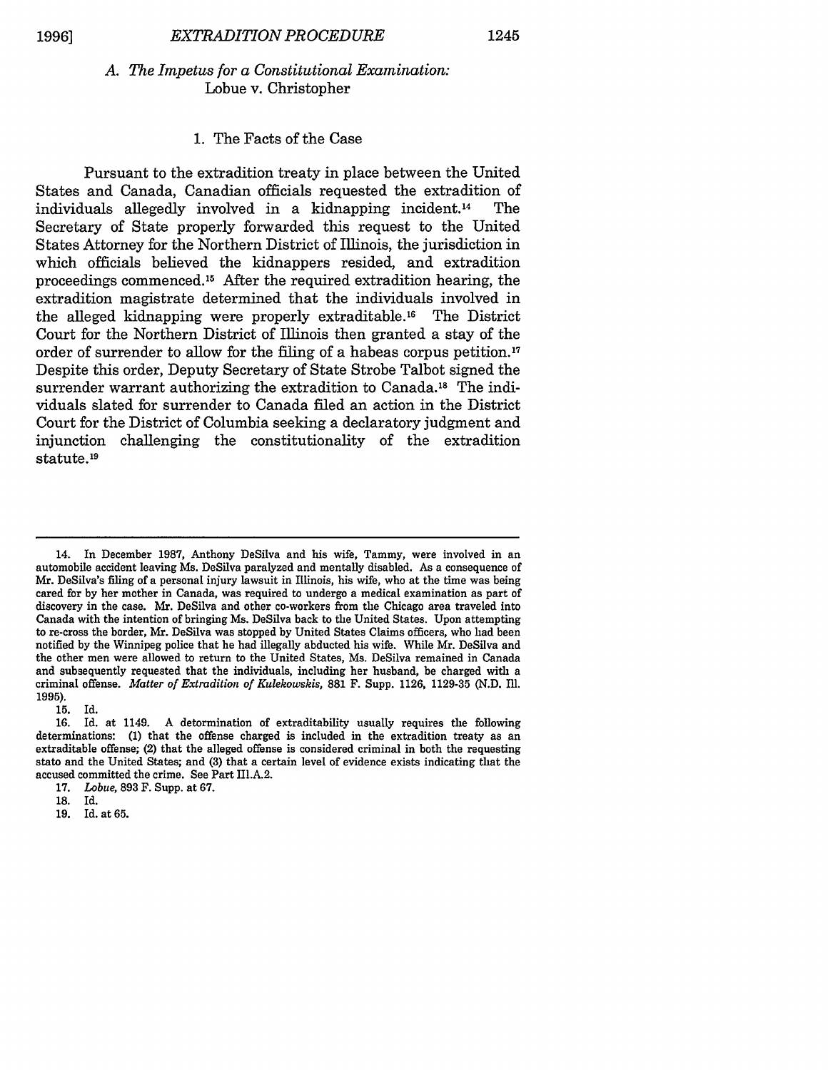### *A. The Impetus for a Constitutional Examination:* Lobue v. Christopher

#### 1. The Facts of the Case

Pursuant to the extradition treaty in place between the United States and Canada, Canadian officials requested the extradition of individuals allegedly involved in a kidnapping incident.[14] The Secretary of State properly forwarded this request to the United States Attorney for the Northern District of Illinois, the jurisdiction in which officials believed the kidnappers resided, and extradition proceedings commenced.[15] After the required extradition hearing, the extradition magistrate determined that the individuals involved in the alleged kidnapping were properly extraditable.[16] The District Court for the Northern District of Illinois then granted a stay of the order of surrender to allow for the filing of a habeas corpus petition.[17] Despite this order, Deputy Secretary of State Strobe Talbot signed the surrender warrant authorizing the extradition to Canada.[18] The individuals slated for surrender to Canada filed an action in the District Court for the District of Columbia seeking a declaratory judgment and injunction challenging the constitutionality of the extradition statute.[19]

---

14. In December 1987, Anthony DeSilva and his wife, Tammy, were involved in an automobile accident leaving Ms. DeSilva paralyzed and mentally disabled. As a consequence of Mr. DeSilva's filing of a personal injury lawsuit in Illinois, his wife, who at the time was being cared for by her mother in Canada, was required to undergo a medical examination as part of discovery in the case. Mr. DeSilva and other co-workers from the Chicago area traveled into Canada with the intention of bringing Ms. DeSilva back to the United States. Upon attempting to re-cross the border, Mr. DeSilva was stopped by United States Claims officers, who had been notified by the Winnipeg police that he had illegally abducted his wife. While Mr. DeSilva and the other men were allowed to return to the United States, Ms. DeSilva remained in Canada and subsequently requested that the individuals, including her husband, be charged with a criminal offense. *Matter of Extradition of Kulekowskis*, 881 F. Supp. 1126, 1129-35 (N.D. Ill. 1995).

15. Id.

16. Id. at 1149. A determination of extraditability usually requires the following determinations: (1) that the offense charged is included in the extradition treaty as an extraditable offense; (2) that the alleged offense is considered criminal in both the requesting stato and the United States; and (3) that a certain level of evidence exists indicating that the accused committed the crime. See Part III.A.2.

17. *Lobue*, 893 F. Supp. at 67.

18. Id.

19. Id. at 65.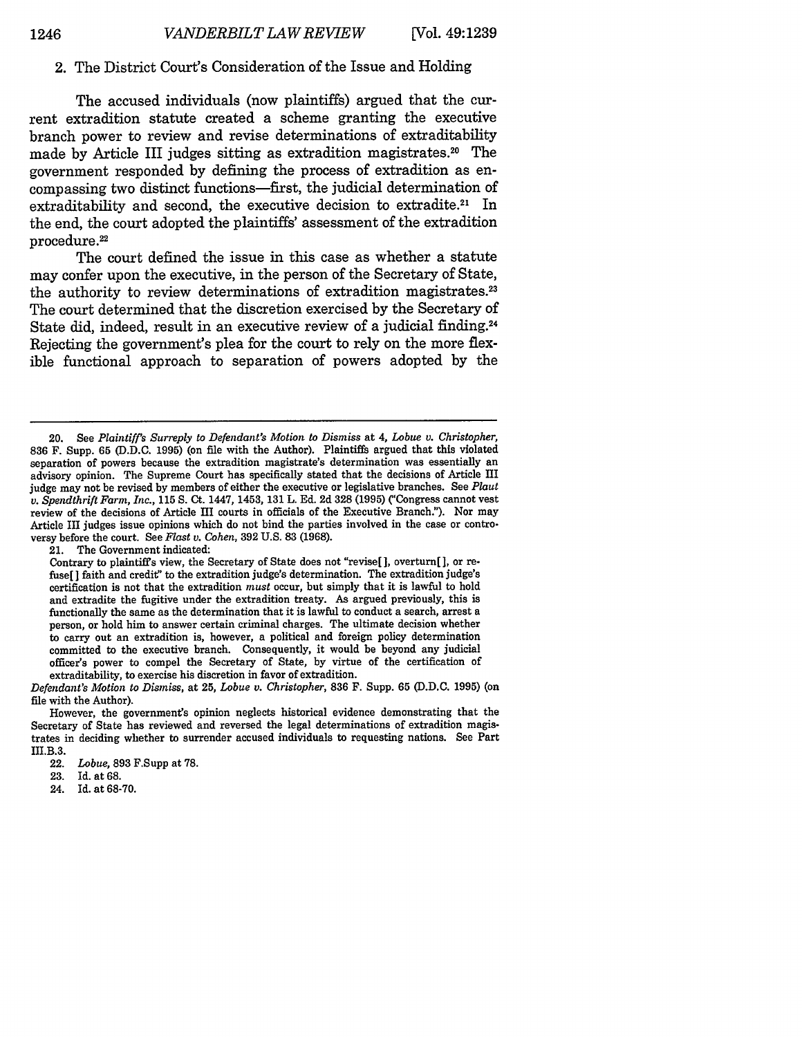### 2. The District Court's Consideration of the Issue and Holding

The accused individuals (now plaintiffs) argued that the current extradition statute created a scheme granting the executive branch power to review and revise determinations of extraditability made by Article III judges sitting as extradition magistrates.[20] The government responded by defining the process of extradition as encompassing two distinct functions—first, the judicial determination of extraditability and second, the executive decision to extradite.[21] In the end, the court adopted the plaintiffs' assessment of the extradition procedure.[22]

The court defined the issue in this case as whether a statute may confer upon the executive, in the person of the Secretary of State, the authority to review determinations of extradition magistrates.[23] The court determined that the discretion exercised by the Secretary of State did, indeed, result in an executive review of a judicial finding.[24] Rejecting the government's plea for the court to rely on the more flexible functional approach to separation of powers adopted by the

---

20. See *Plaintiff's Surreply to Defendant's Motion to Dismiss* at 4, *Lobue v. Christopher*, 836 F. Supp. 65 (D.D.C. 1995) (on file with the Author). Plaintiffs argued that this violated separation of powers because the extradition magistrate's determination was essentially an advisory opinion. The Supreme Court has specifically stated that the decisions of Article III judge may not be revised by members of either the executive or legislative branches. See *Plaut v. Spendthrift Farm, Inc.*, 115 S. Ct. 1447, 1453, 131 L. Ed. 2d 328 (1995) ("Congress cannot vest review of the decisions of Article III courts in officials of the Executive Branch."). Nor may Article III judges issue opinions which do not bind the parties involved in the case or controversy before the court. See *Flast v. Cohen*, 392 U.S. 83 (1968).

21. The Government indicated:

> Contrary to plaintiff's view, the Secretary of State does not "revise[ ], overturn[ ], or refuse[ ] faith and credit" to the extradition judge's determination. The extradition judge's certification is not that the extradition *must* occur, but simply that it is lawful to hold and extradite the fugitive under the extradition treaty. As argued previously, this is functionally the same as the determination that it is lawful to conduct a search, arrest a person, or hold him to answer certain criminal charges. The ultimate decision whether to carry out an extradition is, however, a political and foreign policy determination committed to the executive branch. Consequently, it would be beyond any judicial officer's power to compel the Secretary of State, by virtue of the certification of extraditability, to exercise his discretion in favor of extradition.

*Defendant's Motion to Dismiss*, at 25, *Lobue v. Christopher*, 836 F. Supp. 65 (D.D.C. 1995) (on file with the Author).

However, the government's opinion neglects historical evidence demonstrating that the Secretary of State has reviewed and reversed the legal determinations of extradition magistrates in deciding whether to surrender accused individuals to requesting nations. See Part III.B.3.

22. *Lobue*, 893 F.Supp at 78.

23. Id. at 68.

24. Id. at 68-70.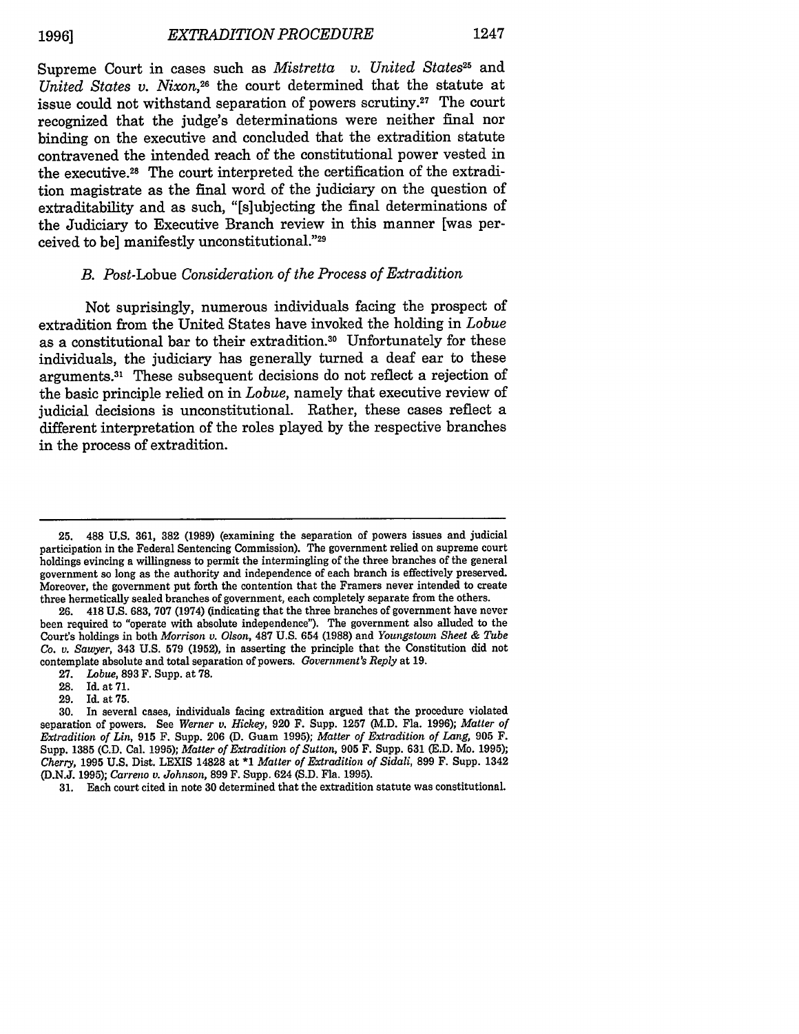Supreme Court in cases such as *Mistretta v. United States*[25] and *United States v. Nixon*,[26] the court determined that the statute at issue could not withstand separation of powers scrutiny.[27] The court recognized that the judge's determinations were neither final nor binding on the executive and concluded that the extradition statute contravened the intended reach of the constitutional power vested in the executive.[28] The court interpreted the certification of the extradition magistrate as the final word of the judiciary on the question of extraditability and as such, "[s]ubjecting the final determinations of the Judiciary to Executive Branch review in this manner [was perceived to be] manifestly unconstitutional."[29]

### *B. Post-*Lobue *Consideration of the Process of Extradition*

Not suprisingly, numerous individuals facing the prospect of extradition from the United States have invoked the holding in *Lobue* as a constitutional bar to their extradition.[30] Unfortunately for these individuals, the judiciary has generally turned a deaf ear to these arguments.[31] These subsequent decisions do not reflect a rejection of the basic principle relied on in *Lobue*, namely that executive review of judicial decisions is unconstitutional. Rather, these cases reflect a different interpretation of the roles played by the respective branches in the process of extradition.

---

25. 488 U.S. 361, 382 (1989) (examining the separation of powers issues and judicial participation in the Federal Sentencing Commission). The government relied on supreme court holdings evincing a willingness to permit the intermingling of the three branches of the general government so long as the authority and independence of each branch is effectively preserved. Moreover, the government put forth the contention that the Framers never intended to create three hermetically sealed branches of government, each completely separate from the others.

26. 418 U.S. 683, 707 (1974) (indicating that the three branches of government have never been required to "operate with absolute independence"). The government also alluded to the Court's holdings in both *Morrison v. Olson*, 487 U.S. 654 (1988) and *Youngstown Sheet & Tube Co. v. Sawyer*, 343 U.S. 579 (1952), in asserting the principle that the Constitution did not contemplate absolute and total separation of powers. *Government's Reply* at 19.

27. *Lobue*, 893 F. Supp. at 78.

28. Id. at 71.

29. Id. at 75.

30. In several cases, individuals facing extradition argued that the procedure violated separation of powers. See *Werner v. Hickey*, 920 F. Supp. 1257 (M.D. Fla. 1996); *Matter of Extradition of Lin*, 915 F. Supp. 206 (D. Guam 1995); *Matter of Extradition of Lang*, 905 F. Supp. 1385 (C.D. Cal. 1995); *Matter of Extradition of Sutton*, 905 F. Supp. 631 (E.D. Mo. 1995); *Cherry*, 1995 U.S. Dist. LEXIS 14828 at *1 *Matter of Extradition of Sidali*, 899 F. Supp. 1342 (D.N.J. 1995); *Carreno v. Johnson*, 899 F. Supp. 624 (S.D. Fla. 1995).

31. Each court cited in note 30 determined that the extradition statute was constitutional.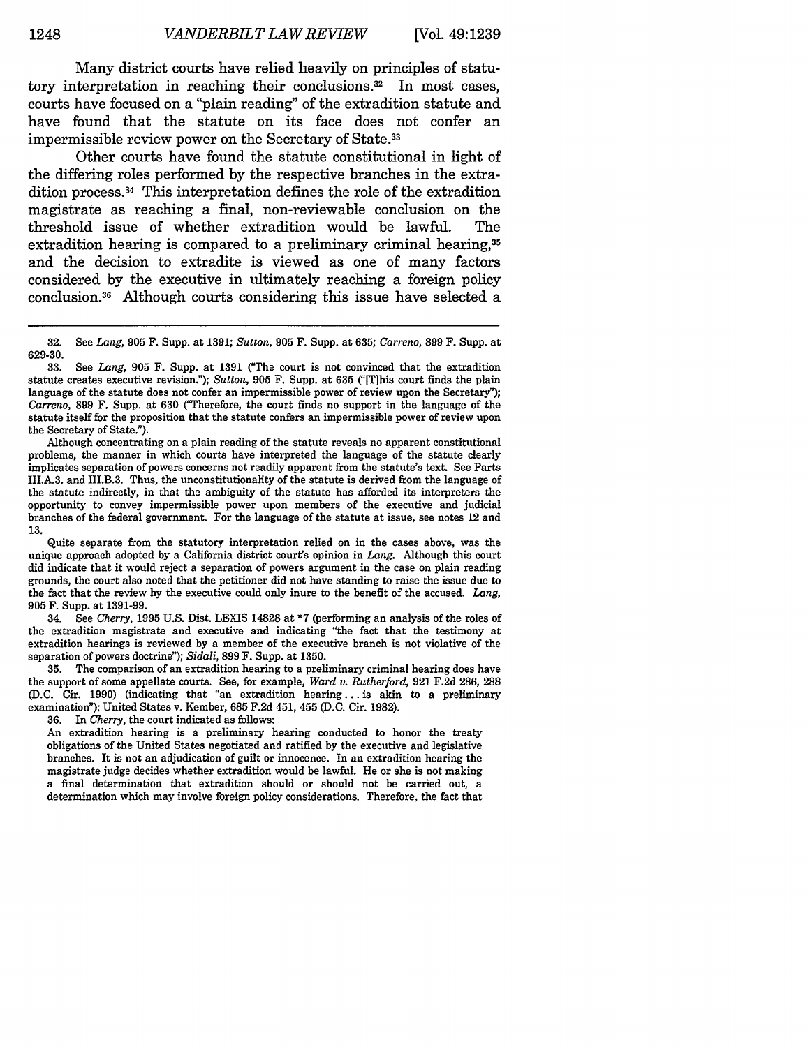Many district courts have relied heavily on principles of statutory interpretation in reaching their conclusions.[32] In most cases, courts have focused on a "plain reading" of the extradition statute and have found that the statute on its face does not confer an impermissible review power on the Secretary of State.[33]

Other courts have found the statute constitutional in light of the differing roles performed by the respective branches in the extradition process.[34] This interpretation defines the role of the extradition magistrate as reaching a final, non-reviewable conclusion on the threshold issue of whether extradition would be lawful. The extradition hearing is compared to a preliminary criminal hearing,[35] and the decision to extradite is viewed as one of many factors considered by the executive in ultimately reaching a foreign policy conclusion.[36] Although courts considering this issue have selected a

---

32. See *Lang*, 905 F. Supp. at 1391; *Sutton*, 905 F. Supp. at 635; *Carreno*, 899 F. Supp. at 629-30.

33. See *Lang*, 905 F. Supp. at 1391 ("The court is not convinced that the extradition statute creates executive revision."); *Sutton*, 905 F. Supp. at 635 ("[T]his court finds the plain language of the statute does not confer an impermissible power of review upon the Secretary"); *Carreno*, 899 F. Supp. at 630 ("Therefore, the court finds no support in the language of the statute itself for the proposition that the statute confers an impermissible power of review upon the Secretary of State.").

Although concentrating on a plain reading of the statute reveals no apparent constitutional problems, the manner in which courts have interpreted the language of the statute clearly implicates separation of powers concerns not readily apparent from the statute's text. See Parts III.A.3. and III.B.3. Thus, the unconstitutionality of the statute is derived from the language of the statute indirectly, in that the ambiguity of the statute has afforded its interpreters the opportunity to convey impermissible power upon members of the executive and judicial branches of the federal government. For the language of the statute at issue, see notes 12 and 13.

Quite separate from the statutory interpretation relied on in the cases above, was the unique approach adopted by a California district court's opinion in *Lang*. Although this court did indicate that it would reject a separation of powers argument in the case on plain reading grounds, the court also noted that the petitioner did not have standing to raise the issue due to the fact that the review by the executive could only inure to the benefit of the accused. *Lang*, 905 F. Supp. at 1391-99.

34. See *Cherry*, 1995 U.S. Dist. LEXIS 14828 at *7 (performing an analysis of the roles of the extradition magistrate and executive and indicating "the fact that the testimony at extradition hearings is reviewed by a member of the executive branch is not violative of the separation of powers doctrine"); *Sidali*, 899 F. Supp. at 1350.

35. The comparison of an extradition hearing to a preliminary criminal hearing does have the support of some appellate courts. See, for example, *Ward v. Rutherford*, 921 F.2d 286, 288 (D.C. Cir. 1990) (indicating that "an extradition hearing . . . is akin to a preliminary examination"); United States v. Kember, 685 F.2d 451, 455 (D.C. Cir. 1982).

36. In *Cherry*, the court indicated as follows:

> An extradition hearing is a preliminary hearing conducted to honor the treaty obligations of the United States negotiated and ratified by the executive and legislative branches. It is not an adjudication of guilt or innocence. In an extradition hearing the magistrate judge decides whether extradition would be lawful. He or she is not making a final determination that extradition should or should not be carried out, a determination which may involve foreign policy considerations. Therefore, the fact that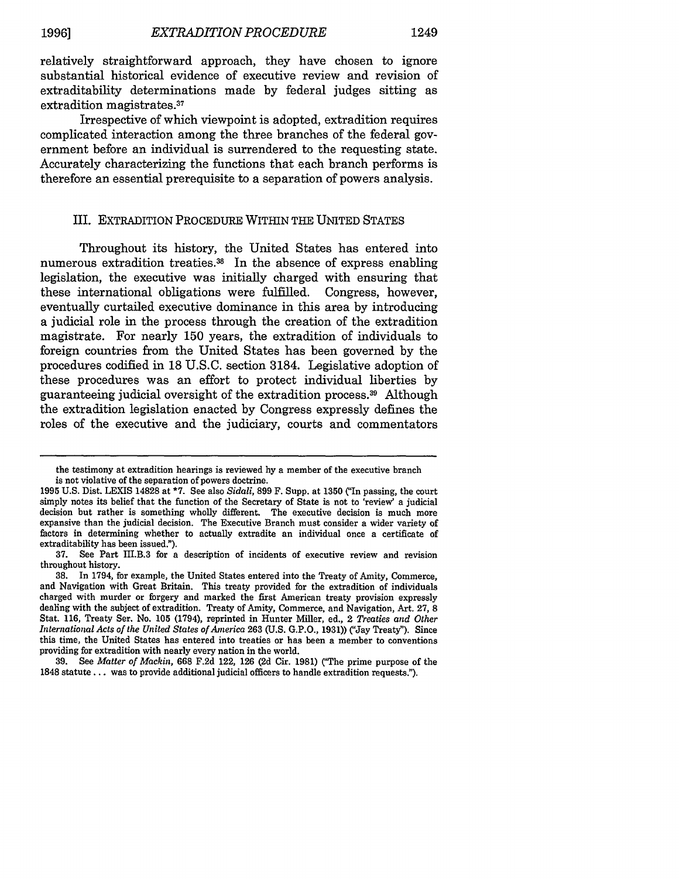relatively straightforward approach, they have chosen to ignore substantial historical evidence of executive review and revision of extraditability determinations made by federal judges sitting as extradition magistrates.[37]

Irrespective of which viewpoint is adopted, extradition requires complicated interaction among the three branches of the federal government before an individual is surrendered to the requesting state. Accurately characterizing the functions that each branch performs is therefore an essential prerequisite to a separation of powers analysis.

## III. EXTRADITION PROCEDURE WITHIN THE UNITED STATES

Throughout its history, the United States has entered into numerous extradition treaties.[38] In the absence of express enabling legislation, the executive was initially charged with ensuring that these international obligations were fulfilled. Congress, however, eventually curtailed executive dominance in this area by introducing a judicial role in the process through the creation of the extradition magistrate. For nearly 150 years, the extradition of individuals to foreign countries from the United States has been governed by the procedures codified in 18 U.S.C. section 3184. Legislative adoption of these procedures was an effort to protect individual liberties by guaranteeing judicial oversight of the extradition process.[39] Although the extradition legislation enacted by Congress expressly defines the roles of the executive and the judiciary, courts and commentators

---

the testimony at extradition hearings is reviewed by a member of the executive branch is not violative of the separation of powers doctrine.

1995 U.S. Dist. LEXIS 14828 at *7. See also *Sidali*, 899 F. Supp. at 1350 ("In passing, the court simply notes its belief that the function of the Secretary of State is not to 'review' a judicial decision but rather is something wholly different. The executive decision is much more expansive than the judicial decision. The Executive Branch must consider a wider variety of factors in determining whether to actually extradite an individual once a certificate of extraditability has been issued.").

37. See Part III.B.3 for a description of incidents of executive review and revision throughout history.

38. In 1794, for example, the United States entered into the Treaty of Amity, Commerce, and Navigation with Great Britain. This treaty provided for the extradition of individuals charged with murder or forgery and marked the first American treaty provision expressly dealing with the subject of extradition. Treaty of Amity, Commerce, and Navigation, Art. 27, 8 Stat. 116, Treaty Ser. No. 105 (1794), reprinted in Hunter Miller, ed., 2 *Treaties and Other International Acts of the United States of America* 263 (U.S. G.P.O., 1931)) ("Jay Treaty"). Since this time, the United States has entered into treaties or has been a member to conventions providing for extradition with nearly every nation in the world.

39. See *Matter of Mackin*, 668 F.2d 122, 126 (2d Cir. 1981) ("The prime purpose of the 1848 statute . . . was to provide additional judicial officers to handle extradition requests.").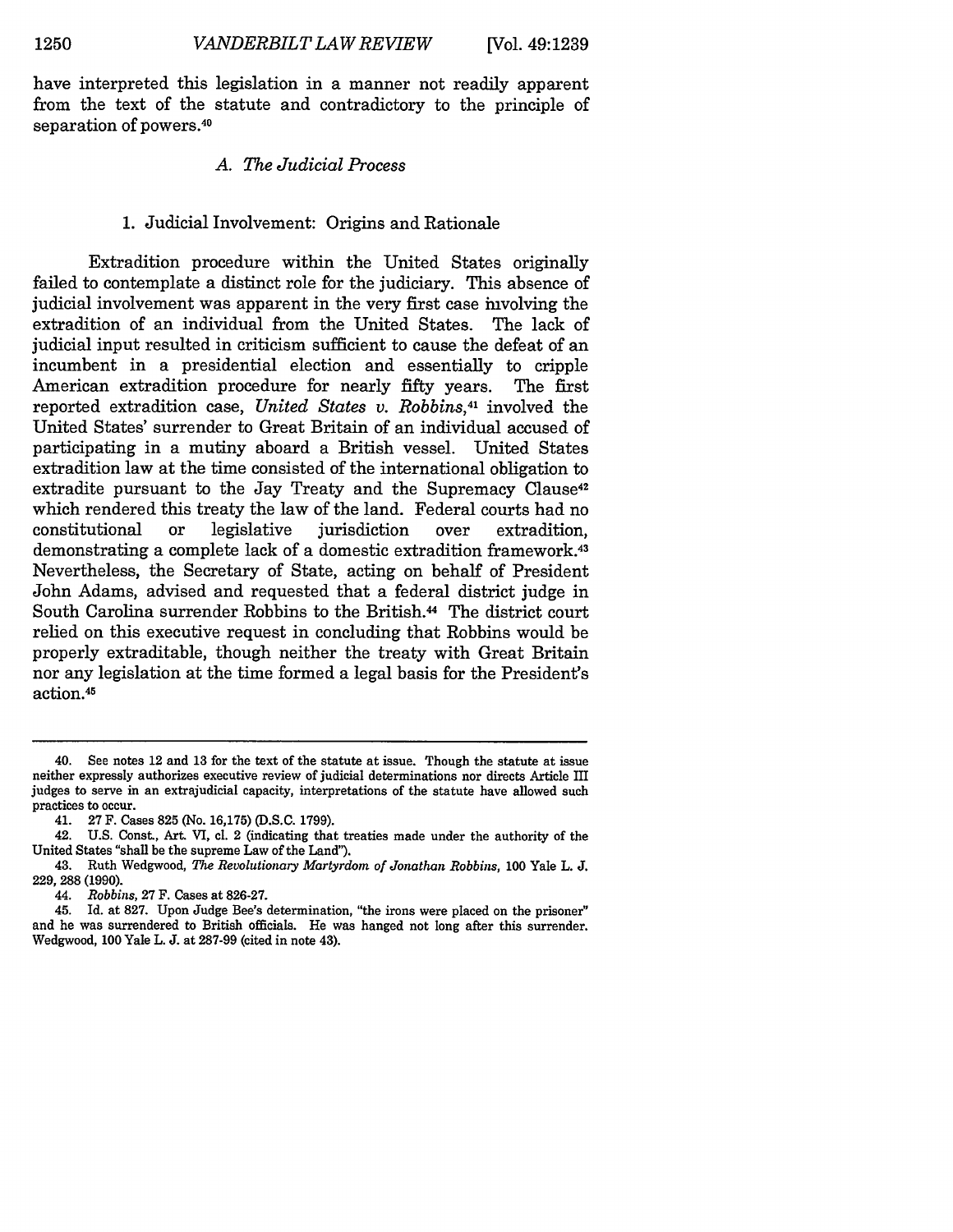have interpreted this legislation in a manner not readily apparent from the text of the statute and contradictory to the principle of separation of powers.[40]

### *A. The Judicial Process*

#### 1. Judicial Involvement: Origins and Rationale

Extradition procedure within the United States originally failed to contemplate a distinct role for the judiciary. This absence of judicial involvement was apparent in the very first case involving the extradition of an individual from the United States. The lack of judicial input resulted in criticism sufficient to cause the defeat of an incumbent in a presidential election and essentially to cripple American extradition procedure for nearly fifty years. The first reported extradition case, *United States v. Robbins*,[41] involved the United States' surrender to Great Britain of an individual accused of participating in a mutiny aboard a British vessel. United States extradition law at the time consisted of the international obligation to extradite pursuant to the Jay Treaty and the Supremacy Clause[42] which rendered this treaty the law of the land. Federal courts had no constitutional or legislative jurisdiction over extradition, demonstrating a complete lack of a domestic extradition framework.[43] Nevertheless, the Secretary of State, acting on behalf of President John Adams, advised and requested that a federal district judge in South Carolina surrender Robbins to the British.[44] The district court relied on this executive request in concluding that Robbins would be properly extraditable, though neither the treaty with Great Britain nor any legislation at the time formed a legal basis for the President's action.[45]

---

40. See notes 12 and 13 for the text of the statute at issue. Though the statute at issue neither expressly authorizes executive review of judicial determinations nor directs Article III judges to serve in an extrajudicial capacity, interpretations of the statute have allowed such practices to occur.

41. 27 F. Cases 825 (No. 16,175) (D.S.C. 1799).

42. U.S. Const., Art. VI, cl. 2 (indicating that treaties made under the authority of the United States "shall be the supreme Law of the Land").

43. Ruth Wedgwood, *The Revolutionary Martyrdom of Jonathan Robbins*, 100 Yale L. J. 229, 288 (1990).

44. *Robbins*, 27 F. Cases at 826-27.

45. Id. at 827. Upon Judge Bee's determination, "the irons were placed on the prisoner" and he was surrendered to British officials. He was hanged not long after this surrender. Wedgwood, 100 Yale L. J. at 287-99 (cited in note 43).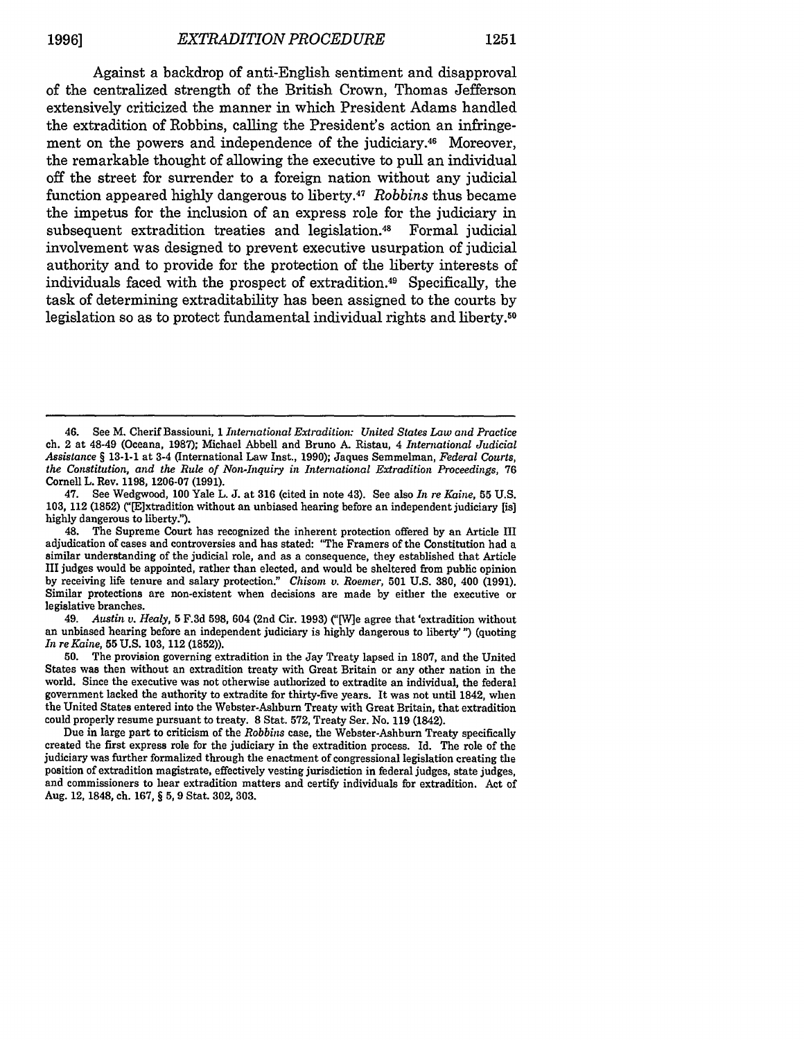Against a backdrop of anti-English sentiment and disapproval of the centralized strength of the British Crown, Thomas Jefferson extensively criticized the manner in which President Adams handled the extradition of Robbins, calling the President's action an infringement on the powers and independence of the judiciary.[46] Moreover, the remarkable thought of allowing the executive to pull an individual off the street for surrender to a foreign nation without any judicial function appeared highly dangerous to liberty.[47] *Robbins* thus became the impetus for the inclusion of an express role for the judiciary in subsequent extradition treaties and legislation.[48] Formal judicial involvement was designed to prevent executive usurpation of judicial authority and to provide for the protection of the liberty interests of individuals faced with the prospect of extradition.[49] Specifically, the task of determining extraditability has been assigned to the courts by legislation so as to protect fundamental individual rights and liberty.[50]

---

46. See M. Cherif Bassiouni, 1 *International Extradition: United States Law and Practice* ch. 2 at 48-49 (Oceana, 1987); Michael Abbell and Bruno A. Ristau, 4 *International Judicial Assistance* § 13-1-1 at 3-4 (International Law Inst., 1990); Jaques Semmelman, *Federal Courts, the Constitution, and the Rule of Non-Inquiry in International Extradition Proceedings*, 76 Cornell L. Rev. 1198, 1206-07 (1991).

47. See Wedgwood, 100 Yale L. J. at 316 (cited in note 43). See also *In re Kaine*, 55 U.S. 103, 112 (1852) ("[E]xtradition without an unbiased hearing before an independent judiciary [is] highly dangerous to liberty.").

48. The Supreme Court has recognized the inherent protection offered by an Article III adjudication of cases and controversies and has stated: "The Framers of the Constitution had a similar understanding of the judicial role, and as a consequence, they established that Article III judges would be appointed, rather than elected, and would be sheltered from public opinion by receiving life tenure and salary protection." *Chisom v. Roemer*, 501 U.S. 380, 400 (1991). Similar protections are non-existent when decisions are made by either the executive or legislative branches.

49. *Austin v. Healy*, 5 F.3d 598, 604 (2nd Cir. 1993) ("[W]e agree that 'extradition without an unbiased hearing before an independent judiciary is highly dangerous to liberty' ") (quoting *In re Kaine*, 55 U.S. 103, 112 (1852)).

50. The provision governing extradition in the Jay Treaty lapsed in 1807, and the United States was then without an extradition treaty with Great Britain or any other nation in the world. Since the executive was not otherwise authorized to extradite an individual, the federal government lacked the authority to extradite for thirty-five years. It was not until 1842, when the United States entered into the Webster-Ashburn Treaty with Great Britain, that extradition could properly resume pursuant to treaty. 8 Stat. 572, Treaty Ser. No. 119 (1842).

Due in large part to criticism of the *Robbins* case, the Webster-Ashburn Treaty specifically created the first express role for the judiciary in the extradition process. Id. The role of the judiciary was further formalized through the enactment of congressional legislation creating the position of extradition magistrate, effectively vesting jurisdiction in federal judges, state judges, and commissioners to hear extradition matters and certify individuals for extradition. Act of Aug. 12, 1848, ch. 167, § 5, 9 Stat. 302, 303.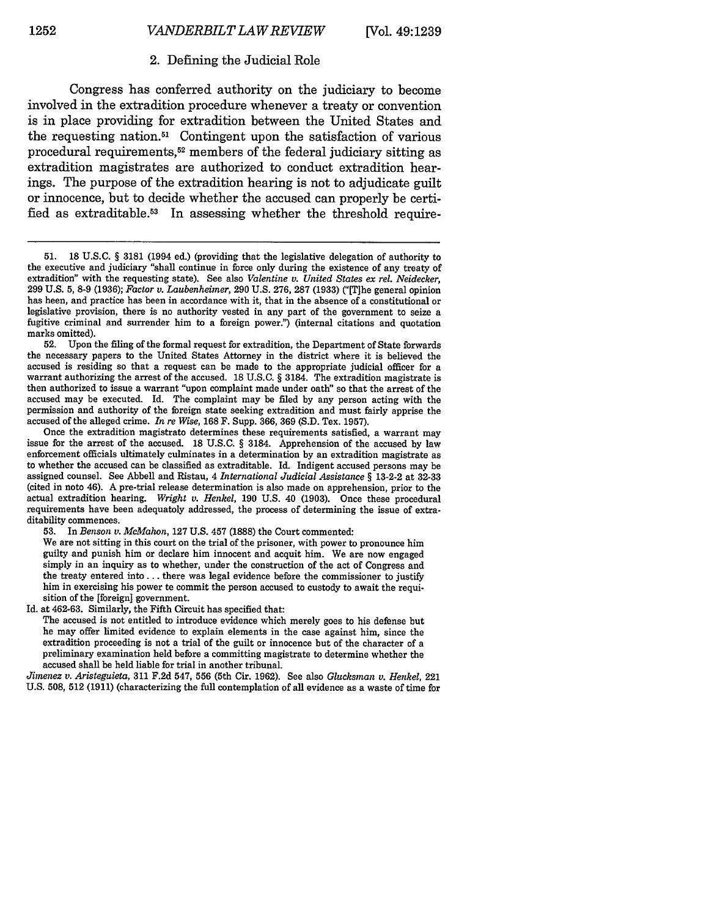### 2. Defining the Judicial Role

Congress has conferred authority on the judiciary to become involved in the extradition procedure whenever a treaty or convention is in place providing for extradition between the United States and the requesting nation.[51] Contingent upon the satisfaction of various procedural requirements,[52] members of the federal judiciary sitting as extradition magistrates are authorized to conduct extradition hearings. The purpose of the extradition hearing is not to adjudicate guilt or innocence, but to decide whether the accused can properly be certified as extraditable.[53] In assessing whether the threshold require-

---

51. 18 U.S.C. § 3181 (1994 ed.) (providing that the legislative delegation of authority to the executive and judiciary "shall continue in force only during the existence of any treaty of extradition" with the requesting state). See also *Valentine v. United States ex rel. Neidecker*, 299 U.S. 5, 8-9 (1936); *Factor v. Laubenheimer*, 290 U.S. 276, 287 (1933) ("[T]he general opinion has been, and practice has been in accordance with it, that in the absence of a constitutional or legislative provision, there is no authority vested in any part of the government to seize a fugitive criminal and surrender him to a foreign power.") (internal citations and quotation marks omitted).

52. Upon the filing of the formal request for extradition, the Department of State forwards the necessary papers to the United States Attorney in the district where it is believed the accused is residing so that a request can be made to the appropriate judicial officer for a warrant authorizing the arrest of the accused. 18 U.S.C. § 3184. The extradition magistrate is then authorized to issue a warrant "upon complaint made under oath" so that the arrest of the accused may be executed. Id. The complaint may be filed by any person acting with the permission and authority of the foreign state seeking extradition and must fairly apprise the accused of the alleged crime. *In re Wise*, 168 F. Supp. 366, 369 (S.D. Tex. 1957).

Once the extradition magistrate determines these requirements satisfied, a warrant may issue for the arrest of the accused. 18 U.S.C. § 3184. Apprehension of the accused by law enforcement officials ultimately culminates in a determination by an extradition magistrate as to whether the accused can be classified as extraditable. Id. Indigent accused persons may be assigned counsel. See Abbell and Ristau, 4 *International Judicial Assistance* § 13-2-2 at 32-33 (cited in note 46). A pre-trial release determination is also made on apprehension, prior to the actual extradition hearing. *Wright v. Henkel*, 190 U.S. 40 (1903). Once these procedural requirements have been adequately addressed, the process of determining the issue of extraditability commences.

53. In *Benson v. McMahon*, 127 U.S. 457 (1888) the Court commented:

> We are not sitting in this court on the trial of the prisoner, with power to pronounce him guilty and punish him or declare him innocent and acquit him. We are now engaged simply in an inquiry as to whether, under the construction of the act of Congress and the treaty entered into . . . there was legal evidence before the commissioner to justify him in exercising his power to commit the person accused to custody to await the requisition of the [foreign] government.

Id. at 462-63. Similarly, the Fifth Circuit has specified that:

> The accused is not entitled to introduce evidence which merely goes to his defense but he may offer limited evidence to explain elements in the case against him, since the extradition proceeding is not a trial of the guilt or innocence but of the character of a preliminary examination held before a committing magistrate to determine whether the accused shall be held liable for trial in another tribunal.

*Jimenez v. Aristeguieta*, 311 F.2d 547, 556 (5th Cir. 1962). See also *Glucksman v. Henkel*, 221 U.S. 508, 512 (1911) (characterizing the full contemplation of all evidence as a waste of time for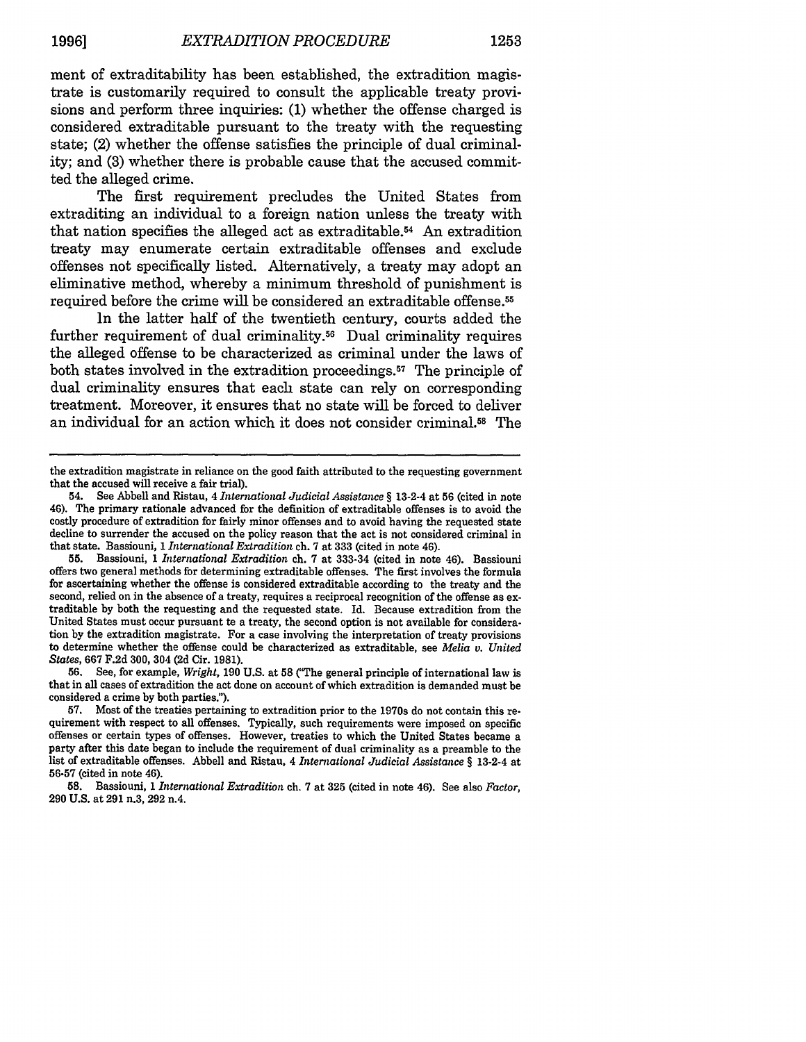ment of extraditability has been established, the extradition magistrate is customarily required to consult the applicable treaty provisions and perform three inquiries: (1) whether the offense charged is considered extraditable pursuant to the treaty with the requesting state; (2) whether the offense satisfies the principle of dual criminality; and (3) whether there is probable cause that the accused committed the alleged crime.

The first requirement precludes the United States from extraditing an individual to a foreign nation unless the treaty with that nation specifies the alleged act as extraditable.[54] An extradition treaty may enumerate certain extraditable offenses and exclude offenses not specifically listed. Alternatively, a treaty may adopt an eliminative method, whereby a minimum threshold of punishment is required before the crime will be considered an extraditable offense.[55]

In the latter half of the twentieth century, courts added the further requirement of dual criminality.[56] Dual criminality requires the alleged offense to be characterized as criminal under the laws of both states involved in the extradition proceedings.[57] The principle of dual criminality ensures that each state can rely on corresponding treatment. Moreover, it ensures that no state will be forced to deliver an individual for an action which it does not consider criminal.[58] The

---

the extradition magistrate in reliance on the good faith attributed to the requesting government that the accused will receive a fair trial).

54. See Abbell and Ristau, 4 *International Judicial Assistance* § 13-2-4 at 56 (cited in note 46). The primary rationale advanced for the definition of extraditable offenses is to avoid the costly procedure of extradition for fairly minor offenses and to avoid having the requested state decline to surrender the accused on the policy reason that the act is not considered criminal in that state. Bassiouni, 1 *International Extradition* ch. 7 at 333 (cited in note 46).

55. Bassiouni, 1 *International Extradition* ch. 7 at 333-34 (cited in note 46). Bassiouni offers two general methods for determining extraditable offenses. The first involves the formula for ascertaining whether the offense is considered extraditable according to the treaty and the second, relied on in the absence of a treaty, requires a reciprocal recognition of the offense as extraditable by both the requesting and the requested state. Id. Because extradition from the United States must occur pursuant to a treaty, the second option is not available for consideration by the extradition magistrate. For a case involving the interpretation of treaty provisions to determine whether the offense could be characterized as extraditable, see *Melia v. United States*, 667 F.2d 300, 304 (2d Cir. 1981).

56. See, for example, *Wright*, 190 U.S. at 58 ("The general principle of international law is that in all cases of extradition the act done on account of which extradition is demanded must be considered a crime by both parties.").

57. Most of the treaties pertaining to extradition prior to the 1970s do not contain this requirement with respect to all offenses. Typically, such requirements were imposed on specific offenses or certain types of offenses. However, treaties to which the United States became a party after this date began to include the requirement of dual criminality as a preamble to the list of extraditable offenses. Abbell and Ristau, 4 *International Judicial Assistance* § 13-2-4 at 56-57 (cited in note 46).

58. Bassiouni, 1 *International Extradition* ch. 7 at 325 (cited in note 46). See also *Factor*, 290 U.S. at 291 n.3, 292 n.4.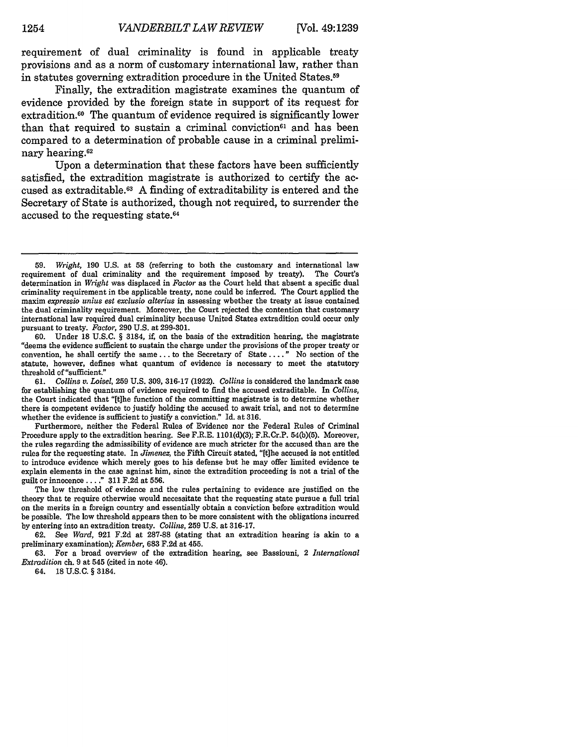requirement of dual criminality is found in applicable treaty provisions and as a norm of customary international law, rather than in statutes governing extradition procedure in the United States.[59]

Finally, the extradition magistrate examines the quantum of evidence provided by the foreign state in support of its request for extradition.[60] The quantum of evidence required is significantly lower than that required to sustain a criminal conviction[61] and has been compared to a determination of probable cause in a criminal preliminary hearing.[62]

Upon a determination that these factors have been sufficiently satisfied, the extradition magistrate is authorized to certify the accused as extraditable.[63] A finding of extraditability is entered and the Secretary of State is authorized, though not required, to surrender the accused to the requesting state.[64]

---

59. *Wright*, 190 U.S. at 58 (referring to both the customary and international law requirement of dual criminality and the requirement imposed by treaty). The Court's determination in *Wright* was displaced in *Factor* as the Court held that absent a specific dual criminality requirement in the applicable treaty, none could be inferred. The Court applied the maxim *expressio unius est exclusio alterius* in assessing whether the treaty at issue contained the dual criminality requirement. Moreover, the Court rejected the contention that customary international law required dual criminality because United States extradition could occur only pursuant to treaty. *Factor*, 290 U.S. at 299-301.

60. Under 18 U.S.C. § 3184, if, on the basis of the extradition hearing, the magistrate "deems the evidence sufficient to sustain the charge under the provisions of the proper treaty or convention, he shall certify the same . . . to the Secretary of State . . . ." No section of the statute, however, defines what quantum of evidence is necessary to meet the statutory threshold of "sufficient."

61. *Collins v. Loisel*, 259 U.S. 309, 316-17 (1922). *Collins* is considered the landmark case for establishing the quantum of evidence required to find the accused extraditable. In *Collins*, the Court indicated that "[t]he function of the committing magistrate is to determine whether there is competent evidence to justify holding the accused to await trial, and not to determine whether the evidence is sufficient to justify a conviction." Id. at 316.

Furthermore, neither the Federal Rules of Evidence nor the Federal Rules of Criminal Procedure apply to the extradition hearing. See F.R.E. 1101(d)(3); F.R.Cr.P. 54(b)(5). Moreover, the rules regarding the admissibility of evidence are much stricter for the accused than are the rules for the requesting state. In *Jimenez*, the Fifth Circuit stated, "[t]he accused is not entitled to introduce evidence which merely goes to his defense but he may offer limited evidence to explain elements in the case against him, since the extradition proceeding is not a trial of the guilt or innocence . . . ." 311 F.2d at 556.

The low threshold of evidence and the rules pertaining to evidence are justified on the theory that to require otherwise would necessitate that the requesting state pursue a full trial on the merits in a foreign country and essentially obtain a conviction before extradition would be possible. The low threshold appears then to be more consistent with the obligations incurred by entering into an extradition treaty. *Collins*, 259 U.S. at 316-17.

62. See *Ward*, 921 F.2d at 287-88 (stating that an extradition hearing is akin to a preliminary examination); *Kember*, 683 F.2d at 455.

63. For a broad overview of the extradition hearing, see Bassiouni, 2 *International Extradition* ch. 9 at 545 (cited in note 46).

64. 18 U.S.C. § 3184.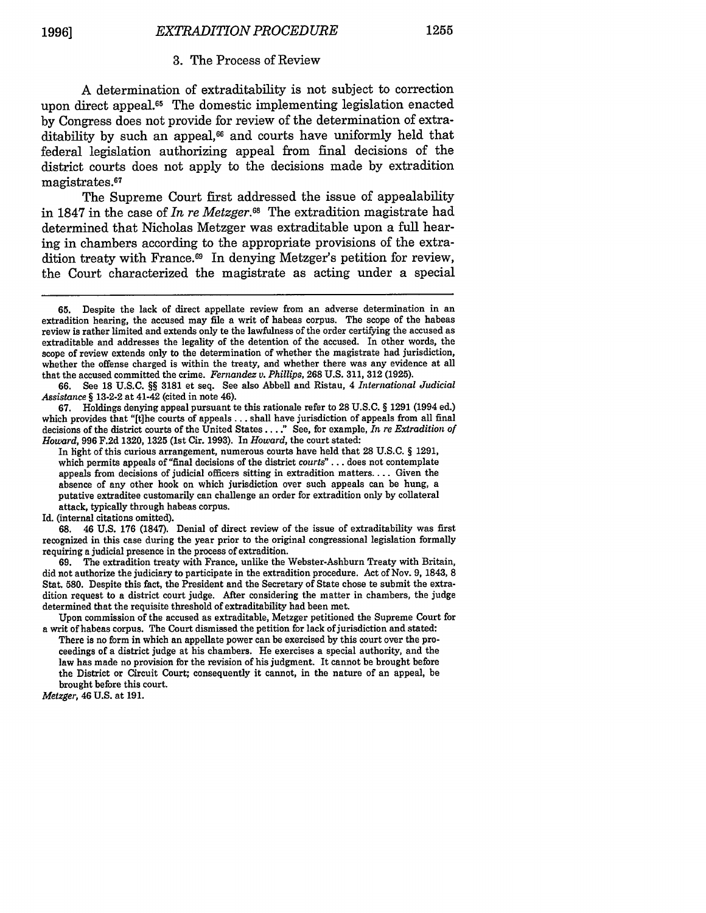### 3. The Process of Review

A determination of extraditability is not subject to correction upon direct appeal.[65] The domestic implementing legislation enacted by Congress does not provide for review of the determination of extraditability by such an appeal,[66] and courts have uniformly held that federal legislation authorizing appeal from final decisions of the district courts does not apply to the decisions made by extradition magistrates.[67]

The Supreme Court first addressed the issue of appealability in 1847 in the case of *In re Metzger*.[68] The extradition magistrate had determined that Nicholas Metzger was extraditable upon a full hearing in chambers according to the appropriate provisions of the extradition treaty with France.[69] In denying Metzger's petition for review, the Court characterized the magistrate as acting under a special

---

65. Despite the lack of direct appellate review from an adverse determination in an extradition hearing, the accused may file a writ of habeas corpus. The scope of the habeas review is rather limited and extends only te the lawfulness of the order certifying the accused as extraditable and addresses the legality of the detention of the accused. In other words, the scope of review extends only to the determination of whether the magistrate had jurisdiction, whether the offense charged is within the treaty, and whether there was any evidence at all that the accused committed the crime. *Fernandez v. Phillips*, 268 U.S. 311, 312 (1925).

66. See 18 U.S.C. §§ 3181 et seq. See also Abbell and Ristau, 4 *International Judicial Assistance* § 13-2-2 at 41-42 (cited in note 46).

67. Holdings denying appeal pursuant te this rationale refer to 28 U.S.C. § 1291 (1994 ed.) which provides that "[t]he courts of appeals . . . shall have jurisdiction of appeals from all final decisions of the district courts of the United States . . . ." See, for example, *In re Extradition of Howard*, 996 F.2d 1320, 1325 (1st Cir. 1993). In *Howard*, the court stated:

> In light of this curious arrangement, numerous courts have held that 28 U.S.C. § 1291, which permits appeals of "final decisions of the district *courts*" . . . does not contemplate appeals from decisions of judicial officers sitting in extradition matters. . . . Given the absence of any other hook on which jurisdiction over such appeals can be hung, a putative extraditee customarily can challenge an order for extradition only by collateral attack, typically through habeas corpus.

Id. (internal citations omitted).

68. 46 U.S. 176 (1847). Denial of direct review of the issue of extraditability was first recognized in this case during the year prior to the original congressional legislation formally requiring a judicial presence in the process of extradition.

69. The extradition treaty with France, unlike the Webster-Ashburn Treaty with Britain, did not authorize the judiciary to participate in the extradition procedure. Act of Nov. 9, 1843, 8 Stat. 580. Despite this fact, the President and the Secretary of State chose te submit the extradition request to a district court judge. After considering the matter in chambers, the judge determined that the requisite threshold of extraditability had been met.

Upon commission of the accused as extraditable, Metzger petitioned the Supreme Court for a writ of habeas corpus. The Court dismissed the petition for lack of jurisdiction and stated:

> There is no form in which an appellate power can be exercised by this court over the proceedings of a district judge at his chambers. He exercises a special authority, and the law has made no provision for the revision of his judgment. It cannot be brought before the District or Circuit Court; consequently it cannot, in the nature of an appeal, be brought before this court.

*Metzger*, 46 U.S. at 191.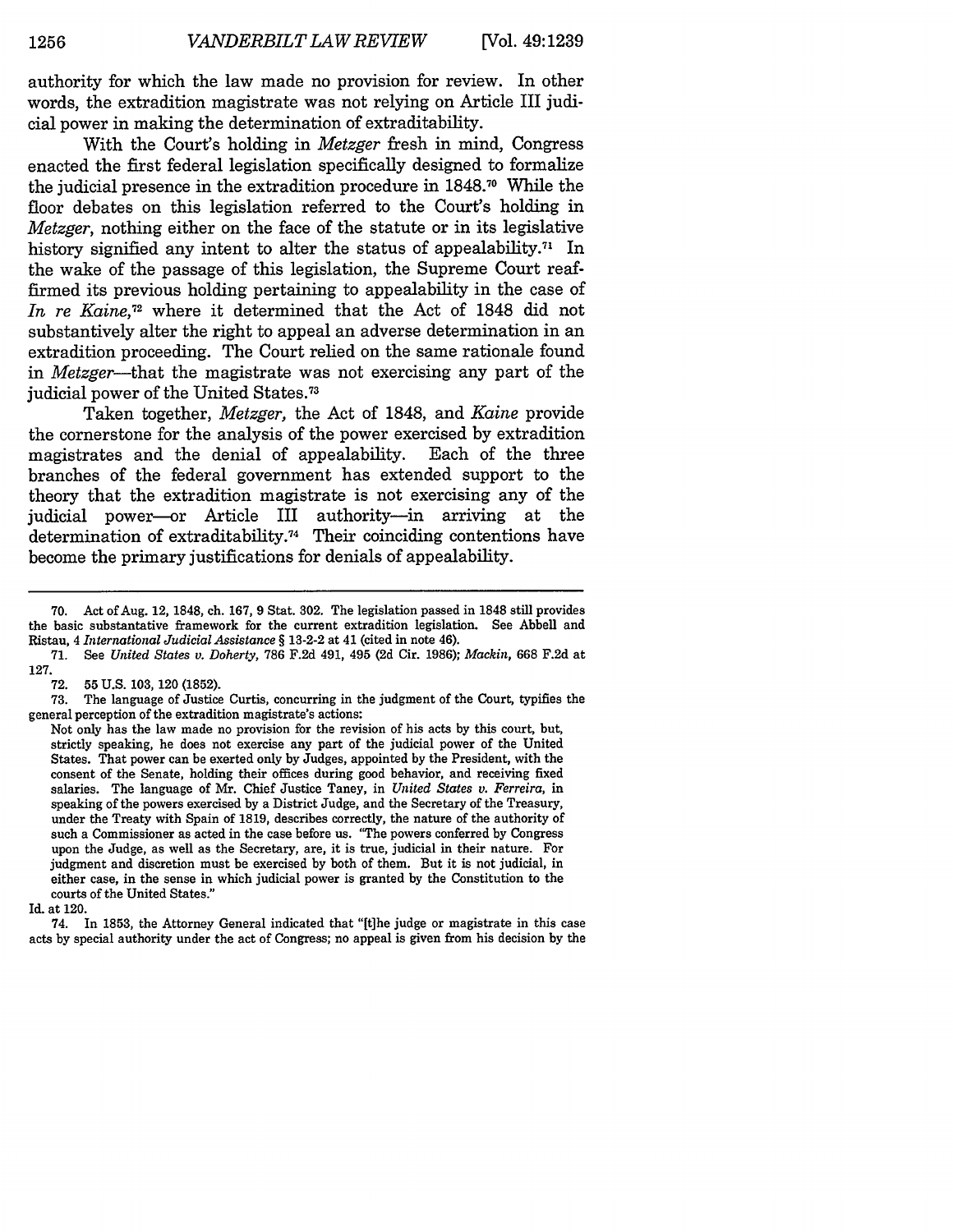authority for which the law made no provision for review. In other words, the extradition magistrate was not relying on Article III judicial power in making the determination of extraditability.

With the Court's holding in *Metzger* fresh in mind, Congress enacted the first federal legislation specifically designed to formalize the judicial presence in the extradition procedure in 1848.[70] While the floor debates on this legislation referred to the Court's holding in *Metzger*, nothing either on the face of the statute or in its legislative history signified any intent to alter the status of appealability.[71] In the wake of the passage of this legislation, the Supreme Court reaffirmed its previous holding pertaining to appealability in the case of *In re Kaine*,[72] where it determined that the Act of 1848 did not substantively alter the right to appeal an adverse determination in an extradition proceeding. The Court relied on the same rationale found in *Metzger*—that the magistrate was not exercising any part of the judicial power of the United States.[73]

Taken together, *Metzger*, the Act of 1848, and *Kaine* provide the cornerstone for the analysis of the power exercised by extradition magistrates and the denial of appealability. Each of the three branches of the federal government has extended support to the theory that the extradition magistrate is not exercising any of the judicial power—or Article III authority—in arriving at the determination of extraditability.[74] Their coinciding contentions have become the primary justifications for denials of appealability.

---

70. Act of Aug. 12, 1848, ch. 167, 9 Stat. 302. The legislation passed in 1848 still provides the basic substantative framework for the current extradition legislation. See Abbell and Ristau, 4 *International Judicial Assistance* § 13-2-2 at 41 (cited in note 46).

71. See *United States v. Doherty*, 786 F.2d 491, 495 (2d Cir. 1986); *Mackin*, 668 F.2d at 127.

72. 55 U.S. 103, 120 (1852).

73. The language of Justice Curtis, concurring in the judgment of the Court, typifies the general perception of the extradition magistrate's actions:

Not only has the law made no provision for the revision of his acts by this court, but, strictly speaking, he does not exercise any part of the judicial power of the United States. That power can be exerted only by Judges, appointed by the President, with the consent of the Senate, holding their offices during good behavior, and receiving fixed salaries. The language of Mr. Chief Justice Taney, in *United States v. Ferreira*, in speaking of the powers exercised by a District Judge, and the Secretary of the Treasury, under the Treaty with Spain of 1819, describes correctly, the nature of the authority of such a Commissioner as acted in the case before us. "The powers conferred by Congress upon the Judge, as well as the Secretary, are, it is true, judicial in their nature. For judgment and discretion must be exercised by both of them. But it is not judicial, in either case, in the sense in which judicial power is granted by the Constitution to the courts of the United States."

Id. at 120.

74. In 1853, the Attorney General indicated that "[t]he judge or magistrate in this case acts by special authority under the act of Congress; no appeal is given from his decision by the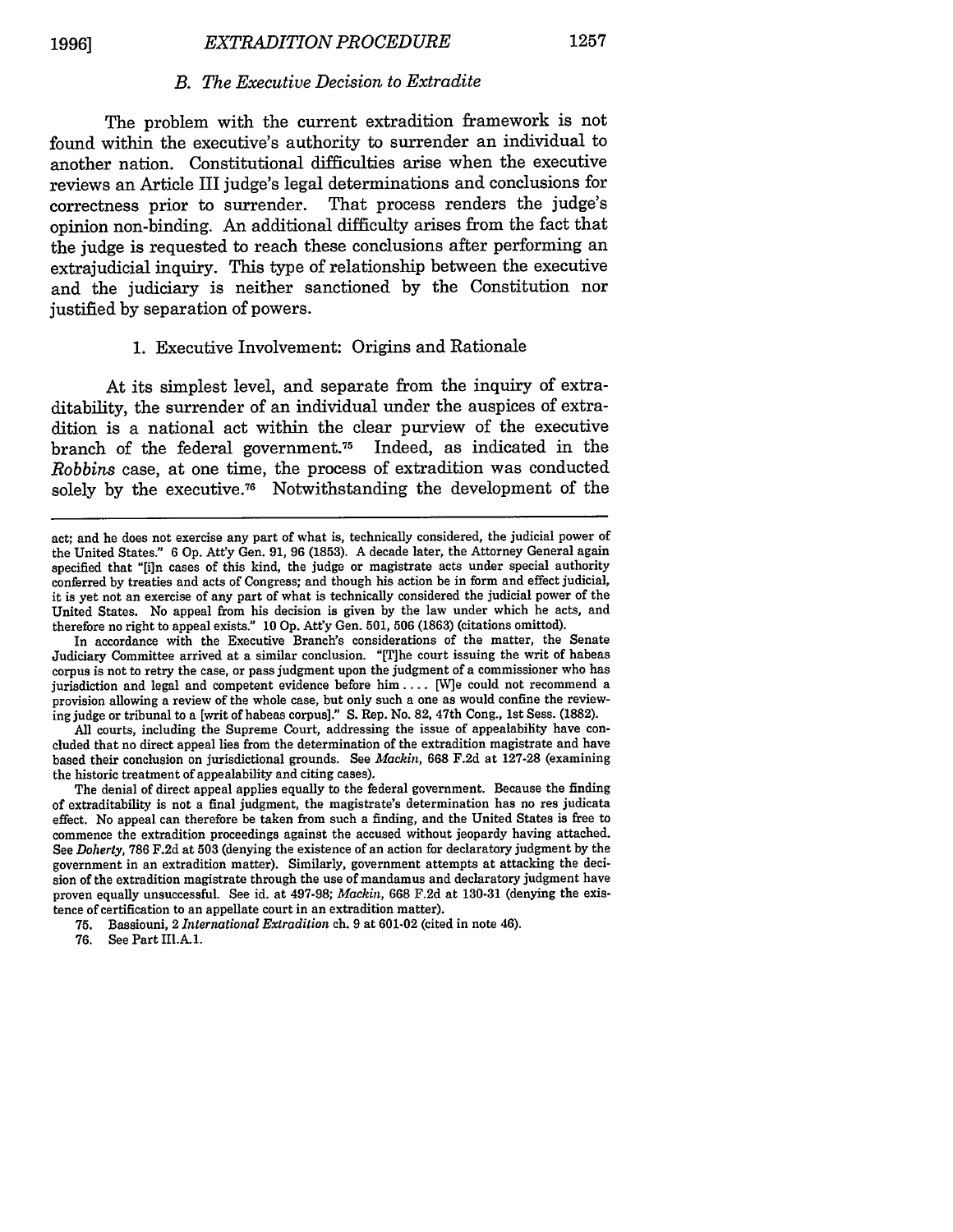### B. The Executive Decision to Extradite

The problem with the current extradition framework is not found within the executive's authority to surrender an individual to another nation. Constitutional difficulties arise when the executive reviews an Article III judge's legal determinations and conclusions for correctness prior to surrender. That process renders the judge's opinion non-binding. An additional difficulty arises from the fact that the judge is requested to reach these conclusions after performing an extrajudicial inquiry. This type of relationship between the executive and the judiciary is neither sanctioned by the Constitution nor justified by separation of powers.

#### 1. Executive Involvement: Origins and Rationale

At its simplest level, and separate from the inquiry of extraditability, the surrender of an individual under the auspices of extradition is a national act within the clear purview of the executive branch of the federal government.[75] Indeed, as indicated in the *Robbins* case, at one time, the process of extradition was conducted solely by the executive.[76] Notwithstanding the development of the

---

act; and he does not exercise any part of what is, technically considered, the judicial power of the United States." 6 Op. Att'y Gen. 91, 96 (1853). A decade later, the Attorney General again specified that "[i]n cases of this kind, the judge or magistrate acts under special authority conferred by treaties and acts of Congress; and though his action be in form and effect judicial, it is yet not an exercise of any part of what is technically considered the judicial power of the United States. No appeal from his decision is given by the law under which he acts, and therefore no right to appeal exists." 10 Op. Att'y Gen. 501, 506 (1863) (citations omitted).

In accordance with the Executive Branch's considerations of the matter, the Senate Judiciary Committee arrived at a similar conclusion. "[T]he court issuing the writ of habeas corpus is not to retry the case, or pass judgment upon the judgment of a commissioner who has jurisdiction and legal and competent evidence before him . . . . [W]e could not recommend a provision allowing a review of the whole case, but only such a one as would confine the reviewing judge or tribunal to a [writ of habeas corpus]." S. Rep. No. 82, 47th Cong., 1st Sess. (1882).

All courts, including the Supreme Court, addressing the issue of appealability have concluded that no direct appeal lies from the determination of the extradition magistrate and have based their conclusion on jurisdictional grounds. See *Mackin*, 668 F.2d at 127-28 (examining the historic treatment of appealability and citing cases).

The denial of direct appeal applies equally to the federal government. Because the finding of extraditability is not a final judgment, the magistrate's determination has no res judicata effect. No appeal can therefore be taken from such a finding, and the United States is free to commence the extradition proceedings against the accused without jeopardy having attached. See *Doherty*, 786 F.2d at 503 (denying the existence of an action for declaratory judgment by the government in an extradition matter). Similarly, government attempts at attacking the decision of the extradition magistrate through the use of mandamus and declaratory judgment have proven equally unsuccessful. See id. at 497-98; *Mackin*, 668 F.2d at 130-31 (denying the existence of certification to an appellate court in an extradition matter).

75. Bassiouni, 2 *International Extradition* ch. 9 at 601-02 (cited in note 46).

76. See Part III.A.1.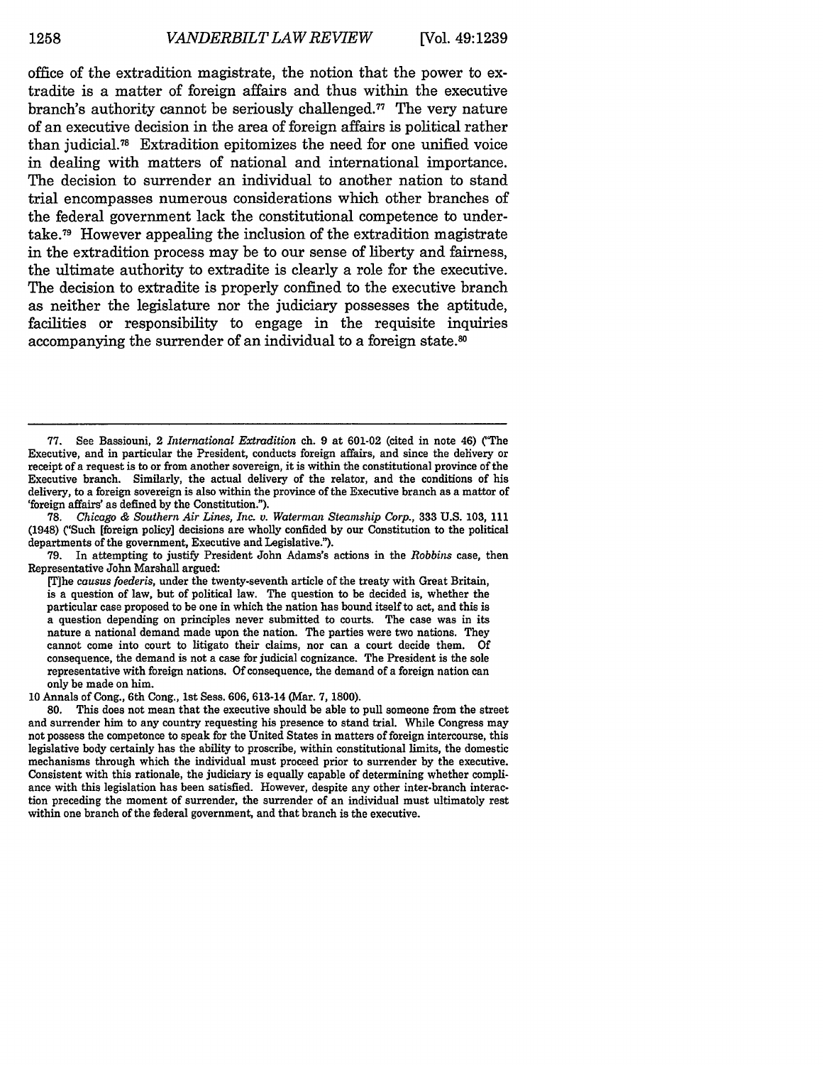office of the extradition magistrate, the notion that the power to extradite is a matter of foreign affairs and thus within the executive branch's authority cannot be seriously challenged.[77] The very nature of an executive decision in the area of foreign affairs is political rather than judicial.[78] Extradition epitomizes the need for one unified voice in dealing with matters of national and international importance. The decision to surrender an individual to another nation to stand trial encompasses numerous considerations which other branches of the federal government lack the constitutional competence to undertake.[79] However appealing the inclusion of the extradition magistrate in the extradition process may be to our sense of liberty and fairness, the ultimate authority to extradite is clearly a role for the executive. The decision to extradite is properly confined to the executive branch as neither the legislature nor the judiciary possesses the aptitude, facilities or responsibility to engage in the requisite inquiries accompanying the surrender of an individual to a foreign state.[80]

---

77. See Bassiouni, 2 *International Extradition* ch. 9 at 601-02 (cited in note 46) ("The Executive, and in particular the President, conducts foreign affairs, and since the delivery or receipt of a request is to or from another sovereign, it is within the constitutional province of the Executive branch. Similarly, the actual delivery of the relator, and the conditions of his delivery, to a foreign sovereign is also within the province of the Executive branch as a mattor of 'foreign affairs' as defined by the Constitution.").

78. *Chicago & Southern Air Lines, Inc. v. Waterman Steamship Corp.*, 333 U.S. 103, 111 (1948) ("Such [foreign policy] decisions are wholly confided by our Constitution to the political departments of the government, Executive and Legislative.").

79. In attempting to justify President John Adams's actions in the *Robbins* case, then Representative John Marshall argued:

> [T]he *causus foederis*, under the twenty-seventh article of the treaty with Great Britain, is a question of law, but of political law. The question to be decided is, whether the particular case proposed to be one in which the nation has bound itself to act, and this is a question depending on principles never submitted to courts. The case was in its nature a national demand made upon the nation. The parties were two nations. They cannot come into court to litigato their claims, nor can a court decide them. Of consequence, the demand is not a case for judicial cognizance. The President is the sole representative with foreign nations. Of consequence, the demand of a foreign nation can only be made on him.

10 Annals of Cong., 6th Cong., 1st Sess. 606, 613-14 (Mar. 7, 1800).

80. This does not mean that the executive should be able to pull someone from the street and surrender him to any country requesting his presence to stand trial. While Congress may not possess the competonce to speak for the United States in matters of foreign intercourse, this legislative body certainly has the ability to proscribe, within constitutional limits, the domestic mechanisms through which the individual must proceed prior to surrender by the executive. Consistent with this rationale, the judiciary is equally capable of determining whether compliance with this legislation has been satisfied. However, despite any other inter-branch interaction preceding the moment of surrender, the surrender of an individual must ultimatoly rest within one branch of the federal government, and that branch is the executive.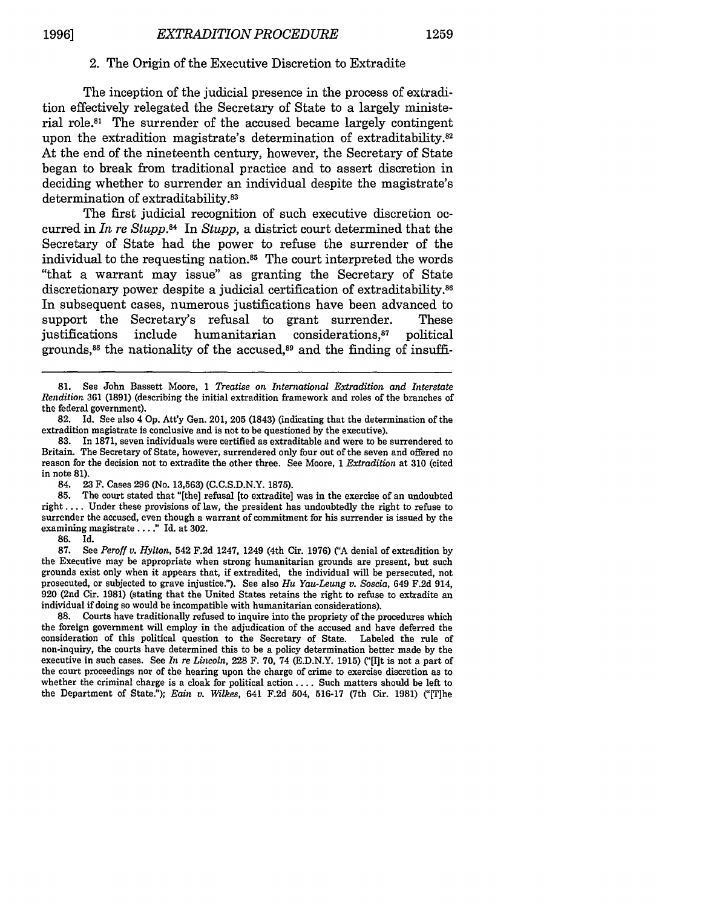### 2. The Origin of the Executive Discretion to Extradite

The inception of the judicial presence in the process of extradition effectively relegated the Secretary of State to a largely ministerial role.[81] The surrender of the accused became largely contingent upon the extradition magistrate's determination of extraditability.[82] At the end of the nineteenth century, however, the Secretary of State began to break from traditional practice and to assert discretion in deciding whether to surrender an individual despite the magistrate's determination of extraditability.[83]

The first judicial recognition of such executive discretion occurred in *In re Stupp*.[84] In *Stupp*, a district court determined that the Secretary of State had the power to refuse the surrender of the individual to the requesting nation.[85] The court interpreted the words "that a warrant may issue" as granting the Secretary of State discretionary power despite a judicial certification of extraditability.[86] In subsequent cases, numerous justifications have been advanced to support the Secretary's refusal to grant surrender. These justifications include humanitarian considerations,[87] political grounds,[88] the nationality of the accused,[89] and the finding of insuffi-

---

81. See John Bassett Moore, 1 *Treatise on International Extradition and Interstate Rendition* 361 (1891) (describing the initial extradition framework and roles of the branches of the federal government).

82. Id. See also 4 Op. Att'y Gen. 201, 205 (1843) (indicating that the determination of the extradition magistrate is conclusive and is not to be questioned by the executive).

83. In 1871, seven individuals were certified as extraditable and were to be surrendered to Britain. The Secretary of State, however, surrendered only four out of the seven and offered no reason for the decision not to extradite the other three. See Moore, 1 *Extradition* at 310 (cited in note 81).

84. 23 F. Cases 296 (No. 13,563) (C.C.S.D.N.Y. 1875).

85. The court stated that "[the] refusal [to extradite] was in the exercise of an undoubted right .... Under these provisions of law, the president has undoubtedly the right to refuse to surrender the accused, even though a warrant of commitment for his surrender is issued by the examining magistrate ...." Id. at 302.

86. Id.

87. See *Peroff v. Hylton*, 542 F.2d 1247, 1249 (4th Cir. 1976) ("A denial of extradition by the Executive may be appropriate when strong humanitarian grounds are present, but such grounds exist only when it appears that, if extradited, the individual will be persecuted, not prosecuted, or subjected to grave injustice."). See also *Hu Yau-Leung v. Soscia*, 649 F.2d 914, 920 (2nd Cir. 1981) (stating that the United States retains the right to refuse to extradite an individual if doing so would be incompatible with humanitarian considerations).

88. Courts have traditionally refused to inquire into the propriety of the procedures which the foreign government will employ in the adjudication of the accused and have deferred the consideration of this political question to the Secretary of State. Labeled the rule of non-inquiry, the courts have determined this to be a policy determination better made by the executive in such cases. See *In re Lincoln*, 228 F. 70, 74 (E.D.N.Y. 1915) ("[I]t is not a part of the court proceedings nor of the hearing upon the charge of crime to exercise discretion as to whether the criminal charge is a cloak for political action .... Such matters should be left to the Department of State."); *Eain v. Wilkes*, 641 F.2d 504, 516-17 (7th Cir. 1981) ("[T]he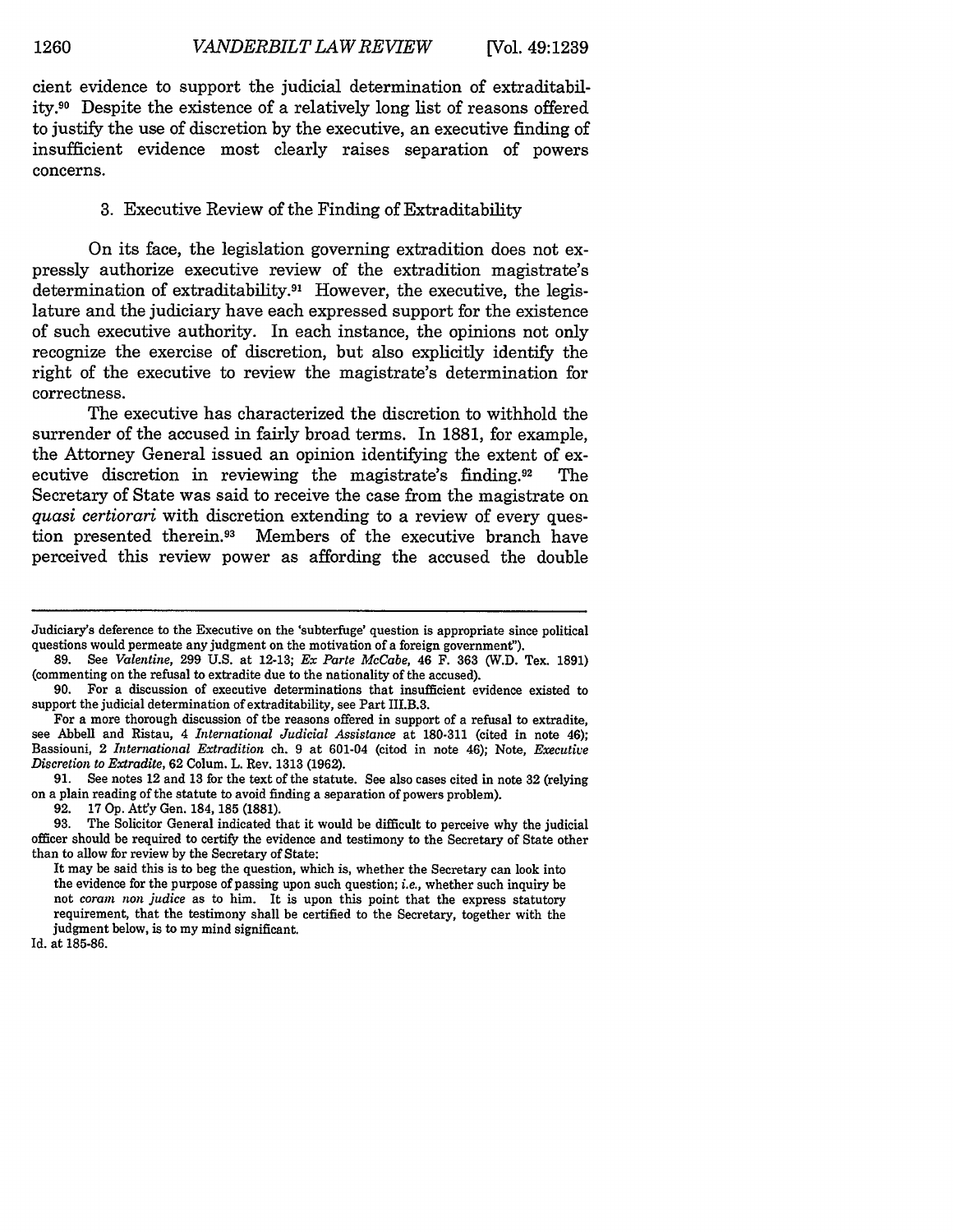cient evidence to support the judicial determination of extraditability.[90] Despite the existence of a relatively long list of reasons offered to justify the use of discretion by the executive, an executive finding of insufficient evidence most clearly raises separation of powers concerns.

### 3. Executive Review of the Finding of Extraditability

On its face, the legislation governing extradition does not expressly authorize executive review of the extradition magistrate's determination of extraditability.[91] However, the executive, the legislature and the judiciary have each expressed support for the existence of such executive authority. In each instance, the opinions not only recognize the exercise of discretion, but also explicitly identify the right of the executive to review the magistrate's determination for correctness.

The executive has characterized the discretion to withhold the surrender of the accused in fairly broad terms. In 1881, for example, the Attorney General issued an opinion identifying the extent of executive discretion in reviewing the magistrate's finding.[92] The Secretary of State was said to receive the case from the magistrate on *quasi certiorari* with discretion extending to a review of every question presented therein.[93] Members of the executive branch have perceived this review power as affording the accused the double

---

Judiciary's deference to the Executive on the 'subterfuge' question is appropriate since political questions would permeate any judgment on the motivation of a foreign government").

89. See *Valentine*, 299 U.S. at 12-13; *Ex Parte McCabe*, 46 F. 363 (W.D. Tex. 1891) (commenting on the refusal to extradite due to the nationality of the accused).

90. For a discussion of executive determinations that insufficient evidence existed to support the judicial determination of extraditability, see Part III.B.3.

For a more thorough discussion of the reasons offered in support of a refusal to extradite, see Abbell and Ristau, 4 *International Judicial Assistance* at 180-311 (cited in note 46); Bassiouni, 2 *International Extradition* ch. 9 at 601-04 (citod in note 46); Note, *Executive Discretion to Extradite*, 62 Colum. L. Rev. 1313 (1962).

91. See notes 12 and 13 for the text of the statute. See also cases cited in note 32 (relying on a plain reading of the statute to avoid finding a separation of powers problem).

92. 17 Op. Att'y Gen. 184, 185 (1881).

93. The Solicitor General indicated that it would be difficult to perceive why the judicial officer should be required to certify the evidence and testimony to the Secretary of State other than to allow for review by the Secretary of State:

> It may be said this is to beg the question, which is, whether the Secretary can look into the evidence for the purpose of passing upon such question; *i.e.*, whether such inquiry be not *coram non judice* as to him. It is upon this point that the express statutory requirement, that the testimony shall be certified to the Secretary, together with the judgment below, is to my mind significant.

Id. at 185-86.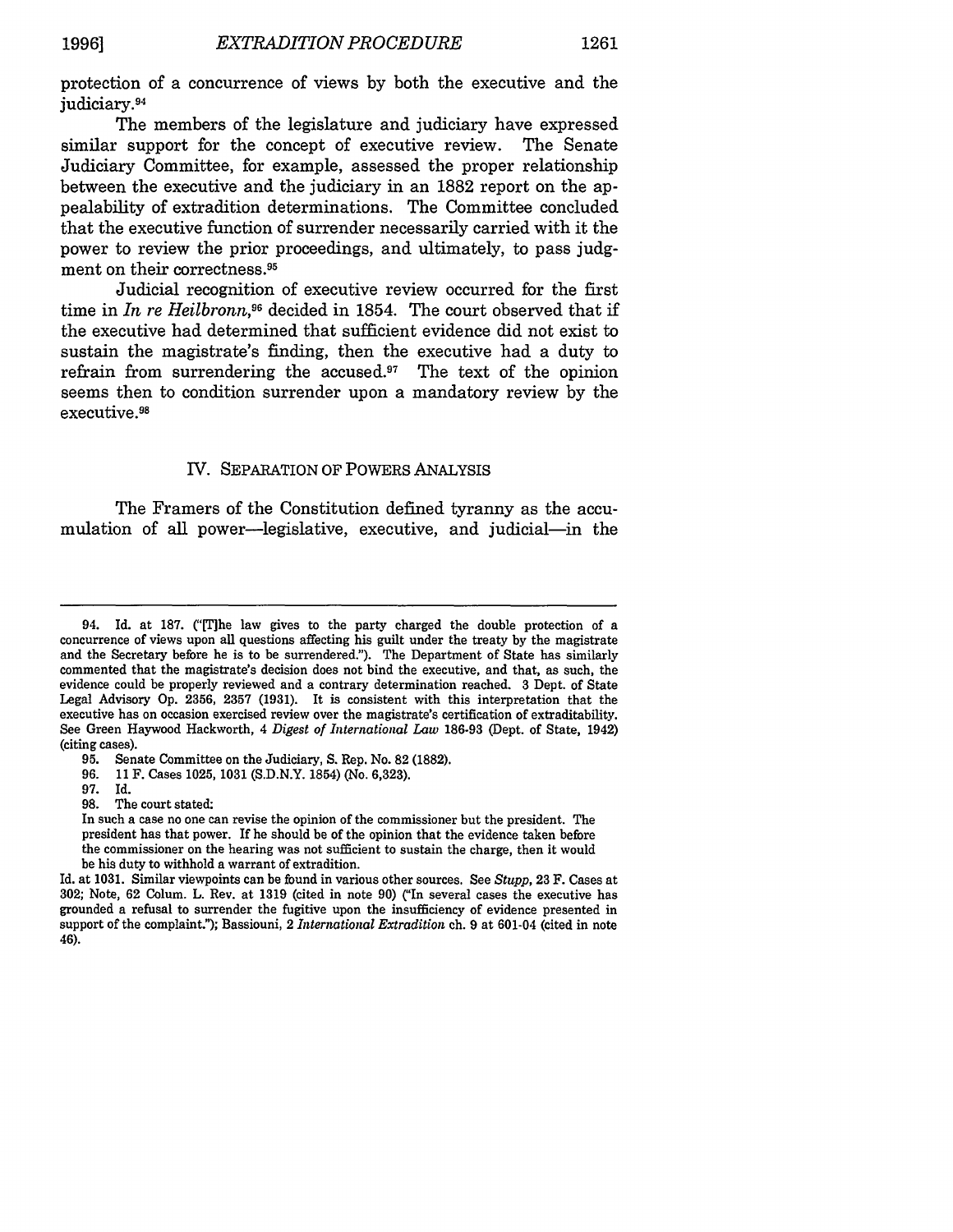protection of a concurrence of views by both the executive and the judiciary.[94]

The members of the legislature and judiciary have expressed similar support for the concept of executive review. The Senate Judiciary Committee, for example, assessed the proper relationship between the executive and the judiciary in an 1882 report on the appealability of extradition determinations. The Committee concluded that the executive function of surrender necessarily carried with it the power to review the prior proceedings, and ultimately, to pass judgment on their correctness.[95]

Judicial recognition of executive review occurred for the first time in *In re Heilbronn*,[96] decided in 1854. The court observed that if the executive had determined that sufficient evidence did not exist to sustain the magistrate's finding, then the executive had a duty to refrain from surrendering the accused.[97] The text of the opinion seems then to condition surrender upon a mandatory review by the executive.[98]

## IV. SEPARATION OF POWERS ANALYSIS

The Framers of the Constitution defined tyranny as the accumulation of all power—legislative, executive, and judicial—in the

---

94. Id. at 187. ("[T]he law gives to the party charged the double protection of a concurrence of views upon all questions affecting his guilt under the treaty by the magistrate and the Secretary before he is to be surrendered."). The Department of State has similarly commented that the magistrate's decision does not bind the executive, and that, as such, the evidence could be properly reviewed and a contrary determination reached. 3 Dept. of State Legal Advisory Op. 2356, 2357 (1931). It is consistent with this interpretation that the executive has on occasion exercised review over the magistrate's certification of extraditability. See Green Haywood Hackworth, 4 *Digest of International Law* 186-93 (Dept. of State, 1942) (citing cases).

95. Senate Committee on the Judiciary, S. Rep. No. 82 (1882).

96. 11 F. Cases 1025, 1031 (S.D.N.Y. 1854) (No. 6,323).

97. Id.

98. The court stated:

In such a case no one can revise the opinion of the commissioner but the president. The president has that power. If he should be of the opinion that the evidence taken before the commissioner on the hearing was not sufficient to sustain the charge, then it would be his duty to withhold a warrant of extradition.

Id. at 1031. Similar viewpoints can be found in various other sources. See *Stupp*, 23 F. Cases at 302; Note, 62 Colum. L. Rev. at 1319 (cited in note 90) ("In several cases the executive has grounded a refusal to surrender the fugitive upon the insufficiency of evidence presented in support of the complaint."); Bassiouni, 2 *International Extradition* ch. 9 at 601-04 (cited in note 46).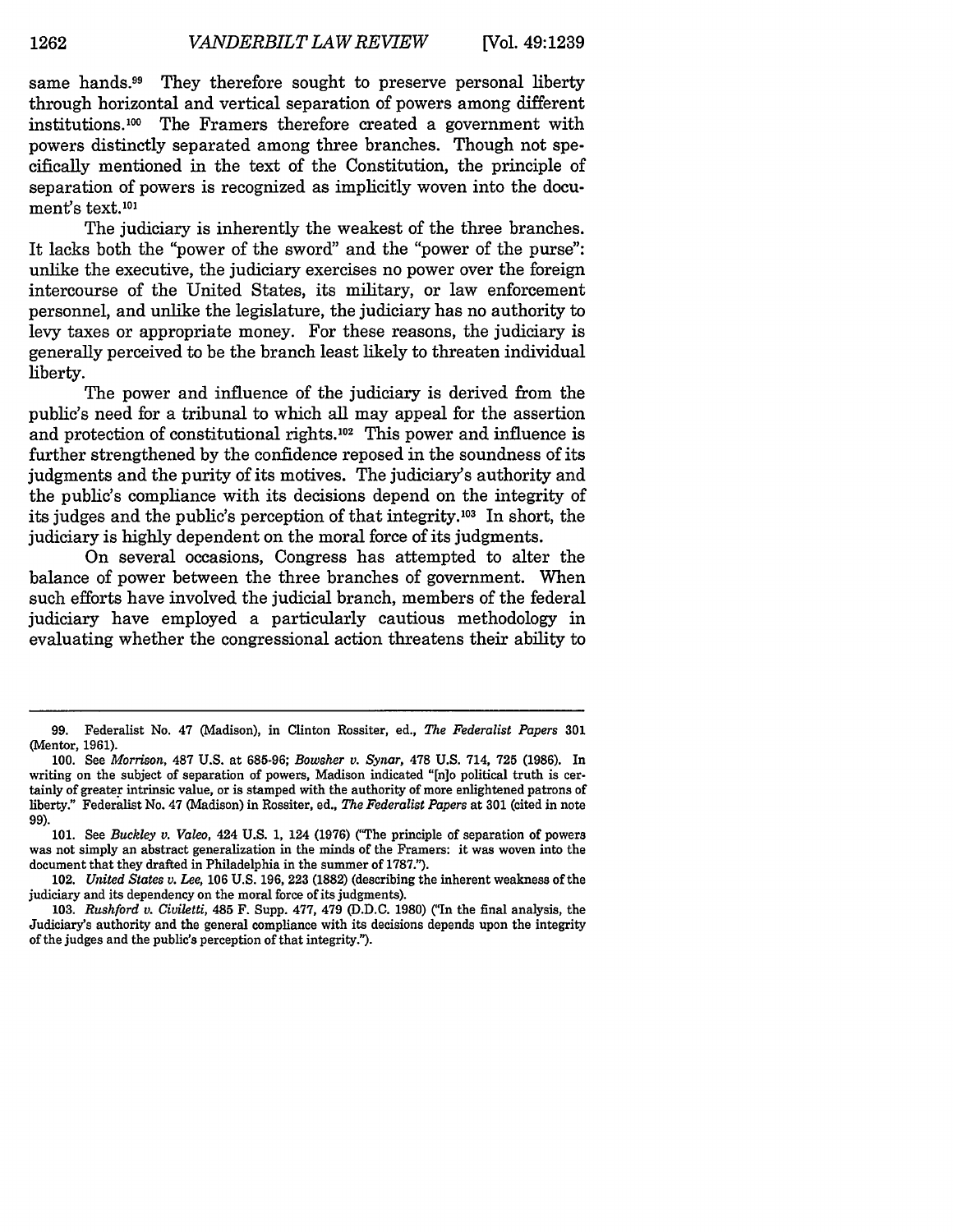same hands.[99] They therefore sought to preserve personal liberty through horizontal and vertical separation of powers among different institutions.[100] The Framers therefore created a government with powers distinctly separated among three branches. Though not specifically mentioned in the text of the Constitution, the principle of separation of powers is recognized as implicitly woven into the document's text.[101]

The judiciary is inherently the weakest of the three branches. It lacks both the "power of the sword" and the "power of the purse": unlike the executive, the judiciary exercises no power over the foreign intercourse of the United States, its military, or law enforcement personnel, and unlike the legislature, the judiciary has no authority to levy taxes or appropriate money. For these reasons, the judiciary is generally perceived to be the branch least likely to threaten individual liberty.

The power and influence of the judiciary is derived from the public's need for a tribunal to which all may appeal for the assertion and protection of constitutional rights.[102] This power and influence is further strengthened by the confidence reposed in the soundness of its judgments and the purity of its motives. The judiciary's authority and the public's compliance with its decisions depend on the integrity of its judges and the public's perception of that integrity.[103] In short, the judiciary is highly dependent on the moral force of its judgments.

On several occasions, Congress has attempted to alter the balance of power between the three branches of government. When such efforts have involved the judicial branch, members of the federal judiciary have employed a particularly cautious methodology in evaluating whether the congressional action threatens their ability to

---

99. Federalist No. 47 (Madison), in Clinton Rossiter, ed., *The Federalist Papers* 301 (Mentor, 1961).

100. See *Morrison*, 487 U.S. at 685-96; *Bowsher v. Synar*, 478 U.S. 714, 725 (1986). In writing on the subject of separation of powers, Madison indicated "[n]o political truth is certainly of greater intrinsic value, or is stamped with the authority of more enlightened patrons of liberty." Federalist No. 47 (Madison) in Rossiter, ed., *The Federalist Papers* at 301 (cited in note 99).

101. See *Buckley v. Valeo*, 424 U.S. 1, 124 (1976) ("The principle of separation of powers was not simply an abstract generalization in the minds of the Framers: it was woven into the document that they drafted in Philadelphia in the summer of 1787.").

102. *United States v. Lee*, 106 U.S. 196, 223 (1882) (describing the inherent weakness of the judiciary and its dependency on the moral force of its judgments).

103. *Rushford v. Civiletti*, 485 F. Supp. 477, 479 (D.D.C. 1980) ("In the final analysis, the Judiciary's authority and the general compliance with its decisions depends upon the integrity of the judges and the public's perception of that integrity.").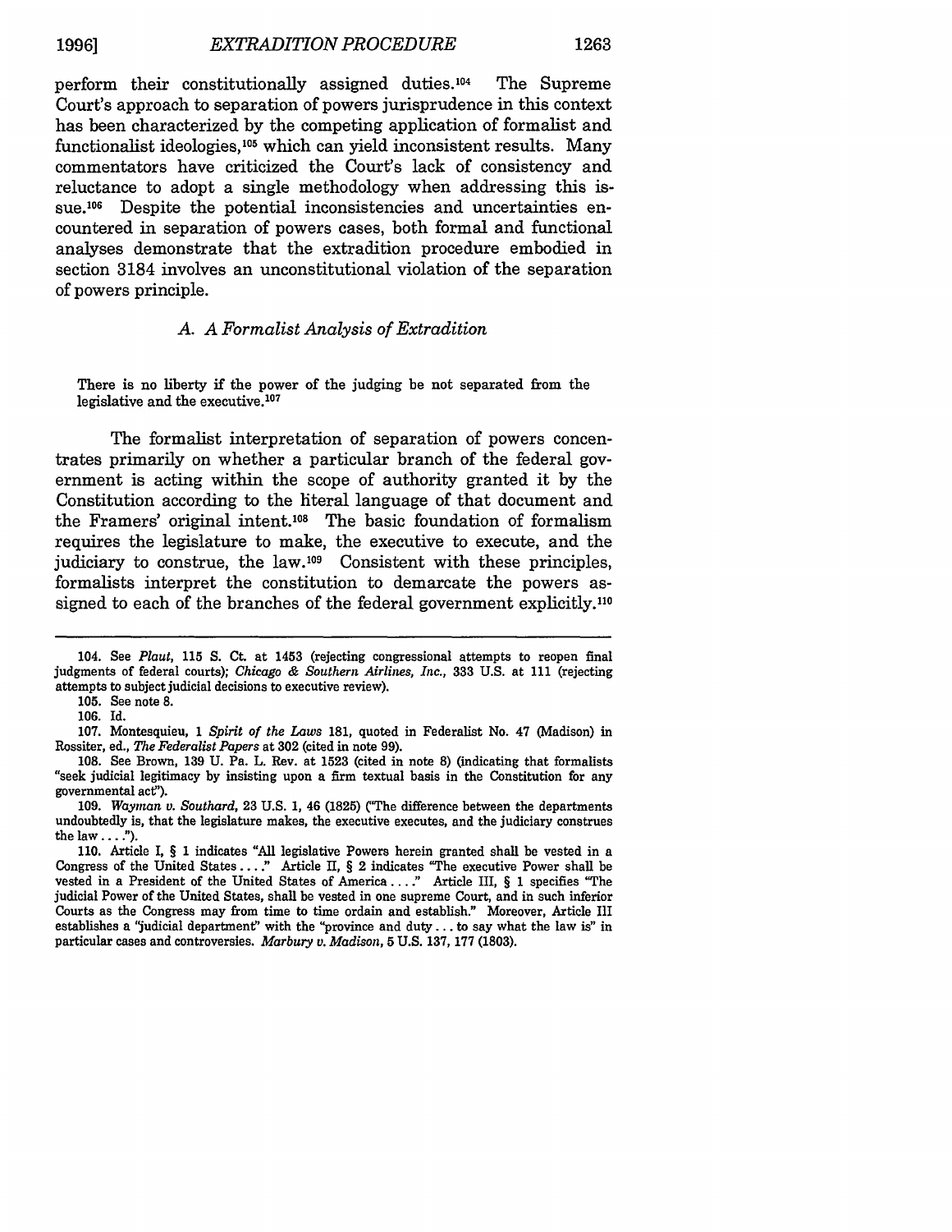perform their constitutionally assigned duties.[104] The Supreme Court's approach to separation of powers jurisprudence in this context has been characterized by the competing application of formalist and functionalist ideologies,[105] which can yield inconsistent results. Many commentators have criticized the Court's lack of consistency and reluctance to adopt a single methodology when addressing this issue.[106] Despite the potential inconsistencies and uncertainties encountered in separation of powers cases, both formal and functional analyses demonstrate that the extradition procedure embodied in section 3184 involves an unconstitutional violation of the separation of powers principle.

### *A. A Formalist Analysis of Extradition*

> There is no liberty if the power of the judging be not separated from the legislative and the executive.[107]

The formalist interpretation of separation of powers concentrates primarily on whether a particular branch of the federal government is acting within the scope of authority granted it by the Constitution according to the literal language of that document and the Framers' original intent.[108] The basic foundation of formalism requires the legislature to make, the executive to execute, and the judiciary to construe, the law.[109] Consistent with these principles, formalists interpret the constitution to demarcate the powers assigned to each of the branches of the federal government explicitly.[110]

---

104. See *Plaut*, 115 S. Ct. at 1453 (rejecting congressional attempts to reopen final judgments of federal courts); *Chicago & Southern Airlines, Inc.*, 333 U.S. at 111 (rejecting attempts to subject judicial decisions to executive review).

105. See note 8.

106. Id.

107. Montesquieu, 1 *Spirit of the Laws* 181, quoted in Federalist No. 47 (Madison) in Rossiter, ed., *The Federalist Papers* at 302 (cited in note 99).

108. See Brown, 139 U. Pa. L. Rev. at 1523 (cited in note 8) (indicating that formalists "seek judicial legitimacy by insisting upon a firm textual basis in the Constitution for any governmental act").

109. *Wayman v. Southard*, 23 U.S. 1, 46 (1825) ("The difference between the departments undoubtedly is, that the legislature makes, the executive executes, and the judiciary construes the law . . . .").

110. Article I, § 1 indicates "All legislative Powers herein granted shall be vested in a Congress of the United States . . . ." Article II, § 2 indicates "The executive Power shall be vested in a President of the United States of America . . . ." Article III, § 1 specifies "The judicial Power of the United States, shall be vested in one supreme Court, and in such inferior Courts as the Congress may from time to time ordain and establish." Moreover, Article III establishes a "judicial department" with the "province and duty . . . to say what the law is" in particular cases and controversies. *Marbury v. Madison*, 5 U.S. 137, 177 (1803).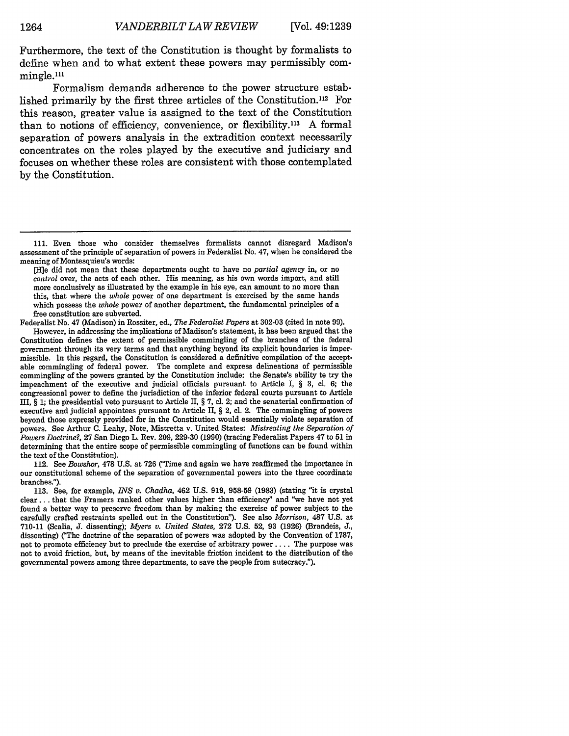Furthermore, the text of the Constitution is thought by formalists to define when and to what extent these powers may permissibly commingle.[111]

Formalism demands adherence to the power structure established primarily by the first three articles of the Constitution.[112] For this reason, greater value is assigned to the text of the Constitution than to notions of efficiency, convenience, or flexibility.[113] A formal separation of powers analysis in the extradition context necessarily concentrates on the roles played by the executive and judiciary and focuses on whether these roles are consistent with those contemplated by the Constitution.

---

111. Even those who consider themselves formalists cannot disregard Madison's assessment of the principle of separation of powers in Federalist No. 47, when he considered the meaning of Montesquieu's words:

> [H]e did not mean that these departments ought to have no *partial agency* in, or no *control* over, the acts of each other. His meaning, as his own words import, and still more conclusively as illustrated by the example in his eye, can amount to no more than this, that where the *whole* power of one department is exercised by the same hands which possess the *whole* power of another department, the fundamental principles of a free constitution are subverted.

Federalist No. 47 (Madison) in Rossiter, ed., *The Federalist Papers* at 302-03 (cited in note 99).

However, in addressing the implications of Madison's statement, it has been argued that the Constitution defines the extent of permissible commingling of the branches of the federal government through its very terms and that anything beyond its explicit boundaries is impermissible. In this regard, the Constitution is considered a definitive compilation of the acceptable commingling of federal power. The complete and express delineations of permissible commingling of the powers granted by the Constitution include: the Senate's ability te try the impeachment of the executive and judicial officials pursuant to Article I, § 3, cl. 6; the congressional power to define the jurisdiction of the inferior federal courts pursuant to Article III, § 1; the presidential veto pursuant to Article II, § 7, cl. 2; and the senaterial confirmation of executive and judicial appointees pursuant to Article II, § 2, cl. 2. The commingling of powers beyond those expressly provided for in the Constitution would essentially violate separation of powers. See Arthur C. Leahy, Note, Mistretta v. United States: *Mistreating the Separation of Powers Doctrine?*, 27 San Diego L. Rev. 209, 229-30 (1990) (tracing Federalist Papers 47 to 51 in determining that the entire scope of permissible commingling of functions can be found within the text of the Constitution).

112. See *Bowshor*, 478 U.S. at 726 ("Time and again we have reaffirmed the importance in our constitutional scheme of the separation of governmental powers into the three coordinate branches.").

113. See, for example, *INS v. Chadha*, 462 U.S. 919, 958-59 (1983) (stating "it is crystal clear . . . that the Framers ranked other values higher than efficiency" and "we have not yet found a better way to preserve freedom than by making the exercise of power subject to the carefully crafted restraints spelled out in the Constitution"). See also *Morrison*, 487 U.S. at 710-11 (Scalia, J. dissenting); *Myers v. United States*, 272 U.S. 52, 93 (1926) (Brandeis, J., dissenting) ("The doctrine of the separation of powers was adopted by the Convention of 1787, not to promote efficiency but to preclude the exercise of arbitrary power . . . . The purpose was not to avoid friction, but, by means of the inevitable friction incident to the distribution of the governmental powers among three departments, to save the people from autecracy.").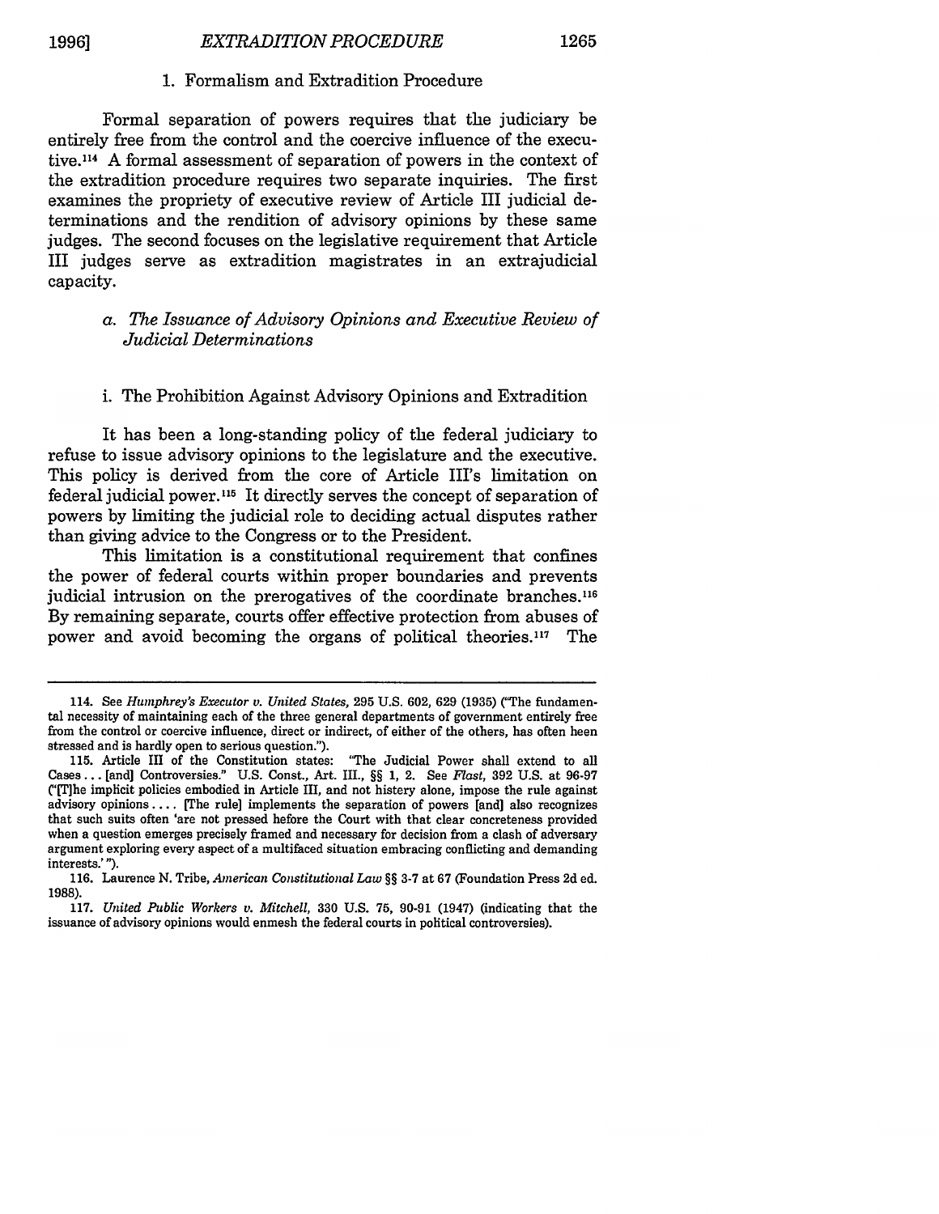### 1. Formalism and Extradition Procedure

Formal separation of powers requires that the judiciary be entirely free from the control and the coercive influence of the executive.[114] A formal assessment of separation of powers in the context of the extradition procedure requires two separate inquiries. The first examines the propriety of executive review of Article III judicial determinations and the rendition of advisory opinions by these same judges. The second focuses on the legislative requirement that Article III judges serve as extradition magistrates in an extrajudicial capacity.

#### *a. The Issuance of Advisory Opinions and Executive Review of Judicial Determinations*

##### i. The Prohibition Against Advisory Opinions and Extradition

It has been a long-standing policy of the federal judiciary to refuse to issue advisory opinions to the legislature and the executive. This policy is derived from the core of Article III's limitation on federal judicial power.[115] It directly serves the concept of separation of powers by limiting the judicial role to deciding actual disputes rather than giving advice to the Congress or to the President.

This limitation is a constitutional requirement that confines the power of federal courts within proper boundaries and prevents judicial intrusion on the prerogatives of the coordinate branches.[116] By remaining separate, courts offer effective protection from abuses of power and avoid becoming the organs of political theories.[117] The

---

114. See *Humphrey's Executor v. United States*, 295 U.S. 602, 629 (1935) ("The fundamental necessity of maintaining each of the three general departments of government entirely free from the control or coercive influence, direct or indirect, of either of the others, has often been stressed and is hardly open to serious question.").

115. Article III of the Constitution states: "The Judicial Power shall extend to all Cases . . . [and] Controversies." U.S. Const., Art. III., §§ 1, 2. See *Flast*, 392 U.S. at 96-97 ("[T]he implicit policies embodied in Article III, and not history alone, impose the rule against advisory opinions . . . . [The rule] implements the separation of powers [and] also recognizes that such suits often 'are not pressed before the Court with that clear concreteness provided when a question emerges precisely framed and necessary for decision from a clash of adversary argument exploring every aspect of a multifaced situation embracing conflicting and demanding interests.'").

116. Laurence N. Tribe, *American Constitutional Law* §§ 3-7 at 67 (Foundation Press 2d ed. 1988).

117. *United Public Workers v. Mitchell*, 330 U.S. 75, 90-91 (1947) (indicating that the issuance of advisory opinions would enmesh the federal courts in political controversies).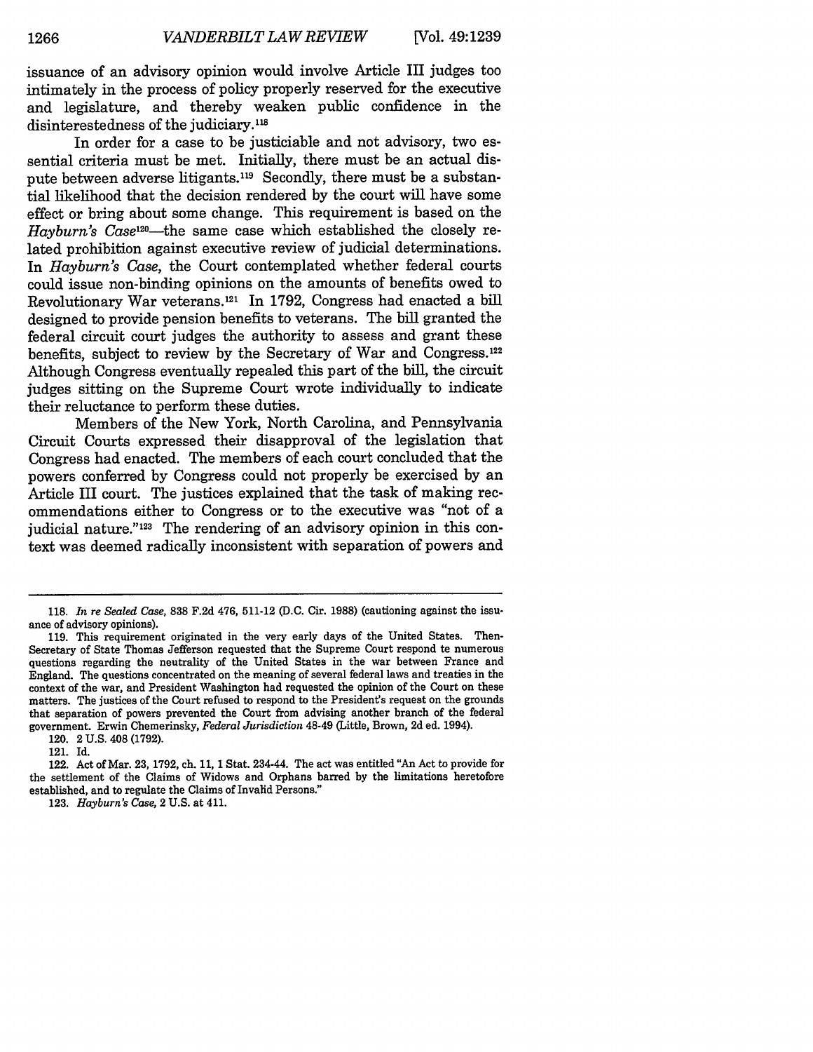issuance of an advisory opinion would involve Article III judges too intimately in the process of policy properly reserved for the executive and legislature, and thereby weaken public confidence in the disinterestedness of the judiciary.[118]

In order for a case to be justiciable and not advisory, two essential criteria must be met. Initially, there must be an actual dispute between adverse litigants.[119] Secondly, there must be a substantial likelihood that the decision rendered by the court will have some effect or bring about some change. This requirement is based on the *Hayburn's Case*[120]—the same case which established the closely related prohibition against executive review of judicial determinations. In *Hayburn's Case*, the Court contemplated whether federal courts could issue non-binding opinions on the amounts of benefits owed to Revolutionary War veterans.[121] In 1792, Congress had enacted a bill designed to provide pension benefits to veterans. The bill granted the federal circuit court judges the authority to assess and grant these benefits, subject to review by the Secretary of War and Congress.[122] Although Congress eventually repealed this part of the bill, the circuit judges sitting on the Supreme Court wrote individually to indicate their reluctance to perform these duties.

Members of the New York, North Carolina, and Pennsylvania Circuit Courts expressed their disapproval of the legislation that Congress had enacted. The members of each court concluded that the powers conferred by Congress could not properly be exercised by an Article III court. The justices explained that the task of making recommendations either to Congress or to the executive was "not of a judicial nature."[123] The rendering of an advisory opinion in this context was deemed radically inconsistent with separation of powers and

---

118. *In re Sealed Case*, 838 F.2d 476, 511-12 (D.C. Cir. 1988) (cautioning against the issuance of advisory opinions).

119. This requirement originated in the very early days of the United States. Then-Secretary of State Thomas Jefferson requested that the Supreme Court respond te numerous questions regarding the neutrality of the United States in the war between France and England. The questions concentrated on the meaning of several federal laws and treaties in the context of the war, and President Washington had requested the opinion of the Court on these matters. The justices of the Court refused to respond to the President's request on the grounds that separation of powers prevented the Court from advising another branch of the federal government. Erwin Chemerinsky, *Federal Jurisdiction* 48-49 (Little, Brown, 2d ed. 1994).

120. 2 U.S. 408 (1792).

121. Id.

122. Act of Mar. 23, 1792, ch. 11, 1 Stat. 234-44. The act was entitled "An Act to provide for the settlement of the Claims of Widows and Orphans barred by the limitations heretofore established, and to regulate the Claims of Invalid Persons."

123. *Hayburn's Case*, 2 U.S. at 411.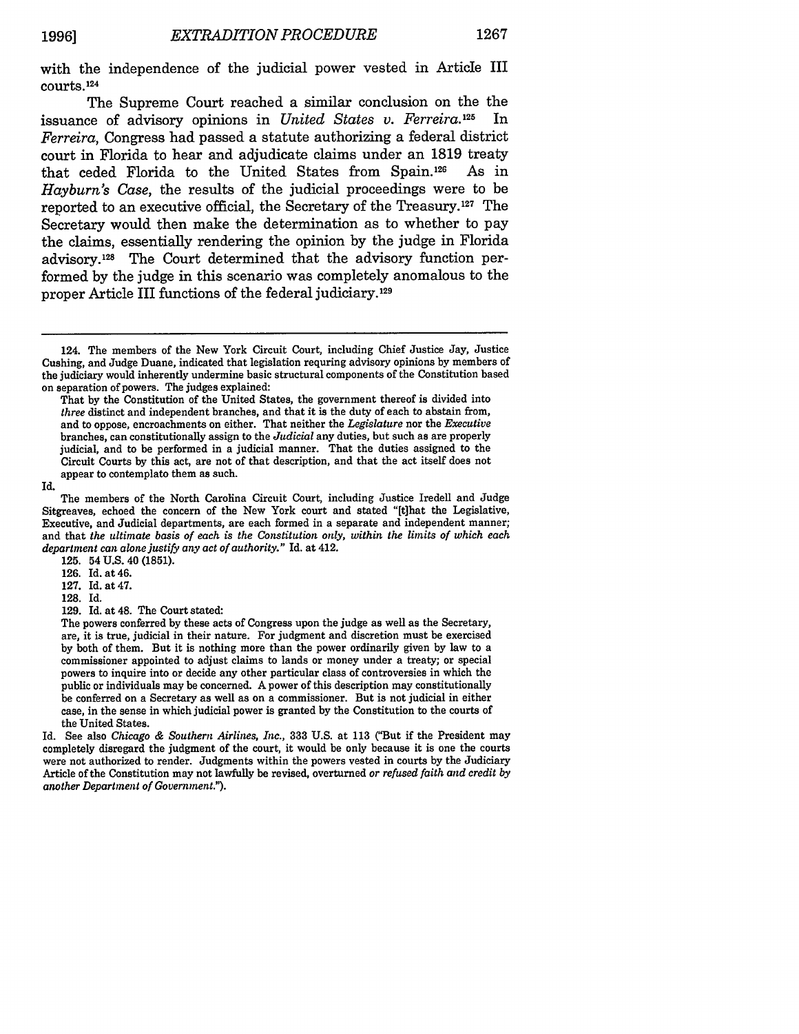with the independence of the judicial power vested in Article III courts.[124]

The Supreme Court reached a similar conclusion on the the issuance of advisory opinions in *United States v. Ferreira.*[125] In *Ferreira*, Congress had passed a statute authorizing a federal district court in Florida to hear and adjudicate claims under an 1819 treaty that ceded Florida to the United States from Spain.[126] As in *Hayburn's Case*, the results of the judicial proceedings were to be reported to an executive official, the Secretary of the Treasury.[127] The Secretary would then make the determination as to whether to pay the claims, essentially rendering the opinion by the judge in Florida advisory.[128] The Court determined that the advisory function performed by the judge in this scenario was completely anomalous to the proper Article III functions of the federal judiciary.[129]

---

124. The members of the New York Circuit Court, including Chief Justice Jay, Justice Cushing, and Judge Duane, indicated that legislation requring advisory opinions by members of the judiciary would inherently undermine basic structural components of the Constitution based on separation of powers. The judges explained:

> That by the Constitution of the United States, the government thereof is divided into *three* distinct and independent branches, and that it is the duty of each to abstain from, and to oppose, encroachments on either. That neither the *Legislature* nor the *Executive* branches, can constitutionally assign to the *Judicial* any duties, but such as are properly judicial, and to be performed in a judicial manner. That the duties assigned to the Circuit Courts by this act, are not of that description, and that the act itself does not appear to contemplato them as such.

Id.

The members of the North Carolina Circuit Court, including Justice Iredell and Judge Sitgreaves, echoed the concern of the New York court and stated "[t]hat the Legislative, Executive, and Judicial departments, are each formed in a separate and independent manner; and that *the ultimate basis of each is the Constitution only, within the limits of which each department can alone justify any act of authority.*" Id. at 412.

125. 54 U.S. 40 (1851).

126. Id. at 46.

127. Id. at 47.

128. Id.

129. Id. at 48. The Court stated:

> The powers conferred by these acts of Congress upon the judge as well as the Secretary, are, it is true, judicial in their nature. For judgment and discretion must be exercised by both of them. But it is nothing more than the power ordinarily given by law to a commissioner appointed to adjust claims to lands or money under a treaty; or special powers to inquire into or decide any other particular class of controversies in which the public or individuals may be concerned. A power of this description may constitutionally be conferred on a Secretary as well as on a commissioner. But is not judicial in either case, in the sense in which judicial power is granted by the Constitution to the courts of the United States.

Id. See also *Chicago & Southern Airlines, Inc.*, 333 U.S. at 113 ("But if the President may completely disregard the judgment of the court, it would be only because it is one the courts were not authorized to render. Judgments within the powers vested in courts by the Judiciary Article of the Constitution may not lawfully be revised, overturned *or refused faith and credit by another Department of Government.*").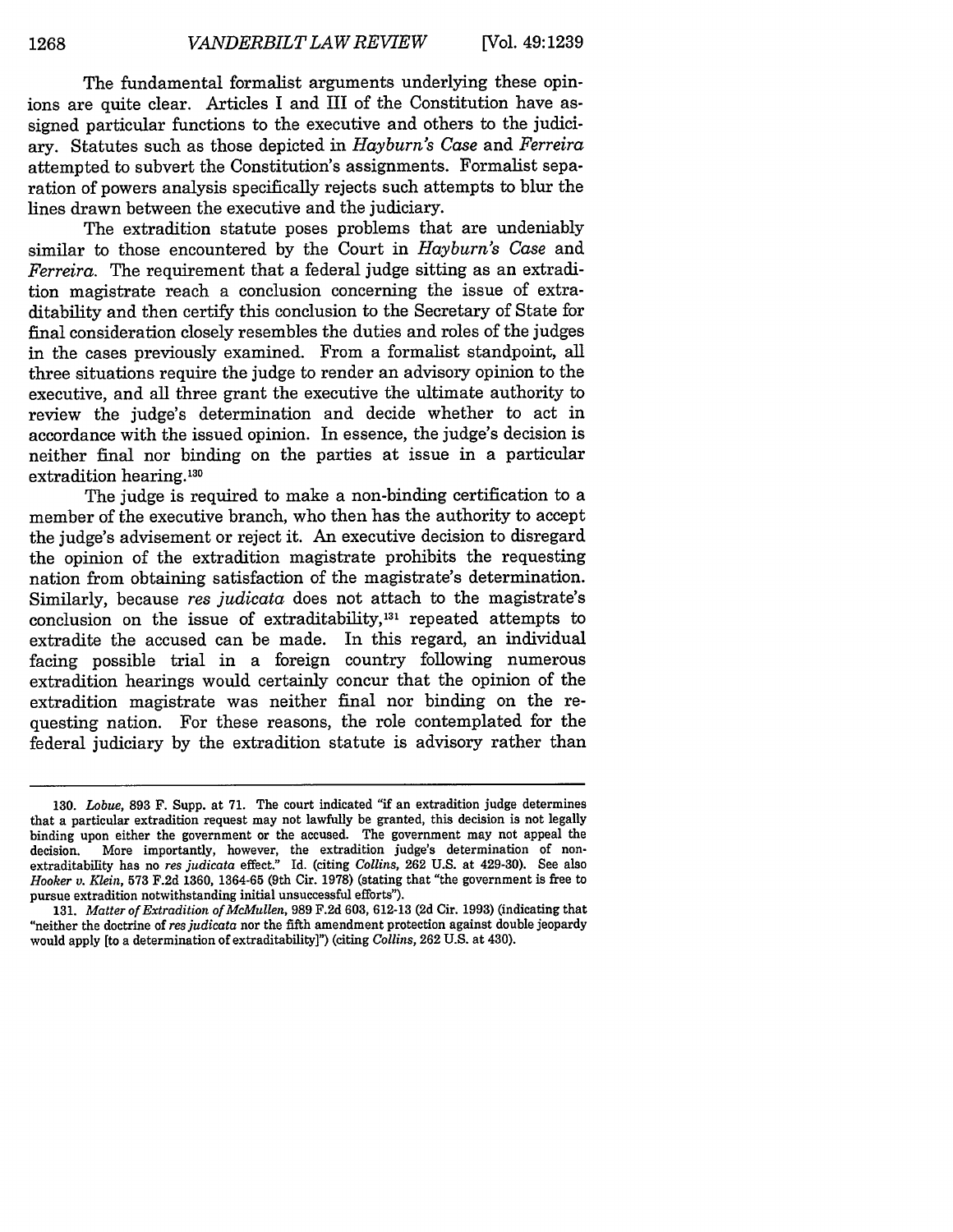The fundamental formalist arguments underlying these opinions are quite clear. Articles I and III of the Constitution have assigned particular functions to the executive and others to the judiciary. Statutes such as those depicted in *Hayburn's Case* and *Ferreira* attempted to subvert the Constitution's assignments. Formalist separation of powers analysis specifically rejects such attempts to blur the lines drawn between the executive and the judiciary.

The extradition statute poses problems that are undeniably similar to those encountered by the Court in *Hayburn's Case* and *Ferreira*. The requirement that a federal judge sitting as an extradition magistrate reach a conclusion concerning the issue of extraditability and then certify this conclusion to the Secretary of State for final consideration closely resembles the duties and roles of the judges in the cases previously examined. From a formalist standpoint, all three situations require the judge to render an advisory opinion to the executive, and all three grant the executive the ultimate authority to review the judge's determination and decide whether to act in accordance with the issued opinion. In essence, the judge's decision is neither final nor binding on the parties at issue in a particular extradition hearing.[130]

The judge is required to make a non-binding certification to a member of the executive branch, who then has the authority to accept the judge's advisement or reject it. An executive decision to disregard the opinion of the extradition magistrate prohibits the requesting nation from obtaining satisfaction of the magistrate's determination. Similarly, because *res judicata* does not attach to the magistrate's conclusion on the issue of extraditability,[131] repeated attempts to extradite the accused can be made. In this regard, an individual facing possible trial in a foreign country following numerous extradition hearings would certainly concur that the opinion of the extradition magistrate was neither final nor binding on the requesting nation. For these reasons, the role contemplated for the federal judiciary by the extradition statute is advisory rather than

---

130. *Lobue*, 893 F. Supp. at 71. The court indicated "if an extradition judge determines that a particular extradition request may not lawfully be granted, this decision is not legally binding upon either the government or the accused. The government may not appeal the decision. More importantly, however, the extradition judge's determination of non-extraditability has no *res judicata* effect." Id. (citing *Collins*, 262 U.S. at 429-30). See also *Hooker v. Klein*, 573 F.2d 1360, 1364-65 (9th Cir. 1978) (stating that "the government is free to pursue extradition notwithstanding initial unsuccessful efforts").

131. *Matter of Extradition of McMullen*, 989 F.2d 603, 612-13 (2d Cir. 1993) (indicating that "neither the doctrine of *res judicata* nor the fifth amendment protection against double jeopardy would apply [to a determination of extraditability]") (citing *Collins*, 262 U.S. at 430).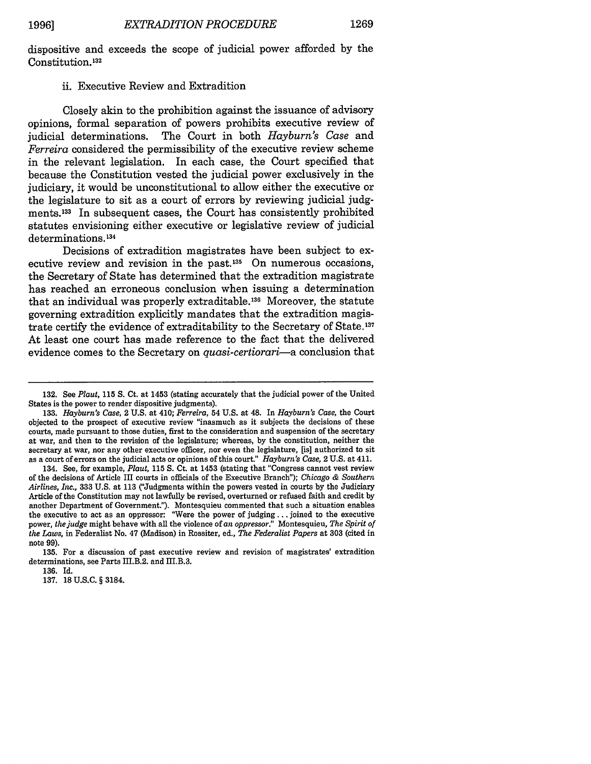dispositive and exceeds the scope of judicial power afforded by the Constitution.[132]

### ii. Executive Review and Extradition

Closely akin to the prohibition against the issuance of advisory opinions, formal separation of powers prohibits executive review of judicial determinations. The Court in both *Hayburn's Case* and *Ferreira* considered the permissibility of the executive review scheme in the relevant legislation. In each case, the Court specified that because the Constitution vested the judicial power exclusively in the judiciary, it would be unconstitutional to allow either the executive or the legislature to sit as a court of errors by reviewing judicial judgments.[133] In subsequent cases, the Court has consistently prohibited statutes envisioning either executive or legislative review of judicial determinations.[134]

Decisions of extradition magistrates have been subject to executive review and revision in the past.[135] On numerous occasions, the Secretary of State has determined that the extradition magistrate has reached an erroneous conclusion when issuing a determination that an individual was properly extraditable.[136] Moreover, the statute governing extradition explicitly mandates that the extradition magistrate certify the evidence of extraditability to the Secretary of State.[137] At least one court has made reference to the fact that the delivered evidence comes to the Secretary on *quasi-certiorari*—a conclusion that

---

132. See *Plaut*, 115 S. Ct. at 1453 (stating accurately that the judicial power of the United States is the power to render dispositive judgments).

133. *Hayburn's Case*, 2 U.S. at 410; *Ferreira*, 54 U.S. at 48. In *Hayburn's Case*, the Court objected to the prospect of executive review "inasmuch as it subjects the decisions of these courts, made pursuant to those duties, first to the consideration and suspension of the secretary at war, and then to the revision of the legislature; whereas, by the constitution, neither the secretary at war, nor any other executive officer, nor even the legislature, [is] authorized to sit as a court of errors on the judicial acts or opinions of this court." *Hayburn's Case*, 2 U.S. at 411.

134. See, for example, *Plaut*, 115 S. Ct. at 1453 (stating that "Congress cannot vest review of the decisions of Article III courts in officials of the Executive Branch"); *Chicago & Southern Airlines, Inc.*, 333 U.S. at 113 ("Judgments within the powers vested in courts by the Judiciary Article of the Constitution may not lawfully be revised, overturned or refused faith and credit by another Department of Government."). Montesquieu commented that such a situation enables the executive to act as an oppressor: "Were the power of judging . . . joined to the executive power, *the judge* might behave with all the violence of *an oppressor*." Montesquieu, *The Spirit of the Laws*, in Federalist No. 47 (Madison) in Rossiter, ed., *The Federalist Papers* at 303 (cited in note 99).

135. For a discussion of past executive review and revision of magistrates' extradition determinations, see Parts III.B.2. and III.B.3.

136. Id.

137. 18 U.S.C. § 3184.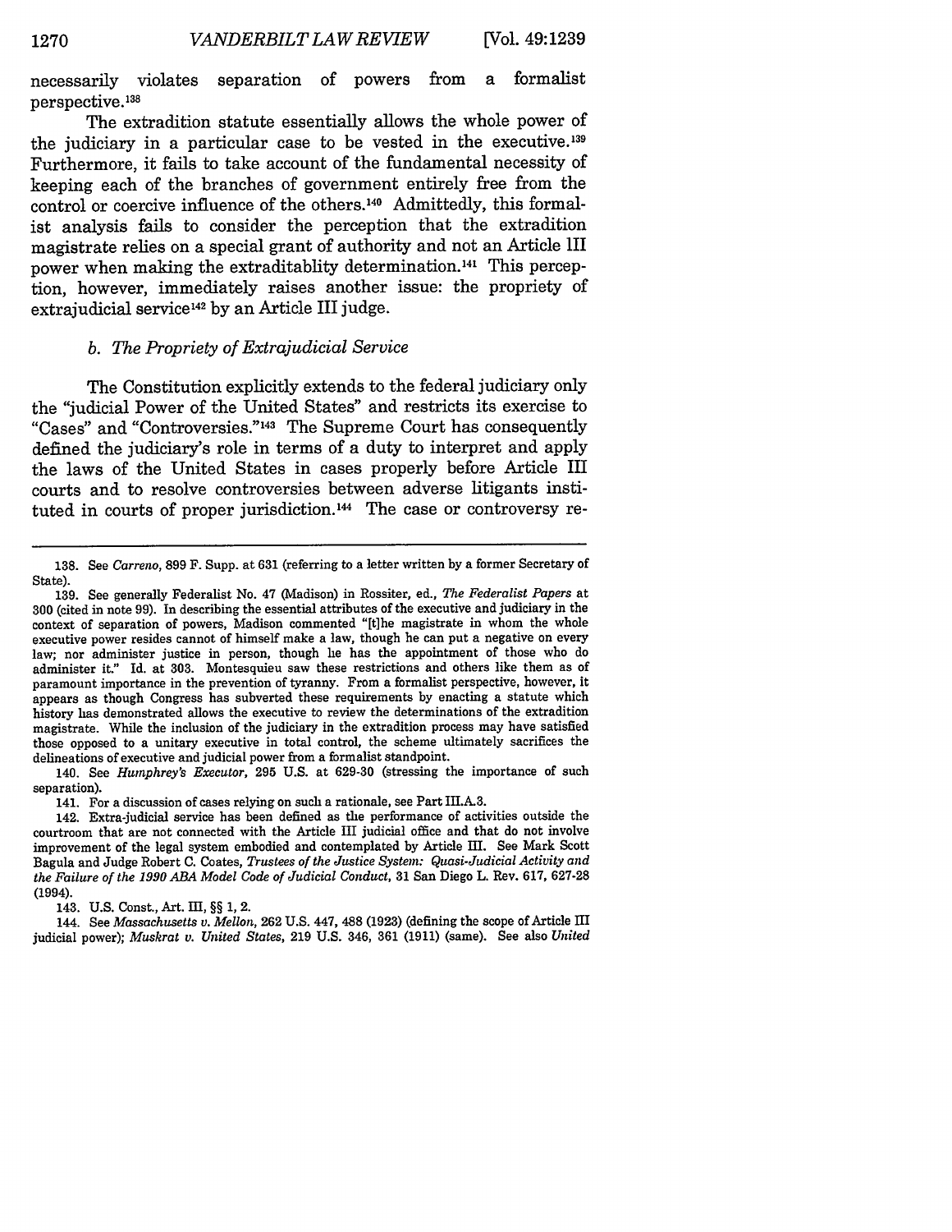necessarily violates separation of powers from a formalist perspective.[138]

The extradition statute essentially allows the whole power of the judiciary in a particular case to be vested in the executive.[139] Furthermore, it fails to take account of the fundamental necessity of keeping each of the branches of government entirely free from the control or coercive influence of the others.[140] Admittedly, this formalist analysis fails to consider the perception that the extradition magistrate relies on a special grant of authority and not an Article III power when making the extraditablity determination.[141] This perception, however, immediately raises another issue: the propriety of extrajudicial service[142] by an Article III judge.

### b. *The Propriety of Extrajudicial Service*

The Constitution explicitly extends to the federal judiciary only the "judicial Power of the United States" and restricts its exercise to "Cases" and "Controversies."[143] The Supreme Court has consequently defined the judiciary's role in terms of a duty to interpret and apply the laws of the United States in cases properly before Article III courts and to resolve controversies between adverse litigants instituted in courts of proper jurisdiction.[144] The case or controversy re-

---

138. See *Carreno*, 899 F. Supp. at 631 (referring to a letter written by a former Secretary of State).

139. See generally Federalist No. 47 (Madison) in Rossiter, ed., *The Federalist Papers* at 300 (cited in note 99). In describing the essential attributes of the executive and judiciary in the context of separation of powers, Madison commented "[t]he magistrate in whom the whole executive power resides cannot of himself make a law, though he can put a negative on every law; nor administer justice in person, though he has the appointment of those who do administer it." Id. at 303. Montesquieu saw these restrictions and others like them as of paramount importance in the prevention of tyranny. From a formalist perspective, however, it appears as though Congress has subverted these requirements by enacting a statute which history has demonstrated allows the executive to review the determinations of the extradition magistrate. While the inclusion of the judiciary in the extradition process may have satisfied those opposed to a unitary executive in total control, the scheme ultimately sacrifices the delineations of executive and judicial power from a formalist standpoint.

140. See *Humphrey's Executor*, 295 U.S. at 629-30 (stressing the importance of such separation).

141. For a discussion of cases relying on such a rationale, see Part III.A.3.

142. Extra-judicial service has been defined as the performance of activities outside the courtroom that are not connected with the Article III judicial office and that do not involve improvement of the legal system embodied and contemplated by Article III. See Mark Scott Bagula and Judge Robert C. Coates, *Trustees of the Justice System: Quasi-Judicial Activity and the Failure of the 1990 ABA Model Code of Judicial Conduct*, 31 San Diego L. Rev. 617, 627-28 (1994).

143. U.S. Const., Art. III, §§ 1, 2.

144. See *Massachusetts v. Mellon*, 262 U.S. 447, 488 (1923) (defining the scope of Article III judicial power); *Muskrat v. United States*, 219 U.S. 346, 361 (1911) (same). See also *United*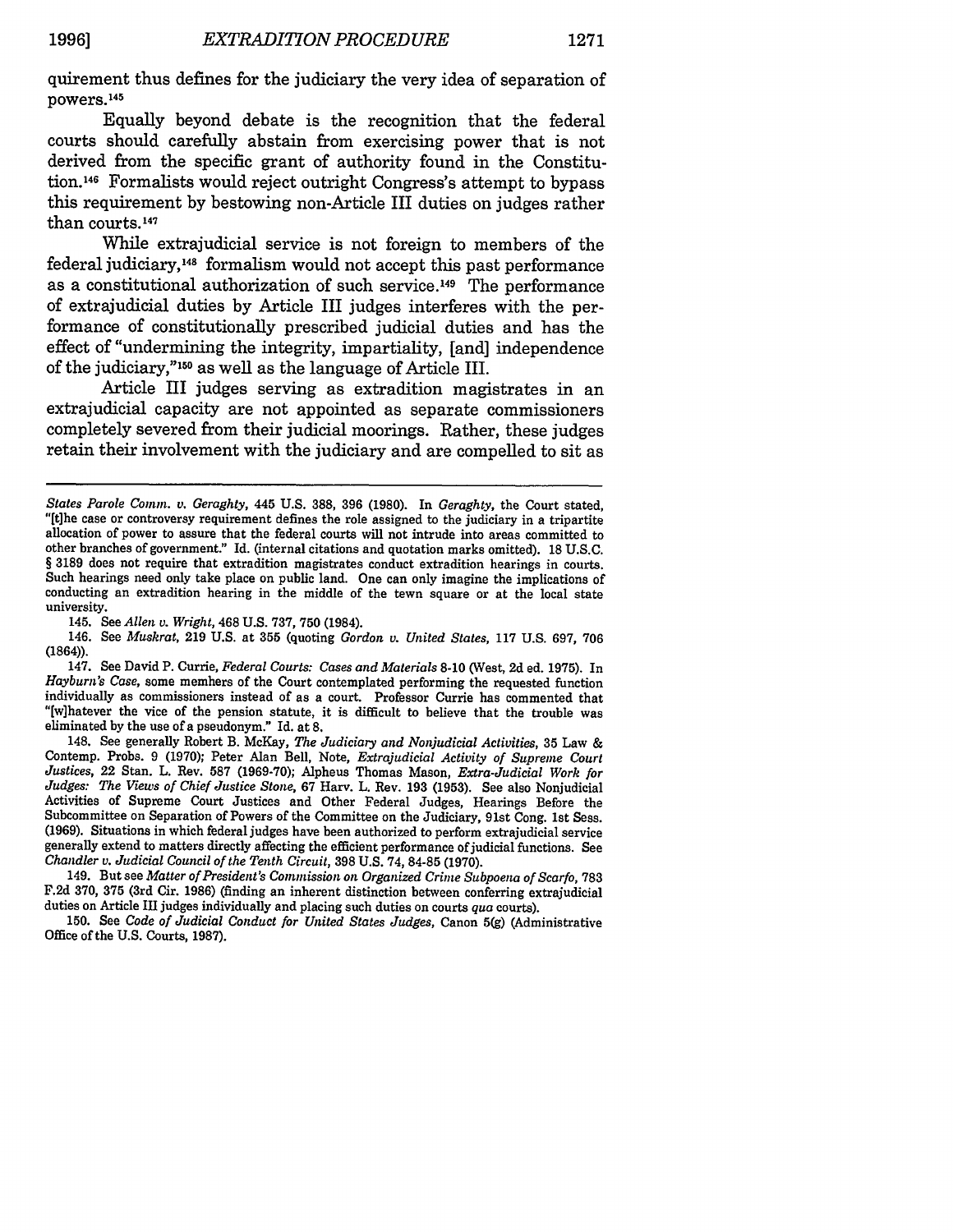quirement thus defines for the judiciary the very idea of separation of powers.[145]

Equally beyond debate is the recognition that the federal courts should carefully abstain from exercising power that is not derived from the specific grant of authority found in the Constitution.[146] Formalists would reject outright Congress's attempt to bypass this requirement by bestowing non-Article III duties on judges rather than courts.[147]

While extrajudicial service is not foreign to members of the federal judiciary,[148] formalism would not accept this past performance as a constitutional authorization of such service.[149] The performance of extrajudicial duties by Article III judges interferes with the performance of constitutionally prescribed judicial duties and has the effect of "undermining the integrity, impartiality, [and] independence of the judiciary,"[150] as well as the language of Article III.

Article III judges serving as extradition magistrates in an extrajudicial capacity are not appointed as separate commissioners completely severed from their judicial moorings. Rather, these judges retain their involvement with the judiciary and are compelled to sit as

---

*States Parole Comm. v. Geraghty*, 445 U.S. 388, 396 (1980). In *Geraghty*, the Court stated, "[t]he case or controversy requirement defines the role assigned to the judiciary in a tripartite allocation of power to assure that the federal courts will not intrude into areas committed to other branches of government." Id. (internal citations and quotation marks omitted). 18 U.S.C. § 3189 does not require that extradition magistrates conduct extradition hearings in courts. Such hearings need only take place on public land. One can only imagine the implications of conducting an extradition hearing in the middle of the town square or at the local state university.

145. See *Allen v. Wright*, 468 U.S. 737, 750 (1984).

146. See *Muskrat*, 219 U.S. at 355 (quoting *Gordon v. United States*, 117 U.S. 697, 706 (1864)).

147. See David P. Currie, *Federal Courts: Cases and Materials* 8-10 (West, 2d ed. 1975). In *Hayburn's Case*, some members of the Court contemplated performing the requested function individually as commissioners instead of as a court. Professor Currie has commented that "[w]hatever the vice of the pension statute, it is difficult to believe that the trouble was eliminated by the use of a pseudonym." Id. at 8.

148. See generally Robert B. McKay, *The Judiciary and Nonjudicial Activities*, 35 Law & Contemp. Probs. 9 (1970); Peter Alan Bell, Note, *Extrajudicial Activity of Supreme Court Justices*, 22 Stan. L. Rev. 587 (1969-70); Alpheus Thomas Mason, *Extra-Judicial Work for Judges: The Views of Chief Justice Stone*, 67 Harv. L. Rev. 193 (1953). See also Nonjudicial Activities of Supreme Court Justices and Other Federal Judges, Hearings Before the Subcommittee on Separation of Powers of the Committee on the Judiciary, 91st Cong. 1st Sess. (1969). Situations in which federal judges have been authorized to perform extrajudicial service generally extend to matters directly affecting the efficient performance of judicial functions. See *Chandler v. Judicial Council of the Tenth Circuit*, 398 U.S. 74, 84-85 (1970).

149. But see *Matter of President's Commission on Organized Crime Subpoena of Scarfo*, 783 F.2d 370, 375 (3rd Cir. 1986) (finding an inherent distinction between conferring extrajudicial duties on Article III judges individually and placing such duties on courts *qua* courts).

150. See *Code of Judicial Conduct for United States Judges*, Canon 5(g) (Administrative Office of the U.S. Courts, 1987).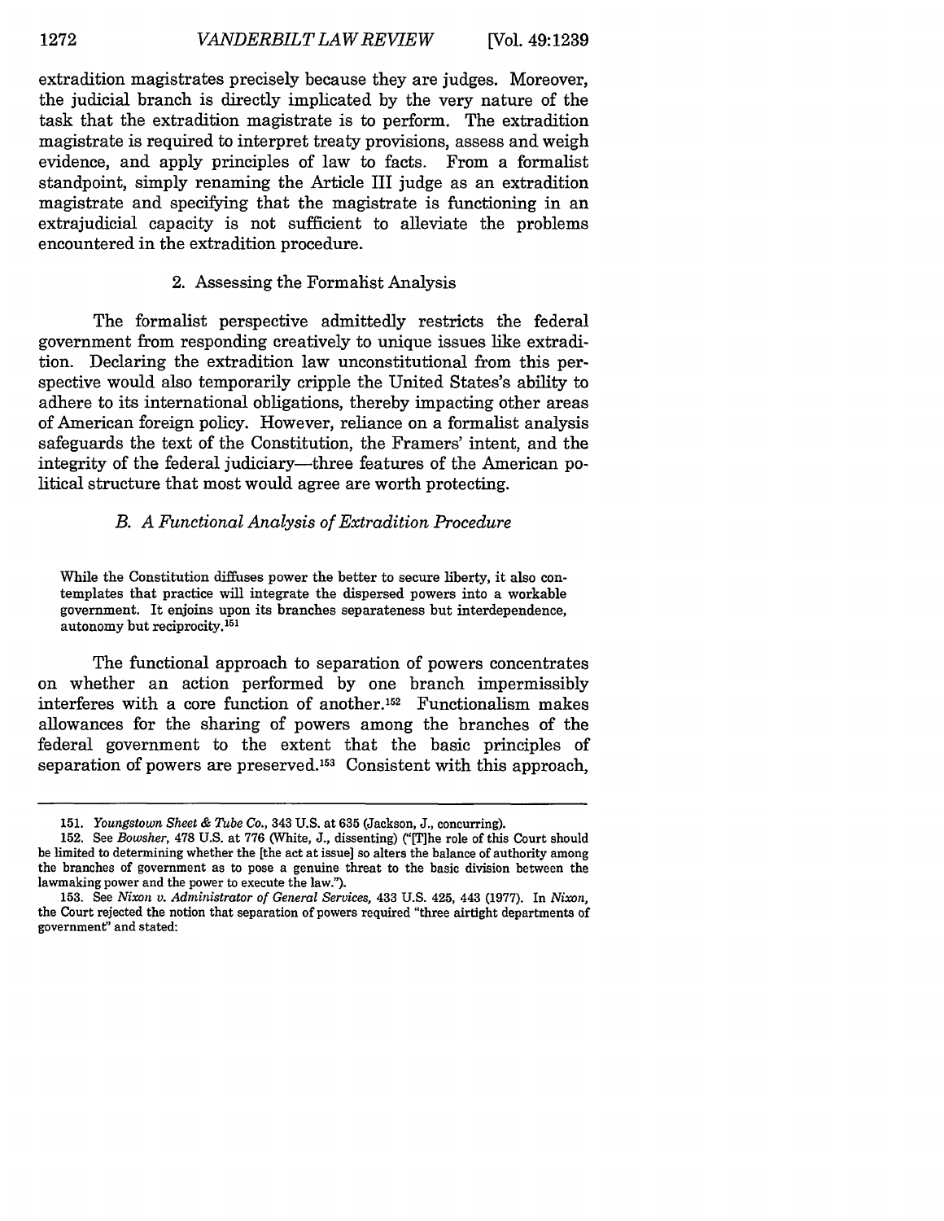extradition magistrates precisely because they are judges. Moreover, the judicial branch is directly implicated by the very nature of the task that the extradition magistrate is to perform. The extradition magistrate is required to interpret treaty provisions, assess and weigh evidence, and apply principles of law to facts. From a formalist standpoint, simply renaming the Article III judge as an extradition magistrate and specifying that the magistrate is functioning in an extrajudicial capacity is not sufficient to alleviate the problems encountered in the extradition procedure.

### 2. Assessing the Formalist Analysis

The formalist perspective admittedly restricts the federal government from responding creatively to unique issues like extradition. Declaring the extradition law unconstitutional from this perspective would also temporarily cripple the United States's ability to adhere to its international obligations, thereby impacting other areas of American foreign policy. However, reliance on a formalist analysis safeguards the text of the Constitution, the Framers' intent, and the integrity of the federal judiciary—three features of the American political structure that most would agree are worth protecting.

### *B. A Functional Analysis of Extradition Procedure*

> While the Constitution diffuses power the better to secure liberty, it also contemplates that practice will integrate the dispersed powers into a workable government. It enjoins upon its branches separateness but interdependence, autonomy but reciprocity.[151]

The functional approach to separation of powers concentrates on whether an action performed by one branch impermissibly interferes with a core function of another.[152] Functionalism makes allowances for the sharing of powers among the branches of the federal government to the extent that the basic principles of separation of powers are preserved.[153] Consistent with this approach,

---

151. *Youngstown Sheet & Tube Co.*, 343 U.S. at 635 (Jackson, J., concurring).

152. See *Bowsher*, 478 U.S. at 776 (White, J., dissenting) ("[T]he role of this Court should be limited to determining whether the [the act at issue] so alters the balance of authority among the branches of government as to pose a genuine threat to the basic division between the lawmaking power and the power to execute the law.").

153. See *Nixon v. Administrator of General Services*, 433 U.S. 425, 443 (1977). In *Nixon*, the Court rejected the notion that separation of powers required "three airtight departments of government" and stated: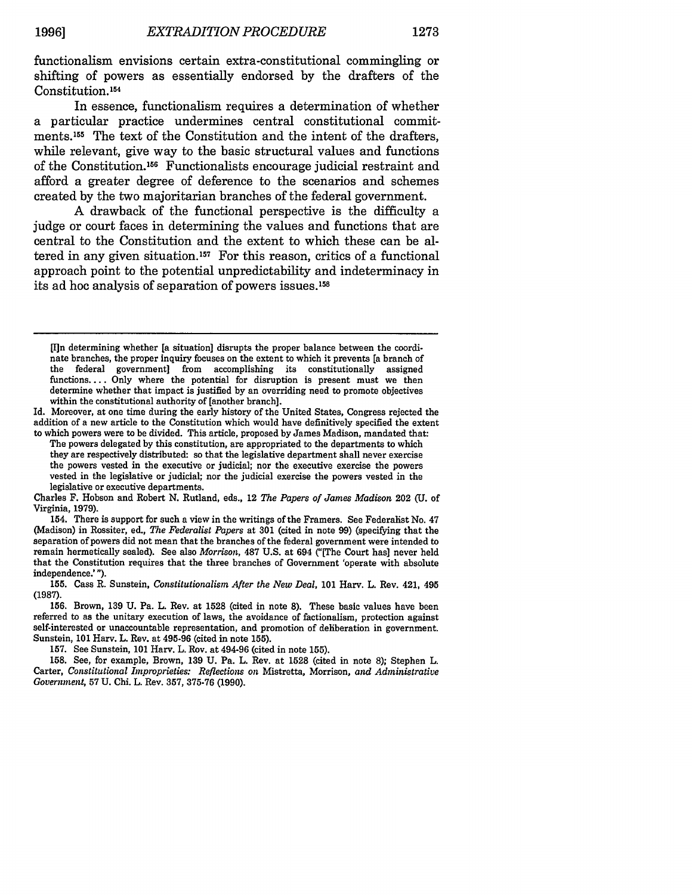functionalism envisions certain extra-constitutional commingling or shifting of powers as essentially endorsed by the drafters of the Constitution.[154]

In essence, functionalism requires a determination of whether a particular practice undermines central constitutional commitments.[155] The text of the Constitution and the intent of the drafters, while relevant, give way to the basic structural values and functions of the Constitution.[156] Functionalists encourage judicial restraint and afford a greater degree of deference to the scenarios and schemes created by the two majoritarian branches of the federal government.

A drawback of the functional perspective is the difficulty a judge or court faces in determining the values and functions that are central to the Constitution and the extent to which these can be altered in any given situation.[157] For this reason, critics of a functional approach point to the potential unpredictability and indeterminacy in its ad hoc analysis of separation of powers issues.[158]

---

> [I]n determining whether [a situation] disrupts the proper balance between the coordinate branches, the proper inquiry focuses on the extent to which it prevents [a branch of the federal government] from accomplishing its constitutionally assigned functions. . . . Only where the potential for disruption is present must we then determine whether that impact is justified by an overriding need to promote objectives within the constitutional authority of [another branch].

Id. Moreover, at one time during the early history of the United States, Congress rejected the addition of a new article to the Constitution which would have definitively specified the extent to which powers were to be divided. This article, proposed by James Madison, mandated that:

> The powers delegated by this constitution, are appropriated to the departments to which they are respectively distributed: so that the legislative department shall never exercise the powers vested in the executive or judicial; nor the executive exercise the powers vested in the legislative or judicial; nor the judicial exercise the powers vested in the legislative or executive departments.

Charles F. Hobson and Robert N. Rutland, eds., 12 *The Papers of James Madison* 202 (U. of Virginia, 1979).

154. There is support for such a view in the writings of the Framers. See Federalist No. 47 (Madison) in Rossiter, ed., *The Federalist Papers* at 301 (cited in note 99) (specifying that the separation of powers did not mean that the branches of the federal government were intended to remain hermetically sealed). See also *Morrison*, 487 U.S. at 694 ("[The Court has] never held that the Constitution requires that the three branches of Government 'operate with absolute independence.'").

155. Cass R. Sunstein, *Constitutionalism After the New Deal*, 101 Harv. L. Rev. 421, 495 (1987).

156. Brown, 139 U. Pa. L. Rev. at 1528 (cited in note 8). These basic values have been referred to as the unitary execution of laws, the avoidance of factionalism, protection against self-interested or unaccountable representation, and promotion of deliberation in government. Sunstein, 101 Harv. L. Rev. at 495-96 (cited in note 155).

157. See Sunstein, 101 Harv. L. Rev. at 494-96 (cited in note 155).

158. See, for example, Brown, 139 U. Pa. L. Rev. at 1528 (cited in note 8); Stephen L. Carter, *Constitutional Improprieties: Reflections on* Mistretta, Morrison, *and Administrative Government*, 57 U. Chi. L. Rev. 357, 375-76 (1990).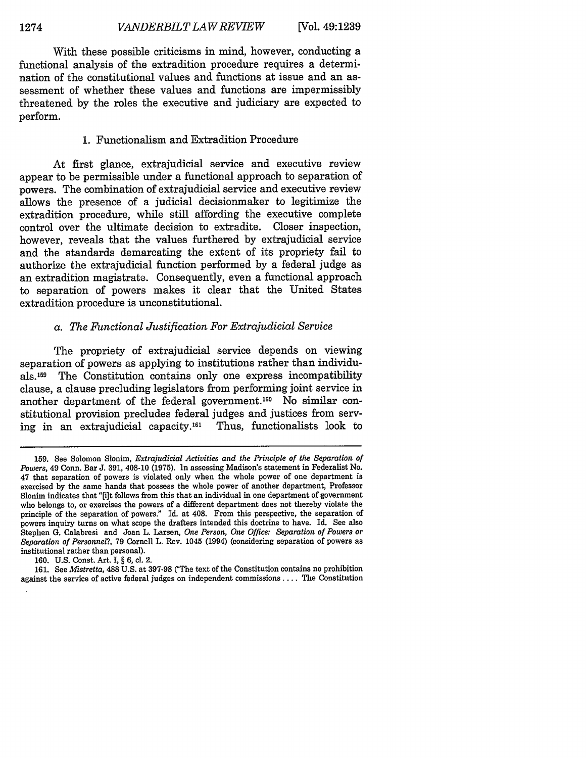With these possible criticisms in mind, however, conducting a functional analysis of the extradition procedure requires a determination of the constitutional values and functions at issue and an assessment of whether these values and functions are impermissibly threatened by the roles the executive and judiciary are expected to perform.

### 1. Functionalism and Extradition Procedure

At first glance, extrajudicial service and executive review appear to be permissible under a functional approach to separation of powers. The combination of extrajudicial service and executive review allows the presence of a judicial decisionmaker to legitimize the extradition procedure, while still affording the executive complete control over the ultimate decision to extradite. Closer inspection, however, reveals that the values furthered by extrajudicial service and the standards demarcating the extent of its propriety fail to authorize the extrajudicial function performed by a federal judge as an extradition magistrate. Consequently, even a functional approach to separation of powers makes it clear that the United States extradition procedure is unconstitutional.

#### *a. The Functional Justification For Extrajudicial Service*

The propriety of extrajudicial service depends on viewing separation of powers as applying to institutions rather than individuals.[159] The Constitution contains only one express incompatibility clause, a clause precluding legislators from performing joint service in another department of the federal government.[160] No similar constitutional provision precludes federal judges and justices from serving in an extrajudicial capacity.[161] Thus, functionalists look to

---

159. See Solomon Slonim, *Extrajudicial Activities and the Principle of the Separation of Powers*, 49 Conn. Bar J. 391, 408-10 (1975). In assessing Madison's statement in Federalist No. 47 that separation of powers is violated only when the whole power of one department is exercised by the same hands that possess the whole power of another department, Professor Slonim indicates that "[i]t follows from this that an individual in one department of government who belongs to, or exercises the powers of a different department does not thereby violate the principle of the separation of powers." Id. at 408. From this perspective, the separation of powers inquiry turns on what scope the drafters intended this doctrine to have. Id. See also Stephen G. Calabresi and Joan L. Larsen, *One Person, One Office: Separation of Powers or Separation of Personnel?*, 79 Cornell L. Rev. 1045 (1994) (considering separation of powers as institutional rather than personal).

160. U.S. Const. Art. I, § 6, cl. 2.

161. See *Mistretta*, 488 U.S. at 397-98 ("The text of the Constitution contains no prohibition against the service of active federal judges on independent commissions .... The Constitution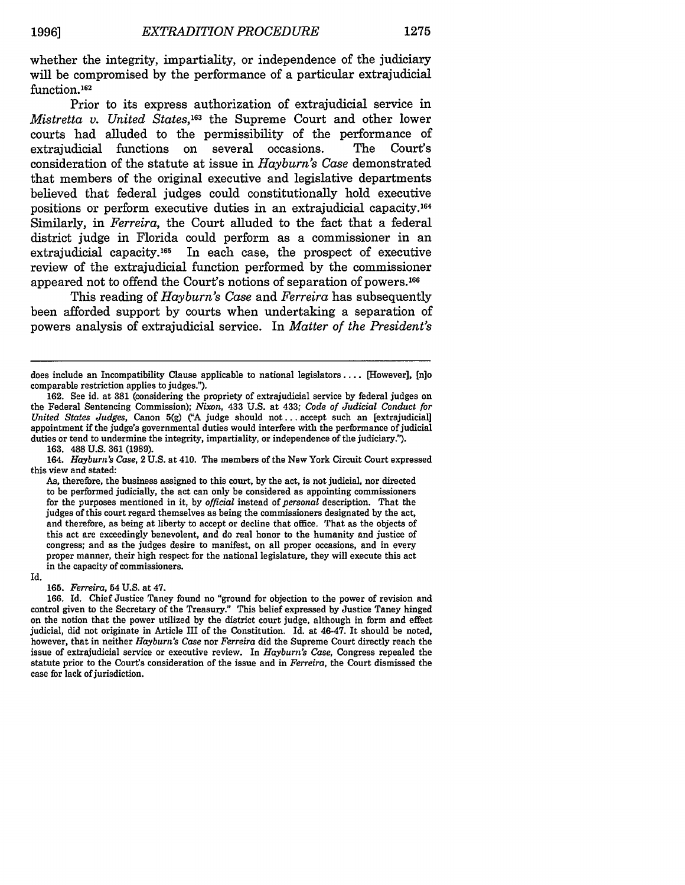whether the integrity, impartiality, or independence of the judiciary will be compromised by the performance of a particular extrajudicial function.[162]

Prior to its express authorization of extrajudicial service in *Mistretta v. United States*,[163] the Supreme Court and other lower courts had alluded to the permissibility of the performance of extrajudicial functions on several occasions. The Court's consideration of the statute at issue in *Hayburn's Case* demonstrated that members of the original executive and legislative departments believed that federal judges could constitutionally hold executive positions or perform executive duties in an extrajudicial capacity.[164] Similarly, in *Ferreira*, the Court alluded to the fact that a federal district judge in Florida could perform as a commissioner in an extrajudicial capacity.[165] In each case, the prospect of executive review of the extrajudicial function performed by the commissioner appeared not to offend the Court's notions of separation of powers.[166]

This reading of *Hayburn's Case* and *Ferreira* has subsequently been afforded support by courts when undertaking a separation of powers analysis of extrajudicial service. In *Matter of the President's*

---

does include an Incompatibility Clause applicable to national legislators .... [However], [n]o comparable restriction applies to judges.").

162. See id. at 381 (considering the propriety of extrajudicial service by federal judges on the Federal Sentencing Commission); *Nixon*, 433 U.S. at 433; *Code of Judicial Conduct for United States Judges*, Canon 5(g) ("A judge should not ... accept such an [extrajudicial] appointment if the judge's governmental duties would interfere with the performance of judicial duties or tend to undermine the integrity, impartiality, or independence of the judiciary.").

163. 488 U.S. 361 (1989).

164. *Hayburn's Case*, 2 U.S. at 410. The members of the New York Circuit Court expressed this view and stated:

> As, therefore, the business assigned to this court, by the act, is not judicial, nor directed to be performed judicially, the act can only be considered as appointing commissioners for the purposes mentioned in it, by *official* instead of *personal* description. That the judges of this court regard themselves as being the commissioners designated by the act, and therefore, as being at liberty to accept or decline that office. That as the objects of this act are exceedingly benevolent, and do real honor to the humanity and justice of congress; and as the judges desire to manifest, on all proper occasions, and in every proper manner, their high respect for the national legislature, they will execute this act in the capacity of commissioners.

Id.

165. *Ferreira*, 54 U.S. at 47.

166. Id. Chief Justice Taney found no "ground for objection to the power of revision and control given to the Secretary of the Treasury." This belief expressed by Justice Taney hinged on the notion that the power utilized by the district court judge, although in form and effect judicial, did not originate in Article III of the Constitution. Id. at 46-47. It should be noted, however, that in neither *Hayburn's Case* nor *Ferreira* did the Supreme Court directly reach the issue of extrajudicial service or executive review. In *Hayburn's Case*, Congress repealed the statute prior to the Court's consideration of the issue and in *Ferreira*, the Court dismissed the case for lack of jurisdiction.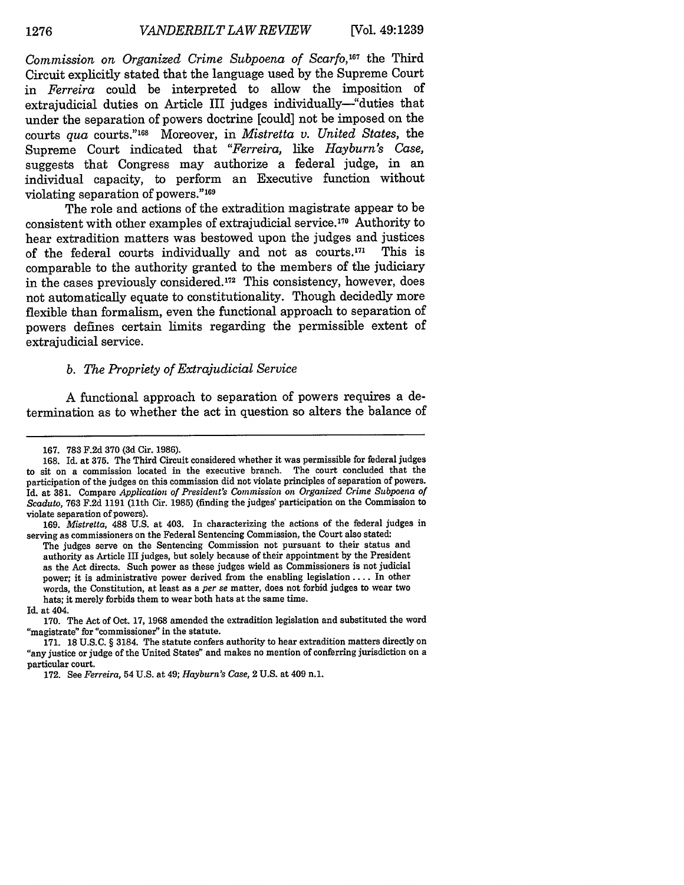*Commission on Organized Crime Subpoena of Scarfo*,[167] the Third Circuit explicitly stated that the language used by the Supreme Court in *Ferreira* could be interpreted to allow the imposition of extrajudicial duties on Article III judges individually—"duties that under the separation of powers doctrine [could] not be imposed on the courts *qua* courts."[168] Moreover, in *Mistretta v. United States*, the Supreme Court indicated that "*Ferreira*, like *Hayburn's Case*, suggests that Congress may authorize a federal judge, in an individual capacity, to perform an Executive function without violating separation of powers."[169]

The role and actions of the extradition magistrate appear to be consistent with other examples of extrajudicial service.[170] Authority to hear extradition matters was bestowed upon the judges and justices of the federal courts individually and not as courts.[171] This is comparable to the authority granted to the members of the judiciary in the cases previously considered.[172] This consistency, however, does not automatically equate to constitutionality. Though decidedly more flexible than formalism, even the functional approach to separation of powers defines certain limits regarding the permissible extent of extrajudicial service.

### *b. The Propriety of Extrajudicial Service*

A functional approach to separation of powers requires a determination as to whether the act in question so alters the balance of

---

167. 783 F.2d 370 (3d Cir. 1986).

168. Id. at 375. The Third Circuit considered whether it was permissible for federal judges to sit on a commission located in the executive branch. The court concluded that the participation of the judges on this commission did not violate principles of separation of powers. Id. at 381. Compare *Application of President's Commission on Organized Crime Subpoena of Scaduto*, 763 F.2d 1191 (11th Cir. 1985) (finding the judges' participation on the Commission to violate separation of powers).

169. *Mistretta*, 488 U.S. at 403. In characterizing the actions of the federal judges in serving as commissioners on the Federal Sentencing Commission, the Court also stated:

> The judges serve on the Sentencing Commission not pursuant to their status and authority as Article III judges, but solely because of their appointment by the President as the Act directs. Such power as these judges wield as Commissioners is not judicial power; it is administrative power derived from the enabling legislation .... In other words, the Constitution, at least as a *per se* matter, does not forbid judges to wear two hats; it merely forbids them to wear both hats at the same time.

Id. at 404.

170. The Act of Oct. 17, 1968 amended the extradition legislation and substituted the word "magistrate" for "commissioner" in the statute.

171. 18 U.S.C. § 3184. The statute confers authority to hear extradition matters directly on "any justice or judge of the United States" and makes no mention of conferring jurisdiction on a particular court.

172. See *Ferreira*, 54 U.S. at 49; *Hayburn's Case*, 2 U.S. at 409 n.1.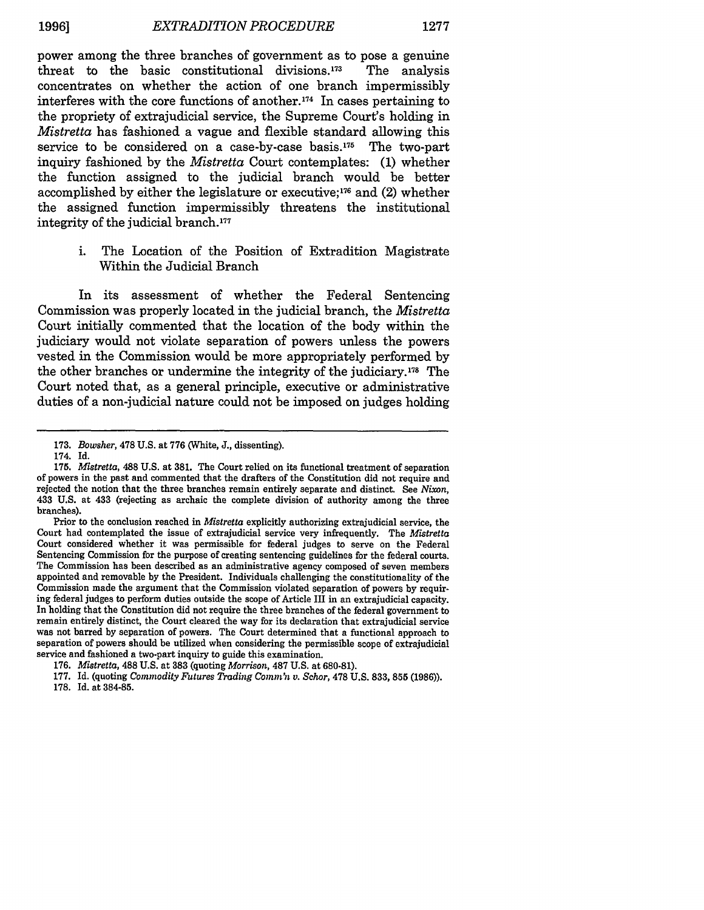power among the three branches of government as to pose a genuine threat to the basic constitutional divisions.[173] The analysis concentrates on whether the action of one branch impermissibly interferes with the core functions of another.[174] In cases pertaining to the propriety of extrajudicial service, the Supreme Court's holding in *Mistretta* has fashioned a vague and flexible standard allowing this service to be considered on a case-by-case basis.[175] The two-part inquiry fashioned by the *Mistretta* Court contemplates: (1) whether the function assigned to the judicial branch would be better accomplished by either the legislature or executive;[176] and (2) whether the assigned function impermissibly threatens the institutional integrity of the judicial branch.[177]

#### i. The Location of the Position of Extradition Magistrate Within the Judicial Branch

In its assessment of whether the Federal Sentencing Commission was properly located in the judicial branch, the *Mistretta* Court initially commented that the location of the body within the judiciary would not violate separation of powers unless the powers vested in the Commission would be more appropriately performed by the other branches or undermine the integrity of the judiciary.[178] The Court noted that, as a general principle, executive or administrative duties of a non-judicial nature could not be imposed on judges holding

---

173. *Bowsher*, 478 U.S. at 776 (White, J., dissenting).

174. Id.

175. *Mistretta*, 488 U.S. at 381. The Court relied on its functional treatment of separation of powers in the past and commented that the drafters of the Constitution did not require and rejected the notion that the three branches remain entirely separate and distinct. See *Nixon*, 433 U.S. at 433 (rejecting as archaic the complete division of authority among the three branches).

Prior to the conclusion reached in *Mistretta* explicitly authorizing extrajudicial service, the Court had contemplated the issue of extrajudicial service very infrequently. The *Mistretta* Court considered whether it was permissible for federal judges to serve on the Federal Sentencing Commission for the purpose of creating sentencing guidelines for the federal courts. The Commission has been described as an administrative agency composed of seven members appointed and removable by the President. Individuals challenging the constitutionality of the Commission made the argument that the Commission violated separation of powers by requiring federal judges to perform duties outside the scope of Article III in an extrajudicial capacity. In holding that the Constitution did not require the three branches of the federal government to remain entirely distinct, the Court cleared the way for its declaration that extrajudicial service was not barred by separation of powers. The Court determined that a functional approach to separation of powers should be utilized when considering the permissible scope of extrajudicial service and fashioned a two-part inquiry to guide this examination.

176. *Mistretta*, 488 U.S. at 383 (quoting *Morrison*, 487 U.S. at 680-81).

177. Id. (quoting *Commodity Futures Trading Comm'n v. Schor*, 478 U.S. 833, 855 (1986)).

178. Id. at 384-85.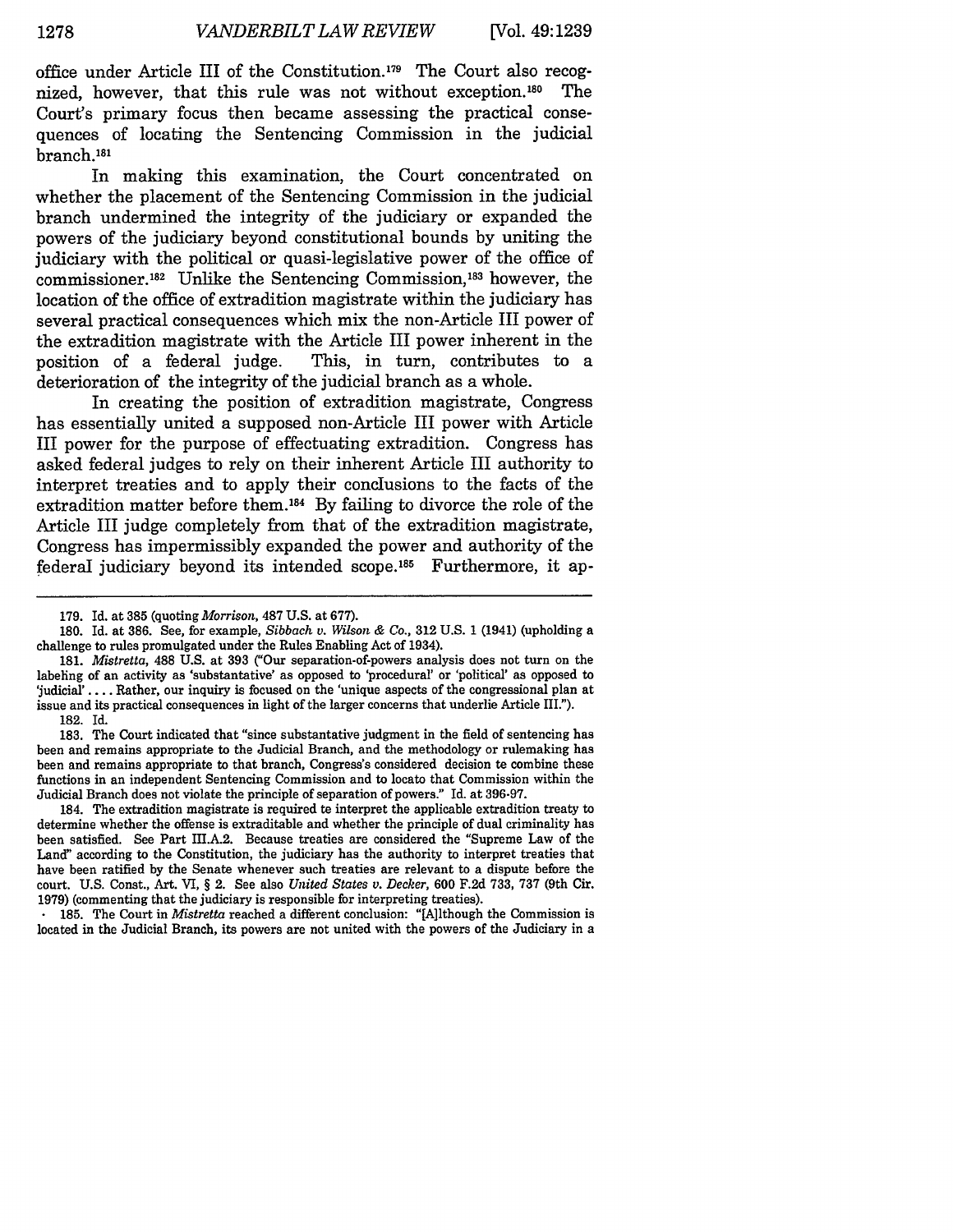office under Article III of the Constitution.[179] The Court also recognized, however, that this rule was not without exception.[180] The Court's primary focus then became assessing the practical consequences of locating the Sentencing Commission in the judicial branch.[181]

In making this examination, the Court concentrated on whether the placement of the Sentencing Commission in the judicial branch undermined the integrity of the judiciary or expanded the powers of the judiciary beyond constitutional bounds by uniting the judiciary with the political or quasi-legislative power of the office of commissioner.[182] Unlike the Sentencing Commission,[183] however, the location of the office of extradition magistrate within the judiciary has several practical consequences which mix the non-Article III power of the extradition magistrate with the Article III power inherent in the position of a federal judge. This, in turn, contributes to a deterioration of the integrity of the judicial branch as a whole.

In creating the position of extradition magistrate, Congress has essentially united a supposed non-Article III power with Article III power for the purpose of effectuating extradition. Congress has asked federal judges to rely on their inherent Article III authority to interpret treaties and to apply their conclusions to the facts of the extradition matter before them.[184] By failing to divorce the role of the Article III judge completely from that of the extradition magistrate, Congress has impermissibly expanded the power and authority of the federal judiciary beyond its intended scope.[185] Furthermore, it ap-

---

179. Id. at 385 (quoting *Morrison*, 487 U.S. at 677).

180. Id. at 386. See, for example, *Sibbach v. Wilson & Co.*, 312 U.S. 1 (1941) (upholding a challenge to rules promulgated under the Rules Enabling Act of 1934).

181. *Mistretta*, 488 U.S. at 393 ("Our separation-of-powers analysis does not turn on the labeling of an activity as 'substantative' as opposed to 'procedural' or 'political' as opposed to 'judicial' .... Rather, our inquiry is focused on the 'unique aspects of the congressional plan at issue and its practical consequences in light of the larger concerns that underlie Article III.").

182. Id.

183. The Court indicated that "since substantative judgment in the field of sentencing has been and remains appropriate to the Judicial Branch, and the methodology or rulemaking has been and remains appropriate to that branch, Congress's considered decision te combine these functions in an independent Sentencing Commission and to locate that Commission within the Judicial Branch does not violate the principle of separation of powers." Id. at 396-97.

184. The extradition magistrate is required te interpret the applicable extradition treaty to determine whether the offense is extraditable and whether the principle of dual criminality has been satisfied. See Part III.A.2. Because treaties are considered the "Supreme Law of the Land" according to the Constitution, the judiciary has the authority to interpret treaties that have been ratified by the Senate whenever such treaties are relevant to a dispute before the court. U.S. Const., Art. VI, § 2. See also *United States v. Decker*, 600 F.2d 733, 737 (9th Cir. 1979) (commenting that the judiciary is responsible for interpreting treaties).

185. The Court in *Mistretta* reached a different conclusion: "[A]lthough the Commission is located in the Judicial Branch, its powers are not united with the powers of the Judiciary in a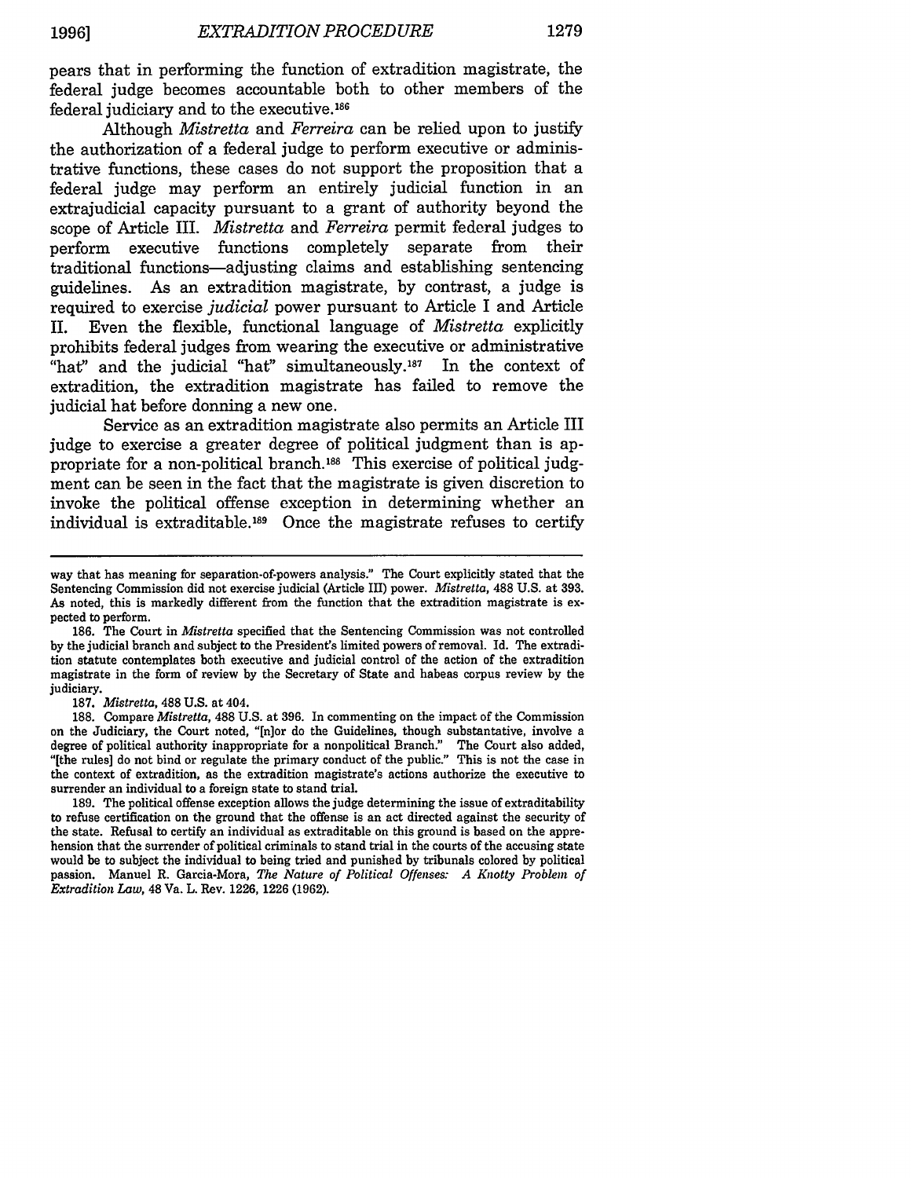pears that in performing the function of extradition magistrate, the federal judge becomes accountable both to other members of the federal judiciary and to the executive.[186]

Although *Mistretta* and *Ferreira* can be relied upon to justify the authorization of a federal judge to perform executive or administrative functions, these cases do not support the proposition that a federal judge may perform an entirely judicial function in an extrajudicial capacity pursuant to a grant of authority beyond the scope of Article III. *Mistretta* and *Ferreira* permit federal judges to perform executive functions completely separate from their traditional functions—adjusting claims and establishing sentencing guidelines. As an extradition magistrate, by contrast, a judge is required to exercise *judicial* power pursuant to Article I and Article II. Even the flexible, functional language of *Mistretta* explicitly prohibits federal judges from wearing the executive or administrative "hat" and the judicial "hat" simultaneously.[187] In the context of extradition, the extradition magistrate has failed to remove the judicial hat before donning a new one.

Service as an extradition magistrate also permits an Article III judge to exercise a greater degree of political judgment than is appropriate for a non-political branch.[188] This exercise of political judgment can be seen in the fact that the magistrate is given discretion to invoke the political offense exception in determining whether an individual is extraditable.[189] Once the magistrate refuses to certify

---

way that has meaning for separation-of-powers analysis." The Court explicitly stated that the Sentencing Commission did not exercise judicial (Article III) power. *Mistretta*, 488 U.S. at 393. As noted, this is markedly different from the function that the extradition magistrate is expected to perform.

186. The Court in *Mistretta* specified that the Sentencing Commission was not controlled by the judicial branch and subject to the President's limited powers of removal. Id. The extradition statute contemplates both executive and judicial control of the action of the extradition magistrate in the form of review by the Secretary of State and habeas corpus review by the judiciary.

187. *Mistretta*, 488 U.S. at 404.

188. Compare *Mistretta*, 488 U.S. at 396. In commenting on the impact of the Commission on the Judiciary, the Court noted, "[n]or do the Guidelines, though substantative, involve a degree of political authority inappropriate for a nonpolitical Branch." The Court also added, "[the rules] do not bind or regulate the primary conduct of the public." This is not the case in the context of extradition, as the extradition magistrate's actions authorize the executive to surrender an individual to a foreign state to stand trial.

189. The political offense exception allows the judge determining the issue of extraditability to refuse certification on the ground that the offense is an act directed against the security of the state. Refusal to certify an individual as extraditable on this ground is based on the apprehension that the surrender of political criminals to stand trial in the courts of the accusing state would be to subject the individual to being tried and punished by tribunals colored by political passion. Manuel R. Garcia-Mora, *The Nature of Political Offenses: A Knotty Problem of Extradition Law*, 48 Va. L. Rev. 1226, 1226 (1962).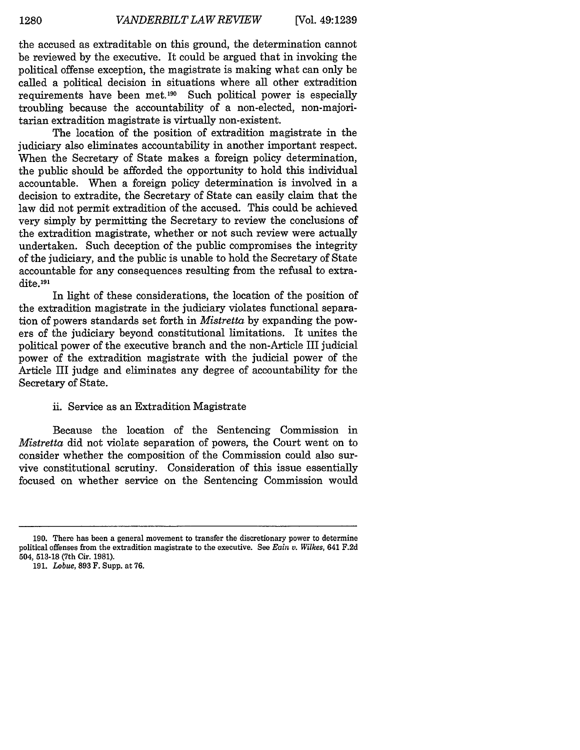the accused as extraditable on this ground, the determination cannot be reviewed by the executive. It could be argued that in invoking the political offense exception, the magistrate is making what can only be called a political decision in situations where all other extradition requirements have been met.[190] Such political power is especially troubling because the accountability of a non-elected, non-majoritarian extradition magistrate is virtually non-existent.

The location of the position of extradition magistrate in the judiciary also eliminates accountability in another important respect. When the Secretary of State makes a foreign policy determination, the public should be afforded the opportunity to hold this individual accountable. When a foreign policy determination is involved in a decision to extradite, the Secretary of State can easily claim that the law did not permit extradition of the accused. This could be achieved very simply by permitting the Secretary to review the conclusions of the extradition magistrate, whether or not such review were actually undertaken. Such deception of the public compromises the integrity of the judiciary, and the public is unable to hold the Secretary of State accountable for any consequences resulting from the refusal to extradite.[191]

In light of these considerations, the location of the position of the extradition magistrate in the judiciary violates functional separation of powers standards set forth in *Mistretta* by expanding the powers of the judiciary beyond constitutional limitations. It unites the political power of the executive branch and the non-Article III judicial power of the extradition magistrate with the judicial power of the Article III judge and eliminates any degree of accountability for the Secretary of State.

ii. Service as an Extradition Magistrate

Because the location of the Sentencing Commission in *Mistretta* did not violate separation of powers, the Court went on to consider whether the composition of the Commission could also survive constitutional scrutiny. Consideration of this issue essentially focused on whether service on the Sentencing Commission would

---

190. There has been a general movement to transfer the discretionary power to determine political offenses from the extradition magistrate to the executive. See *Eain v. Wilkes*, 641 F.2d 504, 513-18 (7th Cir. 1981).

191. *Lobue*, 893 F. Supp. at 76.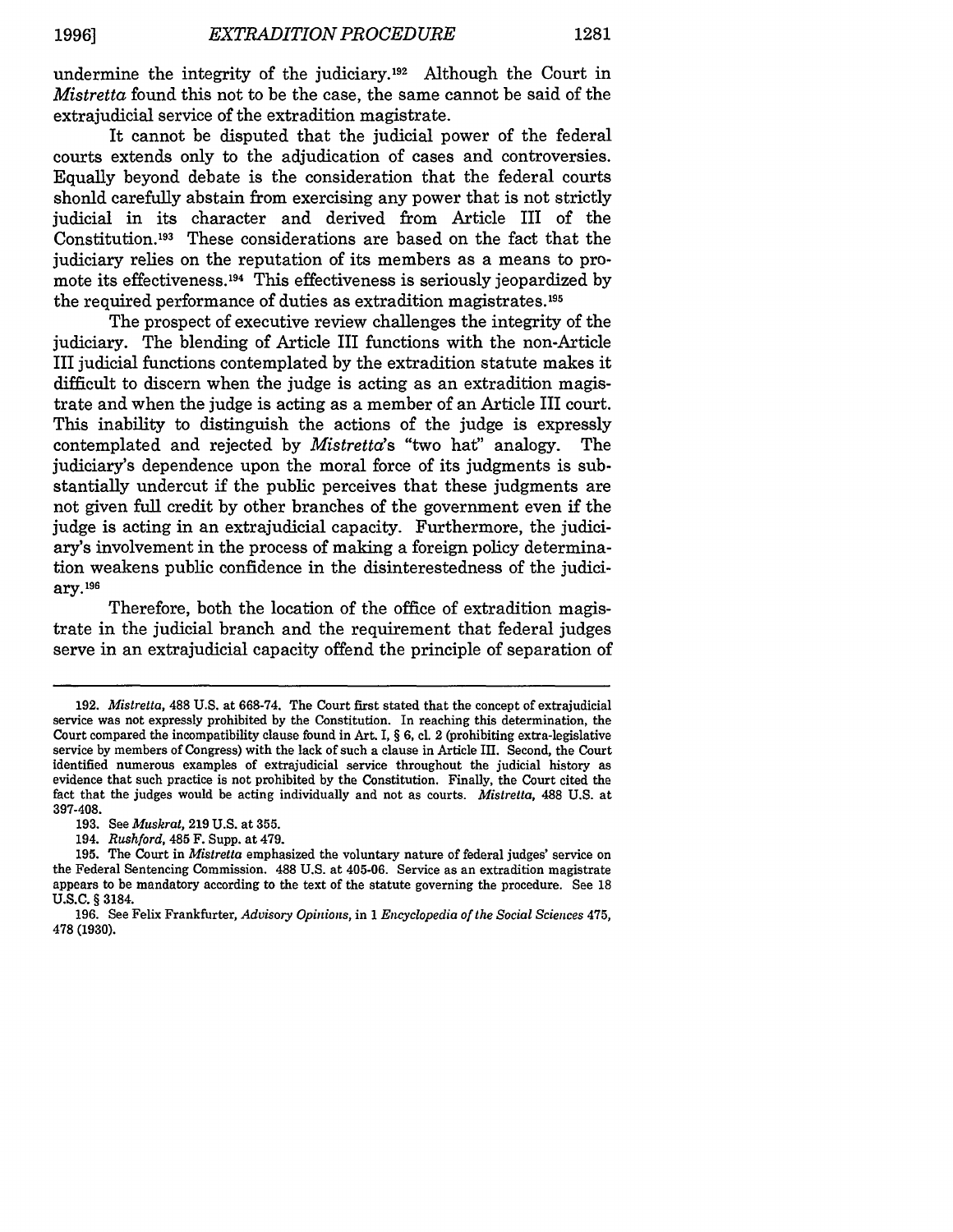undermine the integrity of the judiciary.[192] Although the Court in *Mistretta* found this not to be the case, the same cannot be said of the extrajudicial service of the extradition magistrate.

It cannot be disputed that the judicial power of the federal courts extends only to the adjudication of cases and controversies. Equally beyond debate is the consideration that the federal courts shonld carefully abstain from exercising any power that is not strictly judicial in its character and derived from Article III of the Constitution.[193] These considerations are based on the fact that the judiciary relies on the reputation of its members as a means to promote its effectiveness.[194] This effectiveness is seriously jeopardized by the required performance of duties as extradition magistrates.[195]

The prospect of executive review challenges the integrity of the judiciary. The blending of Article III functions with the non-Article III judicial functions contemplated by the extradition statute makes it difficult to discern when the judge is acting as an extradition magistrate and when the judge is acting as a member of an Article III court. This inability to distinguish the actions of the judge is expressly contemplated and rejected by *Mistretta*'s "two hat" analogy. The judiciary's dependence upon the moral force of its judgments is substantially undercut if the public perceives that these judgments are not given full credit by other branches of the government even if the judge is acting in an extrajudicial capacity. Furthermore, the judiciary's involvement in the process of making a foreign policy determination weakens public confidence in the disinterestedness of the judiciary.[196]

Therefore, both the location of the office of extradition magistrate in the judicial branch and the requirement that federal judges serve in an extrajudicial capacity offend the principle of separation of

---

192. *Mistretta*, 488 U.S. at 668-74. The Court first stated that the concept of extrajudicial service was not expressly prohibited by the Constitution. In reaching this determination, the Court compared the incompatibility clause found in Art. I, § 6, cl. 2 (prohibiting extra-legislative service by members of Congress) with the lack of such a clause in Article III. Second, the Court identified numerous examples of extrajudicial service throughout the judicial history as evidence that such practice is not prohibited by the Constitution. Finally, the Court cited the fact that the judges would be acting individually and not as courts. *Mistretta*, 488 U.S. at 397-408.

193. See *Muskrat*, 219 U.S. at 355.

194. *Rushford*, 485 F. Supp. at 479.

195. The Court in *Mistretta* emphasized the voluntary nature of federal judges' service on the Federal Sentencing Commission. 488 U.S. at 405-06. Service as an extradition magistrate appears to be mandatory according to the text of the statute governing the procedure. See 18 U.S.C. § 3184.

196. See Felix Frankfurter, *Advisory Opinions*, in 1 *Encyclopedia of the Social Sciences* 475, 478 (1930).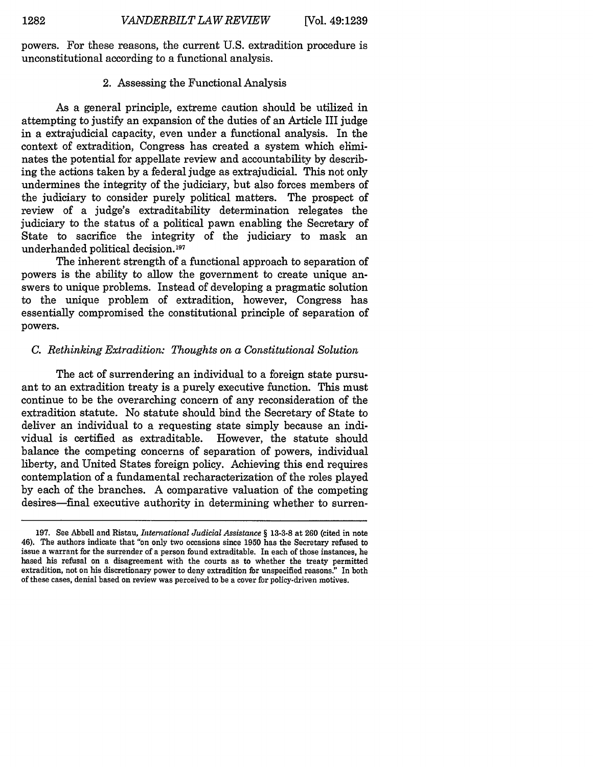powers. For these reasons, the current U.S. extradition procedure is unconstitutional according to a functional analysis.

### 2. Assessing the Functional Analysis

As a general principle, extreme caution should be utilized in attempting to justify an expansion of the duties of an Article III judge in a extrajudicial capacity, even under a functional analysis. In the context of extradition, Congress has created a system which eliminates the potential for appellate review and accountability by describing the actions taken by a federal judge as extrajudicial. This not only undermines the integrity of the judiciary, but also forces members of the judiciary to consider purely political matters. The prospect of review of a judge's extraditability determination relegates the judiciary to the status of a political pawn enabling the Secretary of State to sacrifice the integrity of the judiciary to mask an underhanded political decision.[197]

The inherent strength of a functional approach to separation of powers is the ability to allow the government to create unique answers to unique problems. Instead of developing a pragmatic solution to the unique problem of extradition, however, Congress has essentially compromised the constitutional principle of separation of powers.

## *C. Rethinking Extradition: Thoughts on a Constitutional Solution*

The act of surrendering an individual to a foreign state pursuant to an extradition treaty is a purely executive function. This must continue to be the overarching concern of any reconsideration of the extradition statute. No statute should bind the Secretary of State to deliver an individual to a requesting state simply because an individual is certified as extraditable. However, the statute should balance the competing concerns of separation of powers, individual liberty, and United States foreign policy. Achieving this end requires contemplation of a fundamental recharacterization of the roles played by each of the branches. A comparative valuation of the competing desires—final executive authority in determining whether to surren-

197. See Abbell and Ristau, *International Judicial Assistance* § 13-3-8 at 260 (cited in note 46). The authors indicate that "on only two occasions since 1950 has the Secretary refused to issue a warrant for the surrender of a person found extraditable. In each of those instances, he based his refusal on a disagreement with the courts as to whether the treaty permitted extradition, not on his discretionary power to deny extradition for unspecified reasons." In both of these cases, denial based on review was perceived to be a cover for policy-driven motives.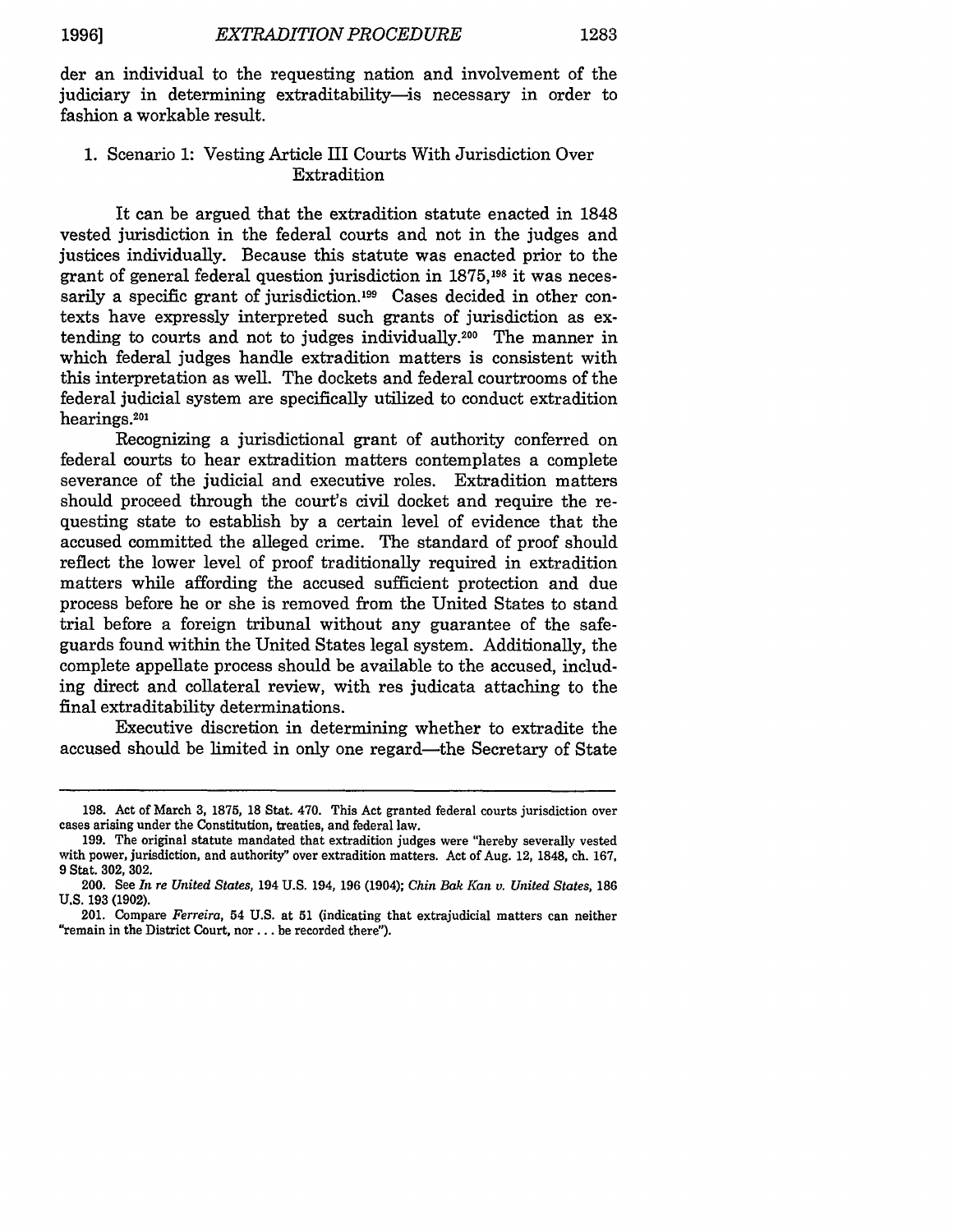der an individual to the requesting nation and involvement of the judiciary in determining extraditability—is necessary in order to fashion a workable result.

### 1. Scenario 1: Vesting Article III Courts With Jurisdiction Over Extradition

It can be argued that the extradition statute enacted in 1848 vested jurisdiction in the federal courts and not in the judges and justices individually. Because this statute was enacted prior to the grant of general federal question jurisdiction in 1875,[198] it was necessarily a specific grant of jurisdiction.[199] Cases decided in other contexts have expressly interpreted such grants of jurisdiction as extending to courts and not to judges individually.[200] The manner in which federal judges handle extradition matters is consistent with this interpretation as well. The dockets and federal courtrooms of the federal judicial system are specifically utilized to conduct extradition hearings.[201]

Recognizing a jurisdictional grant of authority conferred on federal courts to hear extradition matters contemplates a complete severance of the judicial and executive roles. Extradition matters should proceed through the court's civil docket and require the requesting state to establish by a certain level of evidence that the accused committed the alleged crime. The standard of proof should reflect the lower level of proof traditionally required in extradition matters while affording the accused sufficient protection and due process before he or she is removed from the United States to stand trial before a foreign tribunal without any guarantee of the safeguards found within the United States legal system. Additionally, the complete appellate process should be available to the accused, including direct and collateral review, with res judicata attaching to the final extraditability determinations.

Executive discretion in determining whether to extradite the accused should be limited in only one regard—the Secretary of State

---

198. Act of March 3, 1875, 18 Stat. 470. This Act granted federal courts jurisdiction over cases arising under the Constitution, treaties, and federal law.

199. The original statute mandated that extradition judges were "hereby severally vested with power, jurisdiction, and authority" over extradition matters. Act of Aug. 12, 1848, ch. 167, 9 Stat. 302, 302.

200. See *In re United States*, 194 U.S. 194, 196 (1904); *Chin Bak Kan v. United States*, 186 U.S. 193 (1902).

201. Compare *Ferreira*, 54 U.S. at 51 (indicating that extrajudicial matters can neither "remain in the District Court, nor . . . be recorded there").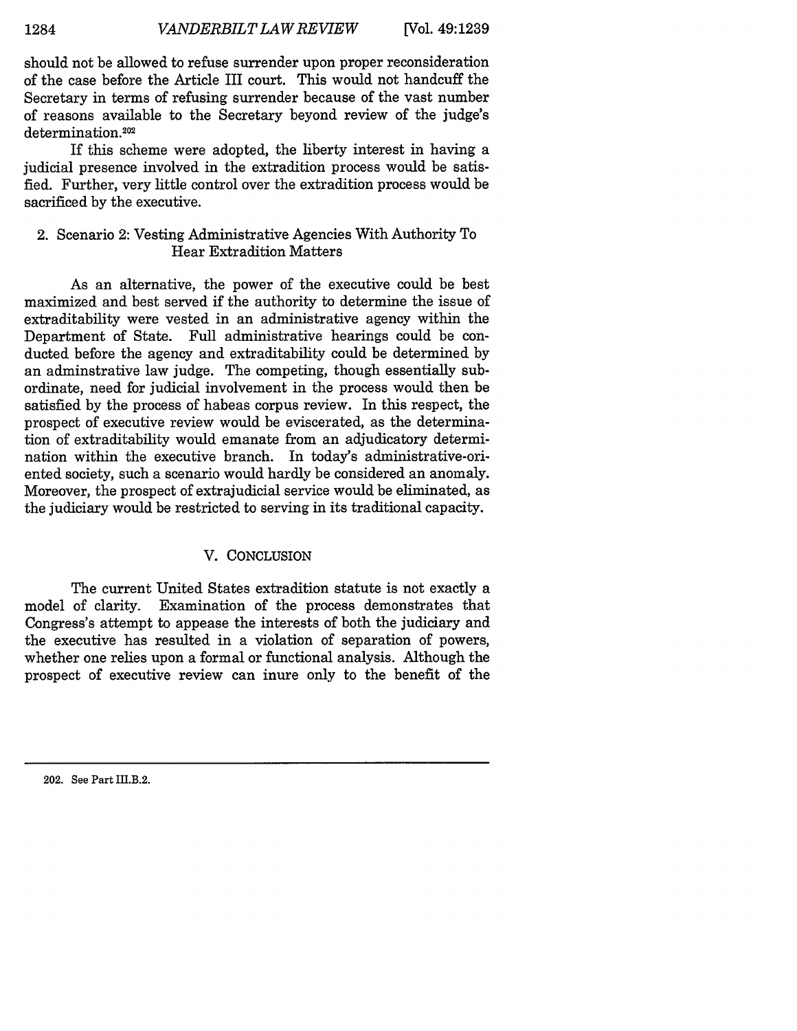should not be allowed to refuse surrender upon proper reconsideration of the case before the Article III court. This would not handcuff the Secretary in terms of refusing surrender because of the vast number of reasons available to the Secretary beyond review of the judge's determination.[202]

If this scheme were adopted, the liberty interest in having a judicial presence involved in the extradition process would be satisfied. Further, very little control over the extradition process would be sacrificed by the executive.

### 2. Scenario 2: Vesting Administrative Agencies With Authority To Hear Extradition Matters

As an alternative, the power of the executive could be best maximized and best served if the authority to determine the issue of extraditability were vested in an administrative agency within the Department of State. Full administrative hearings could be conducted before the agency and extraditability could be determined by an adminstrative law judge. The competing, though essentially subordinate, need for judicial involvement in the process would then be satisfied by the process of habeas corpus review. In this respect, the prospect of executive review would be eviscerated, as the determination of extraditability would emanate from an adjudicatory determination within the executive branch. In today's administrative-oriented society, such a scenario would hardly be considered an anomaly. Moreover, the prospect of extrajudicial service would be eliminated, as the judiciary would be restricted to serving in its traditional capacity.

## V. CONCLUSION

The current United States extradition statute is not exactly a model of clarity. Examination of the process demonstrates that Congress's attempt to appease the interests of both the judiciary and the executive has resulted in a violation of separation of powers, whether one relies upon a formal or functional analysis. Although the prospect of executive review can inure only to the benefit of the

---

202. See Part III.B.2.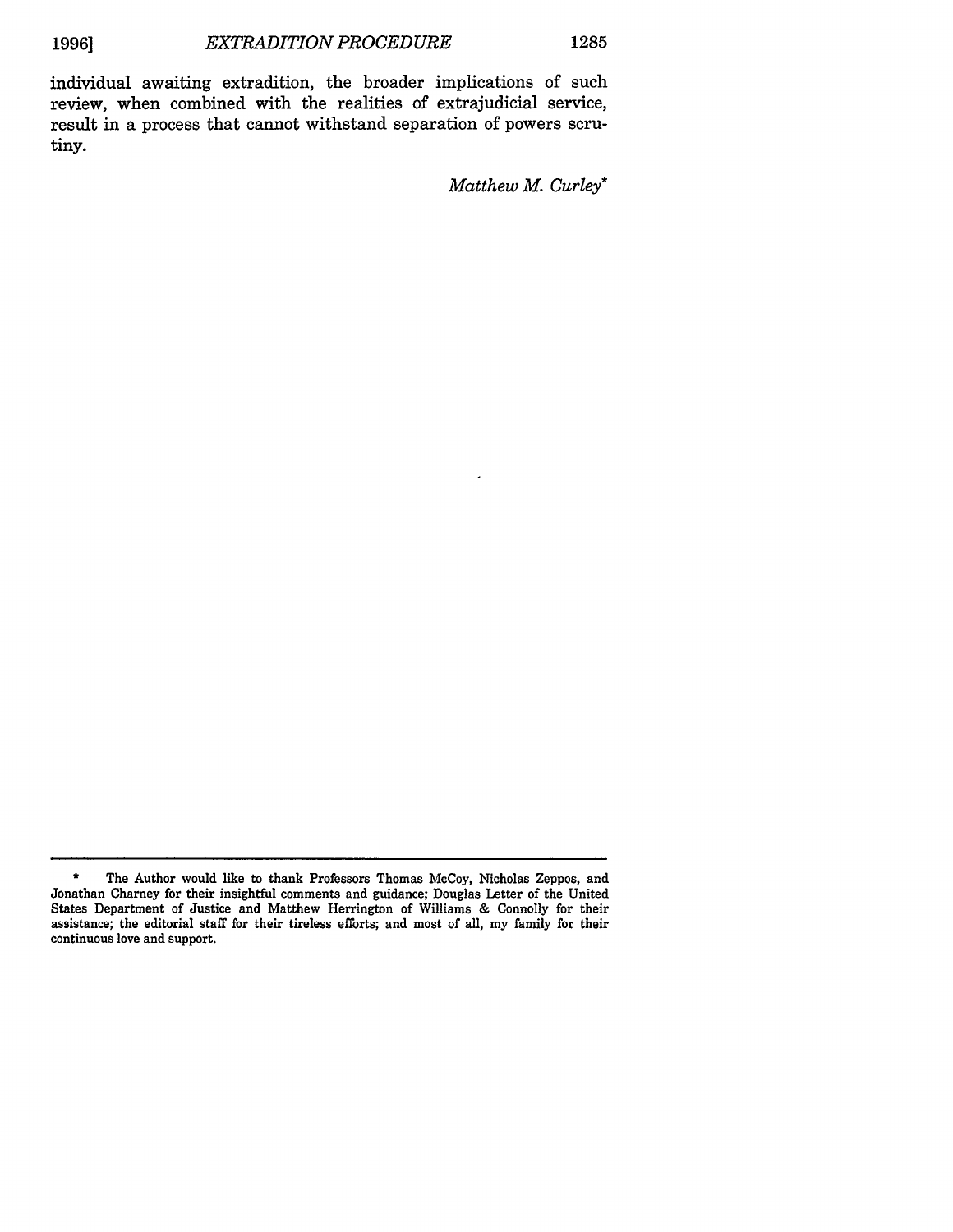individual awaiting extradition, the broader implications of such review, when combined with the realities of extrajudicial service, result in a process that cannot withstand separation of powers scrutiny.

*Matthew M. Curley*[*]

---

[*] The Author would like to thank Professors Thomas McCoy, Nicholas Zeppos, and Jonathan Charney for their insightful comments and guidance; Douglas Letter of the United States Department of Justice and Matthew Herrington of Williams & Connolly for their assistance; the editorial staff for their tireless efforts; and most of all, my family for their continuous love and support.